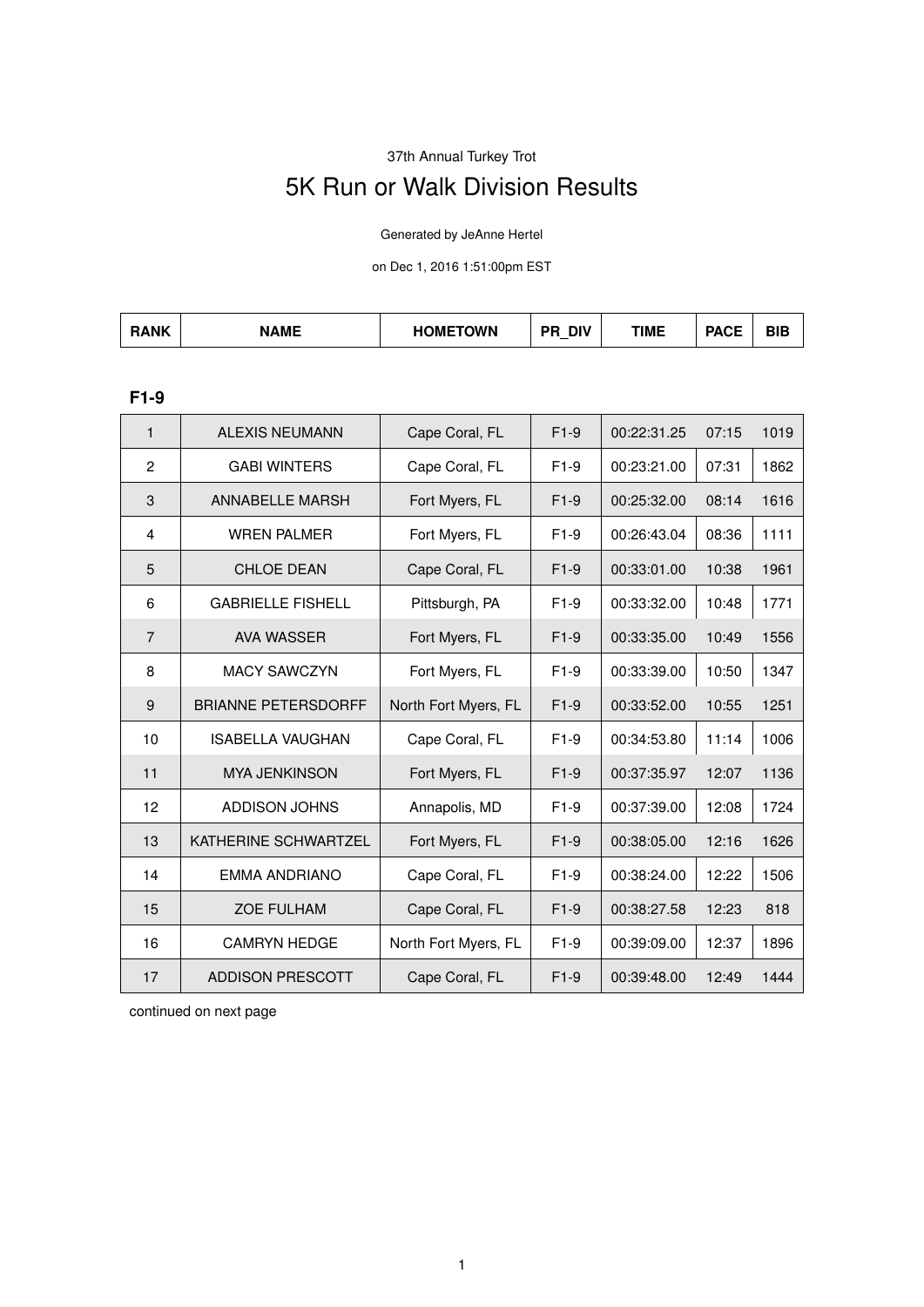37th Annual Turkey Trot

# 5K Run or Walk Division Results

Generated by JeAnne Hertel

on Dec 1, 2016 1:51:00pm EST

| RANK | NAME | HOMETOWN | PR_DIV | TIME | PACE | BIB |
|---|---|---|---|---|---|---|

### F1-9

| RANK | NAME | HOMETOWN | PR_DIV | TIME | PACE | BIB |
|---|---|---|---|---|---|---|
| 1 | ALEXIS NEUMANN | Cape Coral, FL | F1-9 | 00:22:31.25 | 07:15 | 1019 |
| 2 | GABI WINTERS | Cape Coral, FL | F1-9 | 00:23:21.00 | 07:31 | 1862 |
| 3 | ANNABELLE MARSH | Fort Myers, FL | F1-9 | 00:25:32.00 | 08:14 | 1616 |
| 4 | WREN PALMER | Fort Myers, FL | F1-9 | 00:26:43.04 | 08:36 | 1111 |
| 5 | CHLOE DEAN | Cape Coral, FL | F1-9 | 00:33:01.00 | 10:38 | 1961 |
| 6 | GABRIELLE FISHELL | Pittsburgh, PA | F1-9 | 00:33:32.00 | 10:48 | 1771 |
| 7 | AVA WASSER | Fort Myers, FL | F1-9 | 00:33:35.00 | 10:49 | 1556 |
| 8 | MACY SAWCZYN | Fort Myers, FL | F1-9 | 00:33:39.00 | 10:50 | 1347 |
| 9 | BRIANNE PETERSDORFF | North Fort Myers, FL | F1-9 | 00:33:52.00 | 10:55 | 1251 |
| 10 | ISABELLA VAUGHAN | Cape Coral, FL | F1-9 | 00:34:53.80 | 11:14 | 1006 |
| 11 | MYA JENKINSON | Fort Myers, FL | F1-9 | 00:37:35.97 | 12:07 | 1136 |
| 12 | ADDISON JOHNS | Annapolis, MD | F1-9 | 00:37:39.00 | 12:08 | 1724 |
| 13 | KATHERINE SCHWARTZEL | Fort Myers, FL | F1-9 | 00:38:05.00 | 12:16 | 1626 |
| 14 | EMMA ANDRIANO | Cape Coral, FL | F1-9 | 00:38:24.00 | 12:22 | 1506 |
| 15 | ZOE FULHAM | Cape Coral, FL | F1-9 | 00:38:27.58 | 12:23 | 818 |
| 16 | CAMRYN HEDGE | North Fort Myers, FL | F1-9 | 00:39:09.00 | 12:37 | 1896 |
| 17 | ADDISON PRESCOTT | Cape Coral, FL | F1-9 | 00:39:48.00 | 12:49 | 1444 |

continued on next page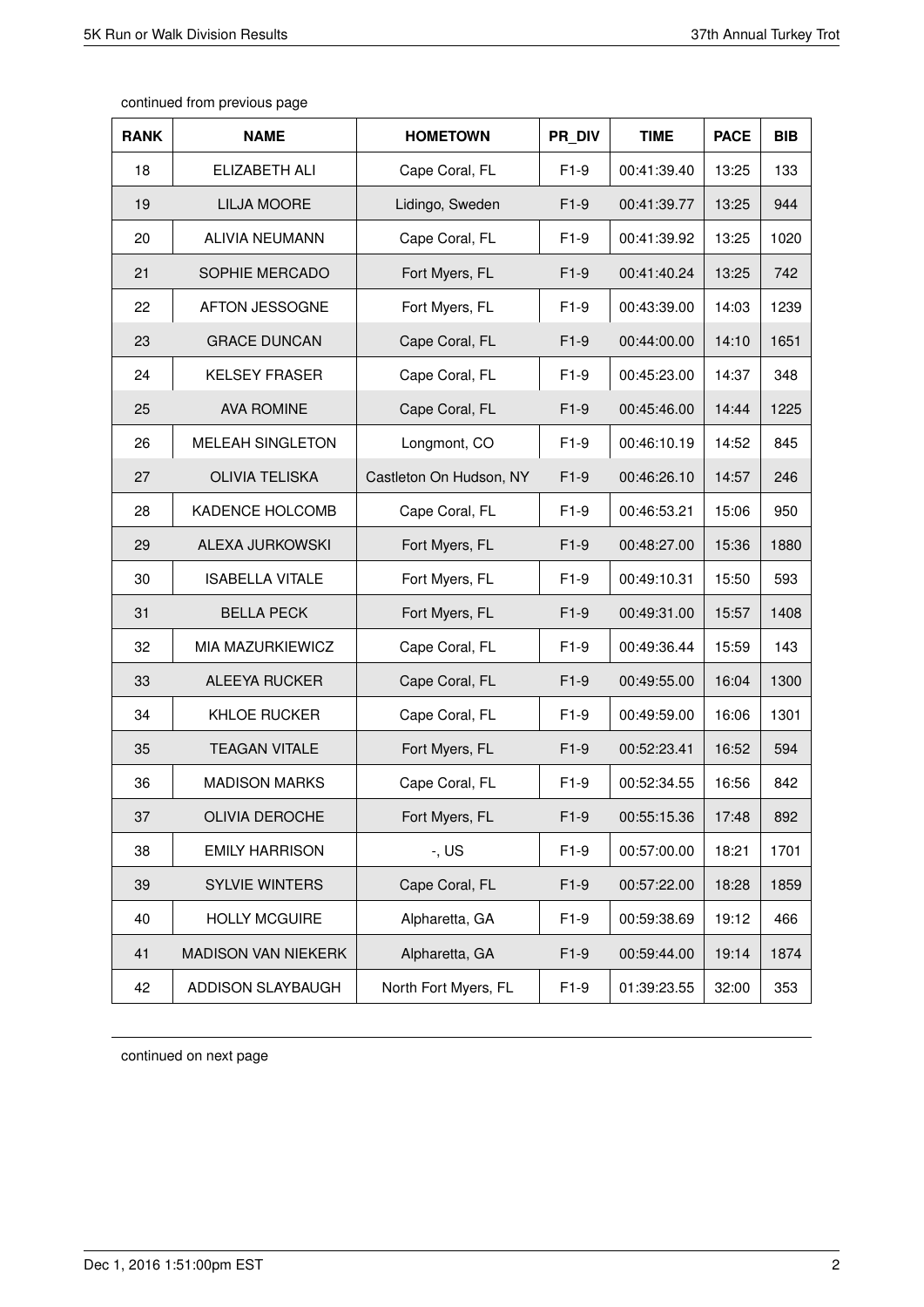continued from previous page

| RANK | NAME | HOMETOWN | PR_DIV | TIME | PACE | BIB |
|---|---|---|---|---|---|---|
| 18 | ELIZABETH ALI | Cape Coral, FL | F1-9 | 00:41:39.40 | 13:25 | 133 |
| 19 | LILJA MOORE | Lidingo, Sweden | F1-9 | 00:41:39.77 | 13:25 | 944 |
| 20 | ALIVIA NEUMANN | Cape Coral, FL | F1-9 | 00:41:39.92 | 13:25 | 1020 |
| 21 | SOPHIE MERCADO | Fort Myers, FL | F1-9 | 00:41:40.24 | 13:25 | 742 |
| 22 | AFTON JESSOGNE | Fort Myers, FL | F1-9 | 00:43:39.00 | 14:03 | 1239 |
| 23 | GRACE DUNCAN | Cape Coral, FL | F1-9 | 00:44:00.00 | 14:10 | 1651 |
| 24 | KELSEY FRASER | Cape Coral, FL | F1-9 | 00:45:23.00 | 14:37 | 348 |
| 25 | AVA ROMINE | Cape Coral, FL | F1-9 | 00:45:46.00 | 14:44 | 1225 |
| 26 | MELEAH SINGLETON | Longmont, CO | F1-9 | 00:46:10.19 | 14:52 | 845 |
| 27 | OLIVIA TELISKA | Castleton On Hudson, NY | F1-9 | 00:46:26.10 | 14:57 | 246 |
| 28 | KADENCE HOLCOMB | Cape Coral, FL | F1-9 | 00:46:53.21 | 15:06 | 950 |
| 29 | ALEXA JURKOWSKI | Fort Myers, FL | F1-9 | 00:48:27.00 | 15:36 | 1880 |
| 30 | ISABELLA VITALE | Fort Myers, FL | F1-9 | 00:49:10.31 | 15:50 | 593 |
| 31 | BELLA PECK | Fort Myers, FL | F1-9 | 00:49:31.00 | 15:57 | 1408 |
| 32 | MIA MAZURKIEWICZ | Cape Coral, FL | F1-9 | 00:49:36.44 | 15:59 | 143 |
| 33 | ALEEYA RUCKER | Cape Coral, FL | F1-9 | 00:49:55.00 | 16:04 | 1300 |
| 34 | KHLOE RUCKER | Cape Coral, FL | F1-9 | 00:49:59.00 | 16:06 | 1301 |
| 35 | TEAGAN VITALE | Fort Myers, FL | F1-9 | 00:52:23.41 | 16:52 | 594 |
| 36 | MADISON MARKS | Cape Coral, FL | F1-9 | 00:52:34.55 | 16:56 | 842 |
| 37 | OLIVIA DEROCHE | Fort Myers, FL | F1-9 | 00:55:15.36 | 17:48 | 892 |
| 38 | EMILY HARRISON | -, US | F1-9 | 00:57:00.00 | 18:21 | 1701 |
| 39 | SYLVIE WINTERS | Cape Coral, FL | F1-9 | 00:57:22.00 | 18:28 | 1859 |
| 40 | HOLLY MCGUIRE | Alpharetta, GA | F1-9 | 00:59:38.69 | 19:12 | 466 |
| 41 | MADISON VAN NIEKERK | Alpharetta, GA | F1-9 | 00:59:44.00 | 19:14 | 1874 |
| 42 | ADDISON SLAYBAUGH | North Fort Myers, FL | F1-9 | 01:39:23.55 | 32:00 | 353 |

continued on next page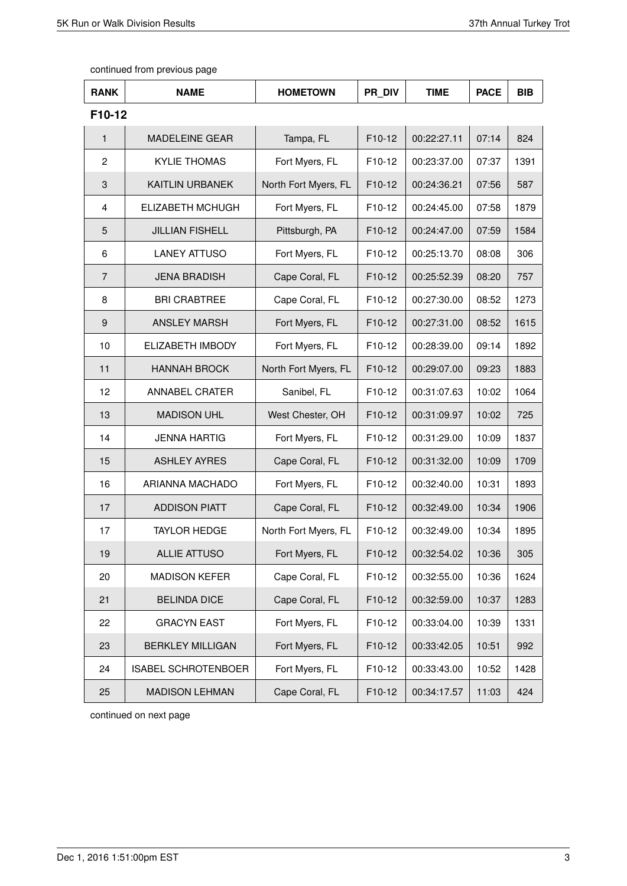continued from previous page

| RANK | NAME | HOMETOWN | PR_DIV | TIME | PACE | BIB |
|---|---|---|---|---|---|---|
| **F10-12** | | | | | | |
| 1 | MADELEINE GEAR | Tampa, FL | F10-12 | 00:22:27.11 | 07:14 | 824 |
| 2 | KYLIE THOMAS | Fort Myers, FL | F10-12 | 00:23:37.00 | 07:37 | 1391 |
| 3 | KAITLIN URBANEK | North Fort Myers, FL | F10-12 | 00:24:36.21 | 07:56 | 587 |
| 4 | ELIZABETH MCHUGH | Fort Myers, FL | F10-12 | 00:24:45.00 | 07:58 | 1879 |
| 5 | JILLIAN FISHELL | Pittsburgh, PA | F10-12 | 00:24:47.00 | 07:59 | 1584 |
| 6 | LANEY ATTUSO | Fort Myers, FL | F10-12 | 00:25:13.70 | 08:08 | 306 |
| 7 | JENA BRADISH | Cape Coral, FL | F10-12 | 00:25:52.39 | 08:20 | 757 |
| 8 | BRI CRABTREE | Cape Coral, FL | F10-12 | 00:27:30.00 | 08:52 | 1273 |
| 9 | ANSLEY MARSH | Fort Myers, FL | F10-12 | 00:27:31.00 | 08:52 | 1615 |
| 10 | ELIZABETH IMBODY | Fort Myers, FL | F10-12 | 00:28:39.00 | 09:14 | 1892 |
| 11 | HANNAH BROCK | North Fort Myers, FL | F10-12 | 00:29:07.00 | 09:23 | 1883 |
| 12 | ANNABEL CRATER | Sanibel, FL | F10-12 | 00:31:07.63 | 10:02 | 1064 |
| 13 | MADISON UHL | West Chester, OH | F10-12 | 00:31:09.97 | 10:02 | 725 |
| 14 | JENNA HARTIG | Fort Myers, FL | F10-12 | 00:31:29.00 | 10:09 | 1837 |
| 15 | ASHLEY AYRES | Cape Coral, FL | F10-12 | 00:31:32.00 | 10:09 | 1709 |
| 16 | ARIANNA MACHADO | Fort Myers, FL | F10-12 | 00:32:40.00 | 10:31 | 1893 |
| 17 | ADDISON PIATT | Cape Coral, FL | F10-12 | 00:32:49.00 | 10:34 | 1906 |
| 17 | TAYLOR HEDGE | North Fort Myers, FL | F10-12 | 00:32:49.00 | 10:34 | 1895 |
| 19 | ALLIE ATTUSO | Fort Myers, FL | F10-12 | 00:32:54.02 | 10:36 | 305 |
| 20 | MADISON KEFER | Cape Coral, FL | F10-12 | 00:32:55.00 | 10:36 | 1624 |
| 21 | BELINDA DICE | Cape Coral, FL | F10-12 | 00:32:59.00 | 10:37 | 1283 |
| 22 | GRACYN EAST | Fort Myers, FL | F10-12 | 00:33:04.00 | 10:39 | 1331 |
| 23 | BERKLEY MILLIGAN | Fort Myers, FL | F10-12 | 00:33:42.05 | 10:51 | 992 |
| 24 | ISABEL SCHROTENBOER | Fort Myers, FL | F10-12 | 00:33:43.00 | 10:52 | 1428 |
| 25 | MADISON LEHMAN | Cape Coral, FL | F10-12 | 00:34:17.57 | 11:03 | 424 |

continued on next page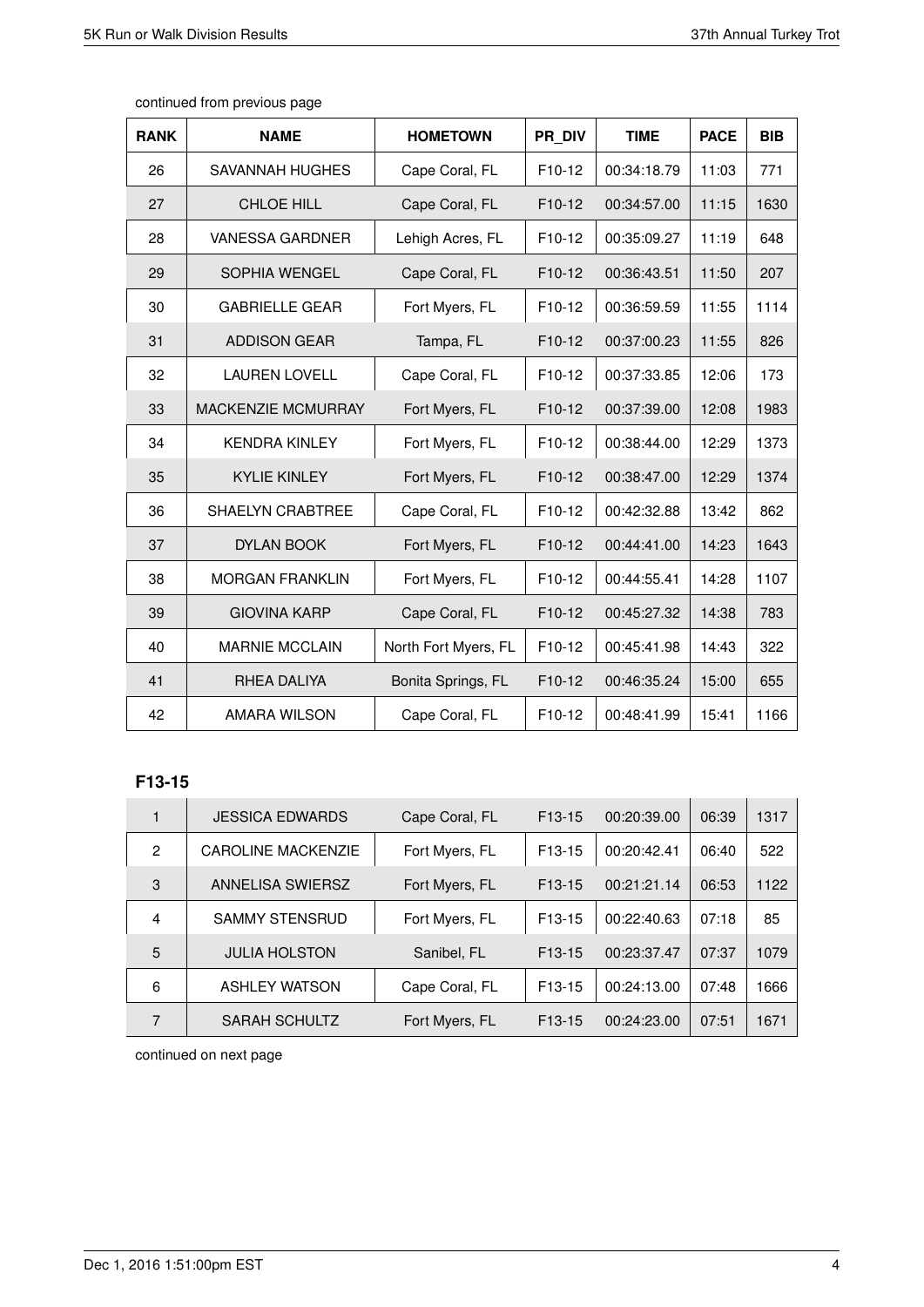continued from previous page

| RANK | NAME | HOMETOWN | PR_DIV | TIME | PACE | BIB |
|---|---|---|---|---|---|---|
| 26 | SAVANNAH HUGHES | Cape Coral, FL | F10-12 | 00:34:18.79 | 11:03 | 771 |
| 27 | CHLOE HILL | Cape Coral, FL | F10-12 | 00:34:57.00 | 11:15 | 1630 |
| 28 | VANESSA GARDNER | Lehigh Acres, FL | F10-12 | 00:35:09.27 | 11:19 | 648 |
| 29 | SOPHIA WENGEL | Cape Coral, FL | F10-12 | 00:36:43.51 | 11:50 | 207 |
| 30 | GABRIELLE GEAR | Fort Myers, FL | F10-12 | 00:36:59.59 | 11:55 | 1114 |
| 31 | ADDISON GEAR | Tampa, FL | F10-12 | 00:37:00.23 | 11:55 | 826 |
| 32 | LAUREN LOVELL | Cape Coral, FL | F10-12 | 00:37:33.85 | 12:06 | 173 |
| 33 | MACKENZIE MCMURRAY | Fort Myers, FL | F10-12 | 00:37:39.00 | 12:08 | 1983 |
| 34 | KENDRA KINLEY | Fort Myers, FL | F10-12 | 00:38:44.00 | 12:29 | 1373 |
| 35 | KYLIE KINLEY | Fort Myers, FL | F10-12 | 00:38:47.00 | 12:29 | 1374 |
| 36 | SHAELYN CRABTREE | Cape Coral, FL | F10-12 | 00:42:32.88 | 13:42 | 862 |
| 37 | DYLAN BOOK | Fort Myers, FL | F10-12 | 00:44:41.00 | 14:23 | 1643 |
| 38 | MORGAN FRANKLIN | Fort Myers, FL | F10-12 | 00:44:55.41 | 14:28 | 1107 |
| 39 | GIOVINA KARP | Cape Coral, FL | F10-12 | 00:45:27.32 | 14:38 | 783 |
| 40 | MARNIE MCCLAIN | North Fort Myers, FL | F10-12 | 00:45:41.98 | 14:43 | 322 |
| 41 | RHEA DALIYA | Bonita Springs, FL | F10-12 | 00:46:35.24 | 15:00 | 655 |
| 42 | AMARA WILSON | Cape Coral, FL | F10-12 | 00:48:41.99 | 15:41 | 1166 |

### F13-15

| RANK | NAME | HOMETOWN | PR_DIV | TIME | PACE | BIB |
|---|---|---|---|---|---|---|
| 1 | JESSICA EDWARDS | Cape Coral, FL | F13-15 | 00:20:39.00 | 06:39 | 1317 |
| 2 | CAROLINE MACKENZIE | Fort Myers, FL | F13-15 | 00:20:42.41 | 06:40 | 522 |
| 3 | ANNELISA SWIERSZ | Fort Myers, FL | F13-15 | 00:21:21.14 | 06:53 | 1122 |
| 4 | SAMMY STENSRUD | Fort Myers, FL | F13-15 | 00:22:40.63 | 07:18 | 85 |
| 5 | JULIA HOLSTON | Sanibel, FL | F13-15 | 00:23:37.47 | 07:37 | 1079 |
| 6 | ASHLEY WATSON | Cape Coral, FL | F13-15 | 00:24:13.00 | 07:48 | 1666 |
| 7 | SARAH SCHULTZ | Fort Myers, FL | F13-15 | 00:24:23.00 | 07:51 | 1671 |

continued on next page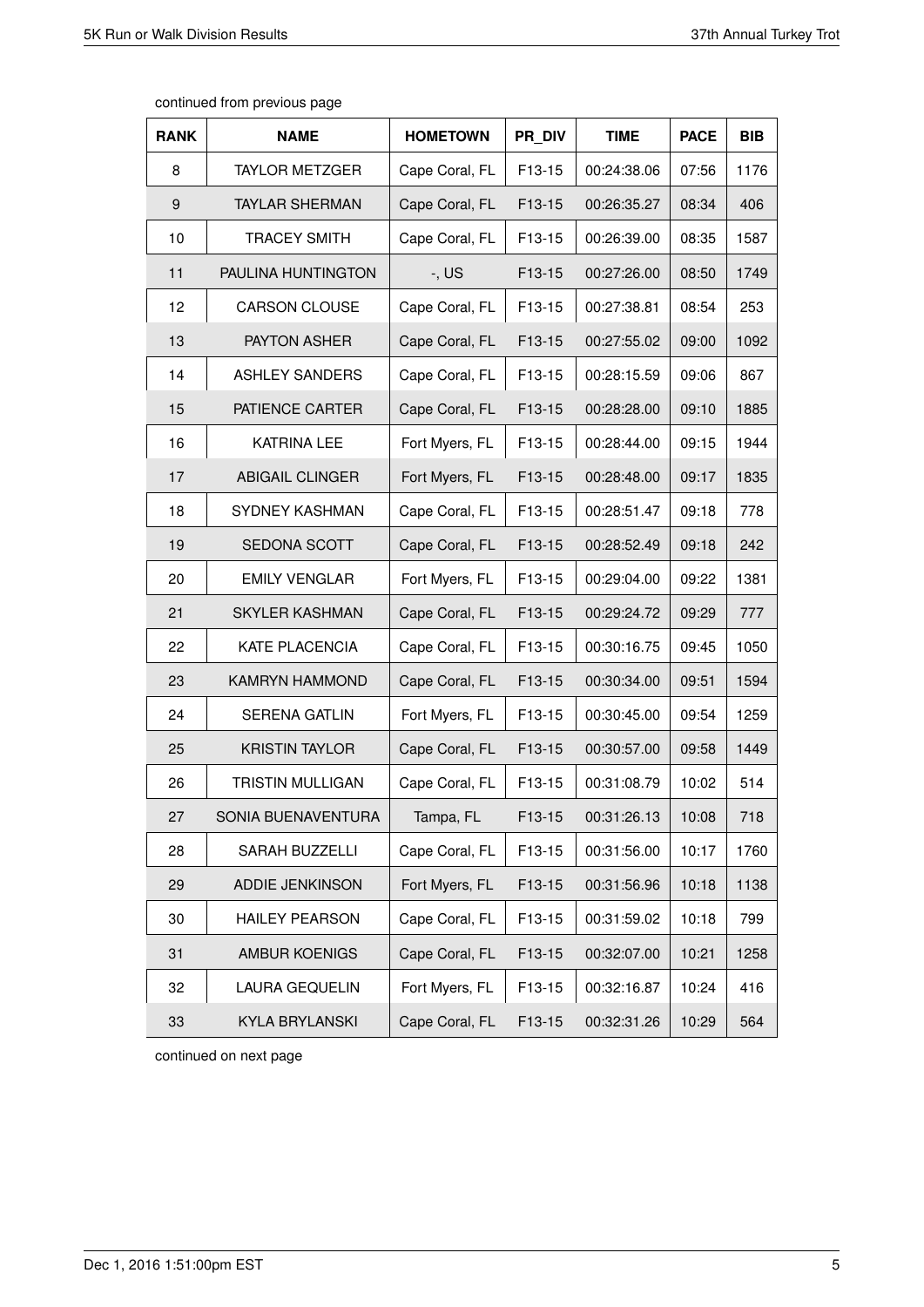continued from previous page

| RANK | NAME | HOMETOWN | PR_DIV | TIME | PACE | BIB |
|---|---|---|---|---|---|---|
| 8 | TAYLOR METZGER | Cape Coral, FL | F13-15 | 00:24:38.06 | 07:56 | 1176 |
| 9 | TAYLAR SHERMAN | Cape Coral, FL | F13-15 | 00:26:35.27 | 08:34 | 406 |
| 10 | TRACEY SMITH | Cape Coral, FL | F13-15 | 00:26:39.00 | 08:35 | 1587 |
| 11 | PAULINA HUNTINGTON | -, US | F13-15 | 00:27:26.00 | 08:50 | 1749 |
| 12 | CARSON CLOUSE | Cape Coral, FL | F13-15 | 00:27:38.81 | 08:54 | 253 |
| 13 | PAYTON ASHER | Cape Coral, FL | F13-15 | 00:27:55.02 | 09:00 | 1092 |
| 14 | ASHLEY SANDERS | Cape Coral, FL | F13-15 | 00:28:15.59 | 09:06 | 867 |
| 15 | PATIENCE CARTER | Cape Coral, FL | F13-15 | 00:28:28.00 | 09:10 | 1885 |
| 16 | KATRINA LEE | Fort Myers, FL | F13-15 | 00:28:44.00 | 09:15 | 1944 |
| 17 | ABIGAIL CLINGER | Fort Myers, FL | F13-15 | 00:28:48.00 | 09:17 | 1835 |
| 18 | SYDNEY KASHMAN | Cape Coral, FL | F13-15 | 00:28:51.47 | 09:18 | 778 |
| 19 | SEDONA SCOTT | Cape Coral, FL | F13-15 | 00:28:52.49 | 09:18 | 242 |
| 20 | EMILY VENGLAR | Fort Myers, FL | F13-15 | 00:29:04.00 | 09:22 | 1381 |
| 21 | SKYLER KASHMAN | Cape Coral, FL | F13-15 | 00:29:24.72 | 09:29 | 777 |
| 22 | KATE PLACENCIA | Cape Coral, FL | F13-15 | 00:30:16.75 | 09:45 | 1050 |
| 23 | KAMRYN HAMMOND | Cape Coral, FL | F13-15 | 00:30:34.00 | 09:51 | 1594 |
| 24 | SERENA GATLIN | Fort Myers, FL | F13-15 | 00:30:45.00 | 09:54 | 1259 |
| 25 | KRISTIN TAYLOR | Cape Coral, FL | F13-15 | 00:30:57.00 | 09:58 | 1449 |
| 26 | TRISTIN MULLIGAN | Cape Coral, FL | F13-15 | 00:31:08.79 | 10:02 | 514 |
| 27 | SONIA BUENAVENTURA | Tampa, FL | F13-15 | 00:31:26.13 | 10:08 | 718 |
| 28 | SARAH BUZZELLI | Cape Coral, FL | F13-15 | 00:31:56.00 | 10:17 | 1760 |
| 29 | ADDIE JENKINSON | Fort Myers, FL | F13-15 | 00:31:56.96 | 10:18 | 1138 |
| 30 | HAILEY PEARSON | Cape Coral, FL | F13-15 | 00:31:59.02 | 10:18 | 799 |
| 31 | AMBUR KOENIGS | Cape Coral, FL | F13-15 | 00:32:07.00 | 10:21 | 1258 |
| 32 | LAURA GEQUELIN | Fort Myers, FL | F13-15 | 00:32:16.87 | 10:24 | 416 |
| 33 | KYLA BRYLANSKI | Cape Coral, FL | F13-15 | 00:32:31.26 | 10:29 | 564 |

continued on next page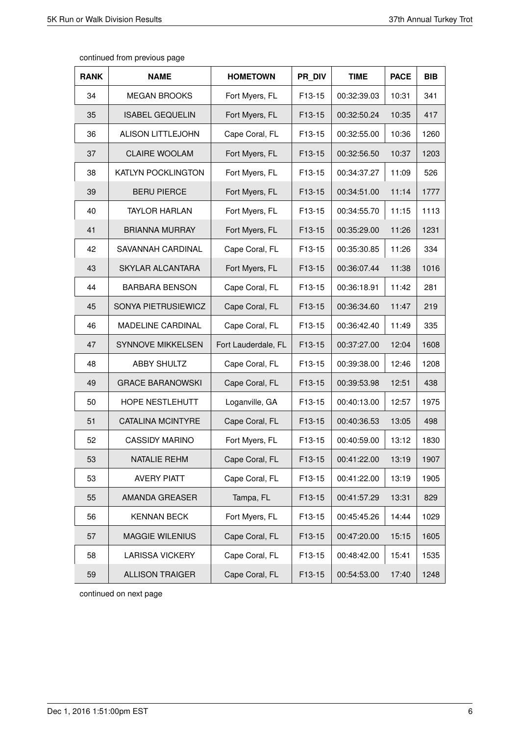continued from previous page

| RANK | NAME | HOMETOWN | PR_DIV | TIME | PACE | BIB |
|---|---|---|---|---|---|---|
| 34 | MEGAN BROOKS | Fort Myers, FL | F13-15 | 00:32:39.03 | 10:31 | 341 |
| 35 | ISABEL GEQUELIN | Fort Myers, FL | F13-15 | 00:32:50.24 | 10:35 | 417 |
| 36 | ALISON LITTLEJOHN | Cape Coral, FL | F13-15 | 00:32:55.00 | 10:36 | 1260 |
| 37 | CLAIRE WOOLAM | Fort Myers, FL | F13-15 | 00:32:56.50 | 10:37 | 1203 |
| 38 | KATLYN POCKLINGTON | Fort Myers, FL | F13-15 | 00:34:37.27 | 11:09 | 526 |
| 39 | BERU PIERCE | Fort Myers, FL | F13-15 | 00:34:51.00 | 11:14 | 1777 |
| 40 | TAYLOR HARLAN | Fort Myers, FL | F13-15 | 00:34:55.70 | 11:15 | 1113 |
| 41 | BRIANNA MURRAY | Fort Myers, FL | F13-15 | 00:35:29.00 | 11:26 | 1231 |
| 42 | SAVANNAH CARDINAL | Cape Coral, FL | F13-15 | 00:35:30.85 | 11:26 | 334 |
| 43 | SKYLAR ALCANTARA | Fort Myers, FL | F13-15 | 00:36:07.44 | 11:38 | 1016 |
| 44 | BARBARA BENSON | Cape Coral, FL | F13-15 | 00:36:18.91 | 11:42 | 281 |
| 45 | SONYA PIETRUSIEWICZ | Cape Coral, FL | F13-15 | 00:36:34.60 | 11:47 | 219 |
| 46 | MADELINE CARDINAL | Cape Coral, FL | F13-15 | 00:36:42.40 | 11:49 | 335 |
| 47 | SYNNOVE MIKKELSEN | Fort Lauderdale, FL | F13-15 | 00:37:27.00 | 12:04 | 1608 |
| 48 | ABBY SHULTZ | Cape Coral, FL | F13-15 | 00:39:38.00 | 12:46 | 1208 |
| 49 | GRACE BARANOWSKI | Cape Coral, FL | F13-15 | 00:39:53.98 | 12:51 | 438 |
| 50 | HOPE NESTLEHUTT | Loganville, GA | F13-15 | 00:40:13.00 | 12:57 | 1975 |
| 51 | CATALINA MCINTYRE | Cape Coral, FL | F13-15 | 00:40:36.53 | 13:05 | 498 |
| 52 | CASSIDY MARINO | Fort Myers, FL | F13-15 | 00:40:59.00 | 13:12 | 1830 |
| 53 | NATALIE REHM | Cape Coral, FL | F13-15 | 00:41:22.00 | 13:19 | 1907 |
| 53 | AVERY PIATT | Cape Coral, FL | F13-15 | 00:41:22.00 | 13:19 | 1905 |
| 55 | AMANDA GREASER | Tampa, FL | F13-15 | 00:41:57.29 | 13:31 | 829 |
| 56 | KENNAN BECK | Fort Myers, FL | F13-15 | 00:45:45.26 | 14:44 | 1029 |
| 57 | MAGGIE WILENIUS | Cape Coral, FL | F13-15 | 00:47:20.00 | 15:15 | 1605 |
| 58 | LARISSA VICKERY | Cape Coral, FL | F13-15 | 00:48:42.00 | 15:41 | 1535 |
| 59 | ALLISON TRAIGER | Cape Coral, FL | F13-15 | 00:54:53.00 | 17:40 | 1248 |

continued on next page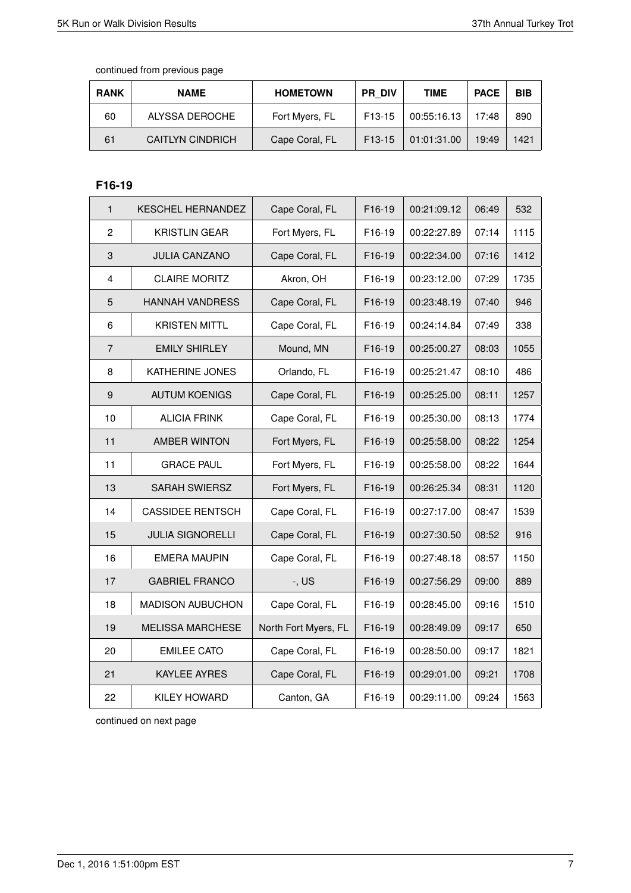continued from previous page

| RANK | NAME | HOMETOWN | PR_DIV | TIME | PACE | BIB |
|---|---|---|---|---|---|---|
| 60 | ALYSSA DEROCHE | Fort Myers, FL | F13-15 | 00:55:16.13 | 17:48 | 890 |
| 61 | CAITLYN CINDRICH | Cape Coral, FL | F13-15 | 01:01:31.00 | 19:49 | 1421 |

### F16-19

| RANK | NAME | HOMETOWN | PR_DIV | TIME | PACE | BIB |
|---|---|---|---|---|---|---|
| 1 | KESCHEL HERNANDEZ | Cape Coral, FL | F16-19 | 00:21:09.12 | 06:49 | 532 |
| 2 | KRISTLIN GEAR | Fort Myers, FL | F16-19 | 00:22:27.89 | 07:14 | 1115 |
| 3 | JULIA CANZANO | Cape Coral, FL | F16-19 | 00:22:34.00 | 07:16 | 1412 |
| 4 | CLAIRE MORITZ | Akron, OH | F16-19 | 00:23:12.00 | 07:29 | 1735 |
| 5 | HANNAH VANDRESS | Cape Coral, FL | F16-19 | 00:23:48.19 | 07:40 | 946 |
| 6 | KRISTEN MITTL | Cape Coral, FL | F16-19 | 00:24:14.84 | 07:49 | 338 |
| 7 | EMILY SHIRLEY | Mound, MN | F16-19 | 00:25:00.27 | 08:03 | 1055 |
| 8 | KATHERINE JONES | Orlando, FL | F16-19 | 00:25:21.47 | 08:10 | 486 |
| 9 | AUTUM KOENIGS | Cape Coral, FL | F16-19 | 00:25:25.00 | 08:11 | 1257 |
| 10 | ALICIA FRINK | Cape Coral, FL | F16-19 | 00:25:30.00 | 08:13 | 1774 |
| 11 | AMBER WINTON | Fort Myers, FL | F16-19 | 00:25:58.00 | 08:22 | 1254 |
| 11 | GRACE PAUL | Fort Myers, FL | F16-19 | 00:25:58.00 | 08:22 | 1644 |
| 13 | SARAH SWIERSZ | Fort Myers, FL | F16-19 | 00:26:25.34 | 08:31 | 1120 |
| 14 | CASSIDEE RENTSCH | Cape Coral, FL | F16-19 | 00:27:17.00 | 08:47 | 1539 |
| 15 | JULIA SIGNORELLI | Cape Coral, FL | F16-19 | 00:27:30.50 | 08:52 | 916 |
| 16 | EMERA MAUPIN | Cape Coral, FL | F16-19 | 00:27:48.18 | 08:57 | 1150 |
| 17 | GABRIEL FRANCO | -, US | F16-19 | 00:27:56.29 | 09:00 | 889 |
| 18 | MADISON AUBUCHON | Cape Coral, FL | F16-19 | 00:28:45.00 | 09:16 | 1510 |
| 19 | MELISSA MARCHESE | North Fort Myers, FL | F16-19 | 00:28:49.09 | 09:17 | 650 |
| 20 | EMILEE CATO | Cape Coral, FL | F16-19 | 00:28:50.00 | 09:17 | 1821 |
| 21 | KAYLEE AYRES | Cape Coral, FL | F16-19 | 00:29:01.00 | 09:21 | 1708 |
| 22 | KILEY HOWARD | Canton, GA | F16-19 | 00:29:11.00 | 09:24 | 1563 |

continued on next page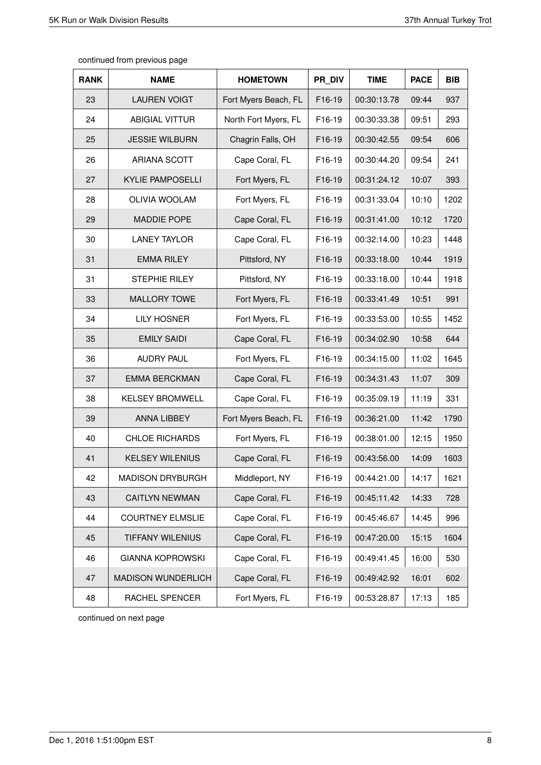continued from previous page

| RANK | NAME | HOMETOWN | PR_DIV | TIME | PACE | BIB |
|---|---|---|---|---|---|---|
| 23 | LAUREN VOIGT | Fort Myers Beach, FL | F16-19 | 00:30:13.78 | 09:44 | 937 |
| 24 | ABIGIAL VITTUR | North Fort Myers, FL | F16-19 | 00:30:33.38 | 09:51 | 293 |
| 25 | JESSIE WILBURN | Chagrin Falls, OH | F16-19 | 00:30:42.55 | 09:54 | 606 |
| 26 | ARIANA SCOTT | Cape Coral, FL | F16-19 | 00:30:44.20 | 09:54 | 241 |
| 27 | KYLIE PAMPOSELLI | Fort Myers, FL | F16-19 | 00:31:24.12 | 10:07 | 393 |
| 28 | OLIVIA WOOLAM | Fort Myers, FL | F16-19 | 00:31:33.04 | 10:10 | 1202 |
| 29 | MADDIE POPE | Cape Coral, FL | F16-19 | 00:31:41.00 | 10:12 | 1720 |
| 30 | LANEY TAYLOR | Cape Coral, FL | F16-19 | 00:32:14.00 | 10:23 | 1448 |
| 31 | EMMA RILEY | Pittsford, NY | F16-19 | 00:33:18.00 | 10:44 | 1919 |
| 31 | STEPHIE RILEY | Pittsford, NY | F16-19 | 00:33:18.00 | 10:44 | 1918 |
| 33 | MALLORY TOWE | Fort Myers, FL | F16-19 | 00:33:41.49 | 10:51 | 991 |
| 34 | LILY HOSNER | Fort Myers, FL | F16-19 | 00:33:53.00 | 10:55 | 1452 |
| 35 | EMILY SAIDI | Cape Coral, FL | F16-19 | 00:34:02.90 | 10:58 | 644 |
| 36 | AUDRY PAUL | Fort Myers, FL | F16-19 | 00:34:15.00 | 11:02 | 1645 |
| 37 | EMMA BERCKMAN | Cape Coral, FL | F16-19 | 00:34:31.43 | 11:07 | 309 |
| 38 | KELSEY BROMWELL | Cape Coral, FL | F16-19 | 00:35:09.19 | 11:19 | 331 |
| 39 | ANNA LIBBEY | Fort Myers Beach, FL | F16-19 | 00:36:21.00 | 11:42 | 1790 |
| 40 | CHLOE RICHARDS | Fort Myers, FL | F16-19 | 00:38:01.00 | 12:15 | 1950 |
| 41 | KELSEY WILENIUS | Cape Coral, FL | F16-19 | 00:43:56.00 | 14:09 | 1603 |
| 42 | MADISON DRYBURGH | Middleport, NY | F16-19 | 00:44:21.00 | 14:17 | 1621 |
| 43 | CAITLYN NEWMAN | Cape Coral, FL | F16-19 | 00:45:11.42 | 14:33 | 728 |
| 44 | COURTNEY ELMSLIE | Cape Coral, FL | F16-19 | 00:45:46.67 | 14:45 | 996 |
| 45 | TIFFANY WILENIUS | Cape Coral, FL | F16-19 | 00:47:20.00 | 15:15 | 1604 |
| 46 | GIANNA KOPROWSKI | Cape Coral, FL | F16-19 | 00:49:41.45 | 16:00 | 530 |
| 47 | MADISON WUNDERLICH | Cape Coral, FL | F16-19 | 00:49:42.92 | 16:01 | 602 |
| 48 | RACHEL SPENCER | Fort Myers, FL | F16-19 | 00:53:28.87 | 17:13 | 185 |

continued on next page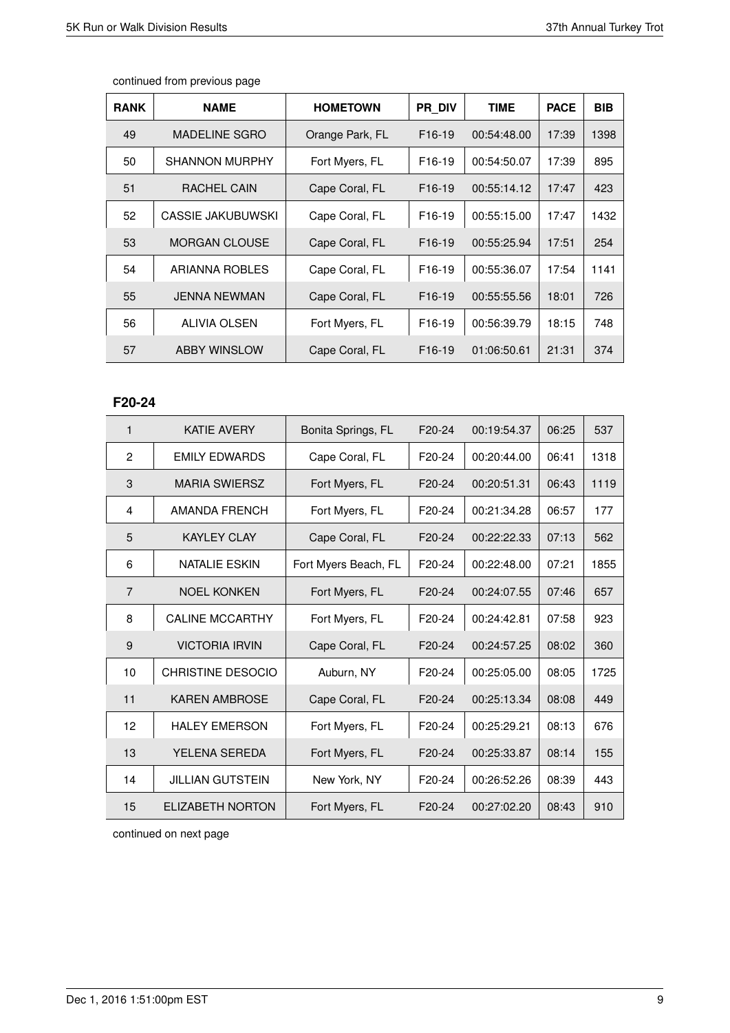continued from previous page

| RANK | NAME | HOMETOWN | PR_DIV | TIME | PACE | BIB |
|---|---|---|---|---|---|---|
| 49 | MADELINE SGRO | Orange Park, FL | F16-19 | 00:54:48.00 | 17:39 | 1398 |
| 50 | SHANNON MURPHY | Fort Myers, FL | F16-19 | 00:54:50.07 | 17:39 | 895 |
| 51 | RACHEL CAIN | Cape Coral, FL | F16-19 | 00:55:14.12 | 17:47 | 423 |
| 52 | CASSIE JAKUBUWSKI | Cape Coral, FL | F16-19 | 00:55:15.00 | 17:47 | 1432 |
| 53 | MORGAN CLOUSE | Cape Coral, FL | F16-19 | 00:55:25.94 | 17:51 | 254 |
| 54 | ARIANNA ROBLES | Cape Coral, FL | F16-19 | 00:55:36.07 | 17:54 | 1141 |
| 55 | JENNA NEWMAN | Cape Coral, FL | F16-19 | 00:55:55.56 | 18:01 | 726 |
| 56 | ALIVIA OLSEN | Fort Myers, FL | F16-19 | 00:56:39.79 | 18:15 | 748 |
| 57 | ABBY WINSLOW | Cape Coral, FL | F16-19 | 01:06:50.61 | 21:31 | 374 |

### F20-24

| RANK | NAME | HOMETOWN | PR_DIV | TIME | PACE | BIB |
|---|---|---|---|---|---|---|
| 1 | KATIE AVERY | Bonita Springs, FL | F20-24 | 00:19:54.37 | 06:25 | 537 |
| 2 | EMILY EDWARDS | Cape Coral, FL | F20-24 | 00:20:44.00 | 06:41 | 1318 |
| 3 | MARIA SWIERSZ | Fort Myers, FL | F20-24 | 00:20:51.31 | 06:43 | 1119 |
| 4 | AMANDA FRENCH | Fort Myers, FL | F20-24 | 00:21:34.28 | 06:57 | 177 |
| 5 | KAYLEY CLAY | Cape Coral, FL | F20-24 | 00:22:22.33 | 07:13 | 562 |
| 6 | NATALIE ESKIN | Fort Myers Beach, FL | F20-24 | 00:22:48.00 | 07:21 | 1855 |
| 7 | NOEL KONKEN | Fort Myers, FL | F20-24 | 00:24:07.55 | 07:46 | 657 |
| 8 | CALINE MCCARTHY | Fort Myers, FL | F20-24 | 00:24:42.81 | 07:58 | 923 |
| 9 | VICTORIA IRVIN | Cape Coral, FL | F20-24 | 00:24:57.25 | 08:02 | 360 |
| 10 | CHRISTINE DESOCIO | Auburn, NY | F20-24 | 00:25:05.00 | 08:05 | 1725 |
| 11 | KAREN AMBROSE | Cape Coral, FL | F20-24 | 00:25:13.34 | 08:08 | 449 |
| 12 | HALEY EMERSON | Fort Myers, FL | F20-24 | 00:25:29.21 | 08:13 | 676 |
| 13 | YELENA SEREDA | Fort Myers, FL | F20-24 | 00:25:33.87 | 08:14 | 155 |
| 14 | JILLIAN GUTSTEIN | New York, NY | F20-24 | 00:26:52.26 | 08:39 | 443 |
| 15 | ELIZABETH NORTON | Fort Myers, FL | F20-24 | 00:27:02.20 | 08:43 | 910 |

continued on next page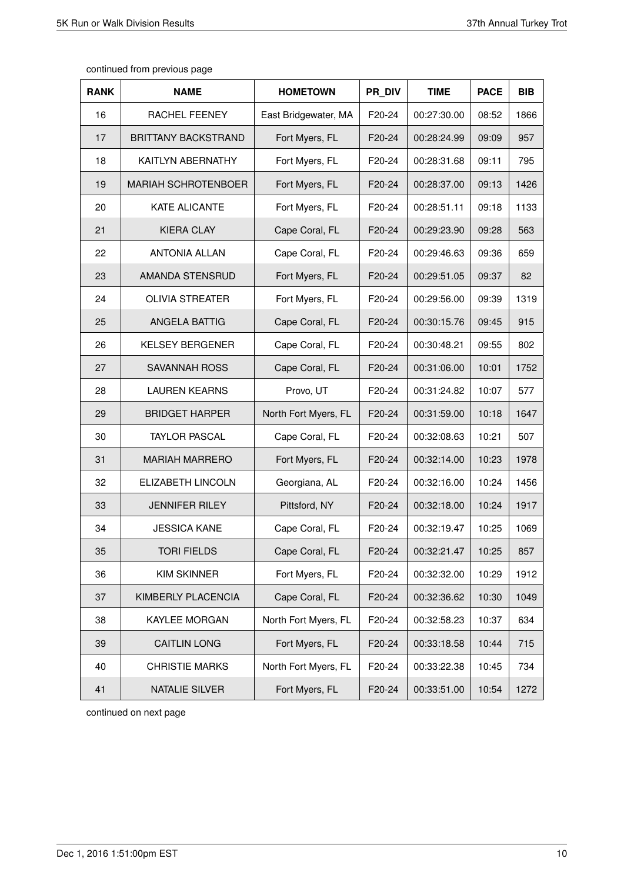continued from previous page

| RANK | NAME | HOMETOWN | PR_DIV | TIME | PACE | BIB |
|---|---|---|---|---|---|---|
| 16 | RACHEL FEENEY | East Bridgewater, MA | F20-24 | 00:27:30.00 | 08:52 | 1866 |
| 17 | BRITTANY BACKSTRAND | Fort Myers, FL | F20-24 | 00:28:24.99 | 09:09 | 957 |
| 18 | KAITLYN ABERNATHY | Fort Myers, FL | F20-24 | 00:28:31.68 | 09:11 | 795 |
| 19 | MARIAH SCHROTENBOER | Fort Myers, FL | F20-24 | 00:28:37.00 | 09:13 | 1426 |
| 20 | KATE ALICANTE | Fort Myers, FL | F20-24 | 00:28:51.11 | 09:18 | 1133 |
| 21 | KIERA CLAY | Cape Coral, FL | F20-24 | 00:29:23.90 | 09:28 | 563 |
| 22 | ANTONIA ALLAN | Cape Coral, FL | F20-24 | 00:29:46.63 | 09:36 | 659 |
| 23 | AMANDA STENSRUD | Fort Myers, FL | F20-24 | 00:29:51.05 | 09:37 | 82 |
| 24 | OLIVIA STREATER | Fort Myers, FL | F20-24 | 00:29:56.00 | 09:39 | 1319 |
| 25 | ANGELA BATTIG | Cape Coral, FL | F20-24 | 00:30:15.76 | 09:45 | 915 |
| 26 | KELSEY BERGENER | Cape Coral, FL | F20-24 | 00:30:48.21 | 09:55 | 802 |
| 27 | SAVANNAH ROSS | Cape Coral, FL | F20-24 | 00:31:06.00 | 10:01 | 1752 |
| 28 | LAUREN KEARNS | Provo, UT | F20-24 | 00:31:24.82 | 10:07 | 577 |
| 29 | BRIDGET HARPER | North Fort Myers, FL | F20-24 | 00:31:59.00 | 10:18 | 1647 |
| 30 | TAYLOR PASCAL | Cape Coral, FL | F20-24 | 00:32:08.63 | 10:21 | 507 |
| 31 | MARIAH MARRERO | Fort Myers, FL | F20-24 | 00:32:14.00 | 10:23 | 1978 |
| 32 | ELIZABETH LINCOLN | Georgiana, AL | F20-24 | 00:32:16.00 | 10:24 | 1456 |
| 33 | JENNIFER RILEY | Pittsford, NY | F20-24 | 00:32:18.00 | 10:24 | 1917 |
| 34 | JESSICA KANE | Cape Coral, FL | F20-24 | 00:32:19.47 | 10:25 | 1069 |
| 35 | TORI FIELDS | Cape Coral, FL | F20-24 | 00:32:21.47 | 10:25 | 857 |
| 36 | KIM SKINNER | Fort Myers, FL | F20-24 | 00:32:32.00 | 10:29 | 1912 |
| 37 | KIMBERLY PLACENCIA | Cape Coral, FL | F20-24 | 00:32:36.62 | 10:30 | 1049 |
| 38 | KAYLEE MORGAN | North Fort Myers, FL | F20-24 | 00:32:58.23 | 10:37 | 634 |
| 39 | CAITLIN LONG | Fort Myers, FL | F20-24 | 00:33:18.58 | 10:44 | 715 |
| 40 | CHRISTIE MARKS | North Fort Myers, FL | F20-24 | 00:33:22.38 | 10:45 | 734 |
| 41 | NATALIE SILVER | Fort Myers, FL | F20-24 | 00:33:51.00 | 10:54 | 1272 |

continued on next page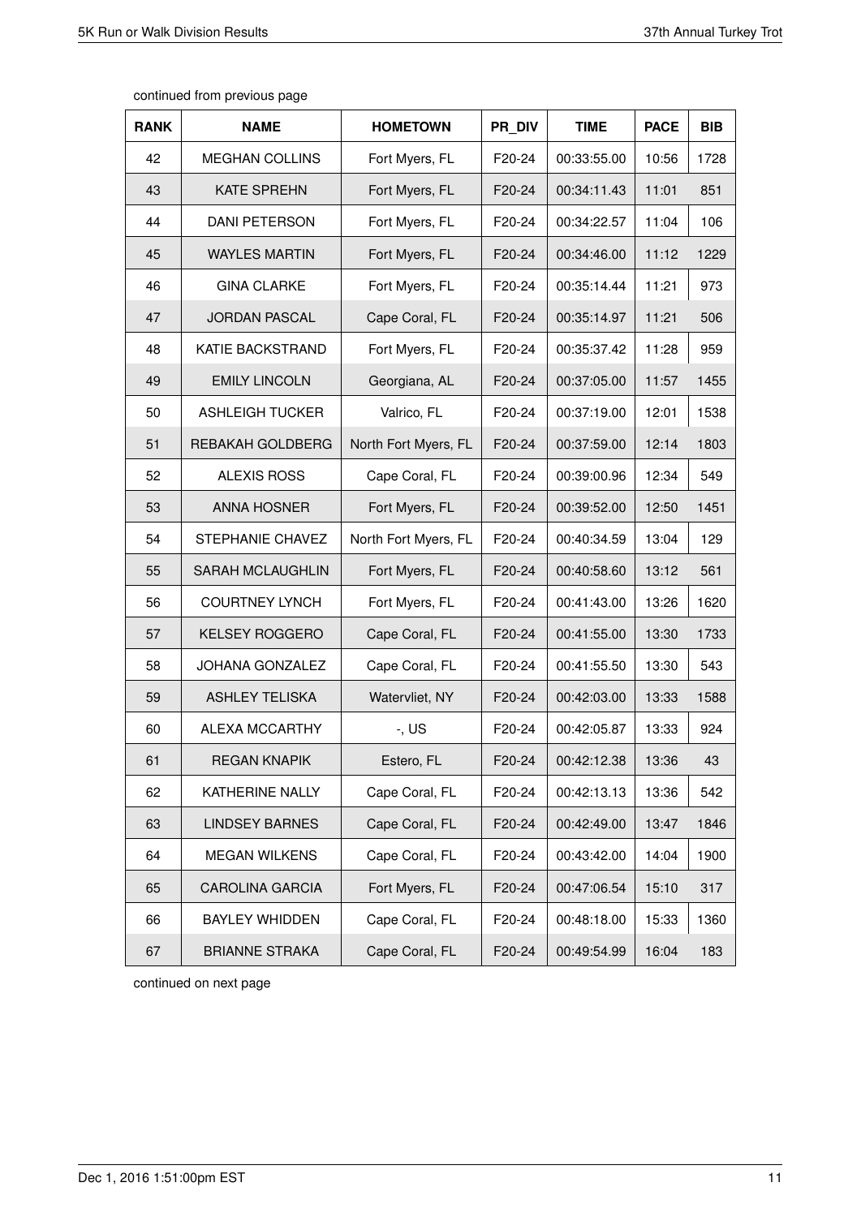continued from previous page

| RANK | NAME | HOMETOWN | PR_DIV | TIME | PACE | BIB |
|---|---|---|---|---|---|---|
| 42 | MEGHAN COLLINS | Fort Myers, FL | F20-24 | 00:33:55.00 | 10:56 | 1728 |
| 43 | KATE SPREHN | Fort Myers, FL | F20-24 | 00:34:11.43 | 11:01 | 851 |
| 44 | DANI PETERSON | Fort Myers, FL | F20-24 | 00:34:22.57 | 11:04 | 106 |
| 45 | WAYLES MARTIN | Fort Myers, FL | F20-24 | 00:34:46.00 | 11:12 | 1229 |
| 46 | GINA CLARKE | Fort Myers, FL | F20-24 | 00:35:14.44 | 11:21 | 973 |
| 47 | JORDAN PASCAL | Cape Coral, FL | F20-24 | 00:35:14.97 | 11:21 | 506 |
| 48 | KATIE BACKSTRAND | Fort Myers, FL | F20-24 | 00:35:37.42 | 11:28 | 959 |
| 49 | EMILY LINCOLN | Georgiana, AL | F20-24 | 00:37:05.00 | 11:57 | 1455 |
| 50 | ASHLEIGH TUCKER | Valrico, FL | F20-24 | 00:37:19.00 | 12:01 | 1538 |
| 51 | REBAKAH GOLDBERG | North Fort Myers, FL | F20-24 | 00:37:59.00 | 12:14 | 1803 |
| 52 | ALEXIS ROSS | Cape Coral, FL | F20-24 | 00:39:00.96 | 12:34 | 549 |
| 53 | ANNA HOSNER | Fort Myers, FL | F20-24 | 00:39:52.00 | 12:50 | 1451 |
| 54 | STEPHANIE CHAVEZ | North Fort Myers, FL | F20-24 | 00:40:34.59 | 13:04 | 129 |
| 55 | SARAH MCLAUGHLIN | Fort Myers, FL | F20-24 | 00:40:58.60 | 13:12 | 561 |
| 56 | COURTNEY LYNCH | Fort Myers, FL | F20-24 | 00:41:43.00 | 13:26 | 1620 |
| 57 | KELSEY ROGGERO | Cape Coral, FL | F20-24 | 00:41:55.00 | 13:30 | 1733 |
| 58 | JOHANA GONZALEZ | Cape Coral, FL | F20-24 | 00:41:55.50 | 13:30 | 543 |
| 59 | ASHLEY TELISKA | Watervliet, NY | F20-24 | 00:42:03.00 | 13:33 | 1588 |
| 60 | ALEXA MCCARTHY | -, US | F20-24 | 00:42:05.87 | 13:33 | 924 |
| 61 | REGAN KNAPIK | Estero, FL | F20-24 | 00:42:12.38 | 13:36 | 43 |
| 62 | KATHERINE NALLY | Cape Coral, FL | F20-24 | 00:42:13.13 | 13:36 | 542 |
| 63 | LINDSEY BARNES | Cape Coral, FL | F20-24 | 00:42:49.00 | 13:47 | 1846 |
| 64 | MEGAN WILKENS | Cape Coral, FL | F20-24 | 00:43:42.00 | 14:04 | 1900 |
| 65 | CAROLINA GARCIA | Fort Myers, FL | F20-24 | 00:47:06.54 | 15:10 | 317 |
| 66 | BAYLEY WHIDDEN | Cape Coral, FL | F20-24 | 00:48:18.00 | 15:33 | 1360 |
| 67 | BRIANNE STRAKA | Cape Coral, FL | F20-24 | 00:49:54.99 | 16:04 | 183 |

continued on next page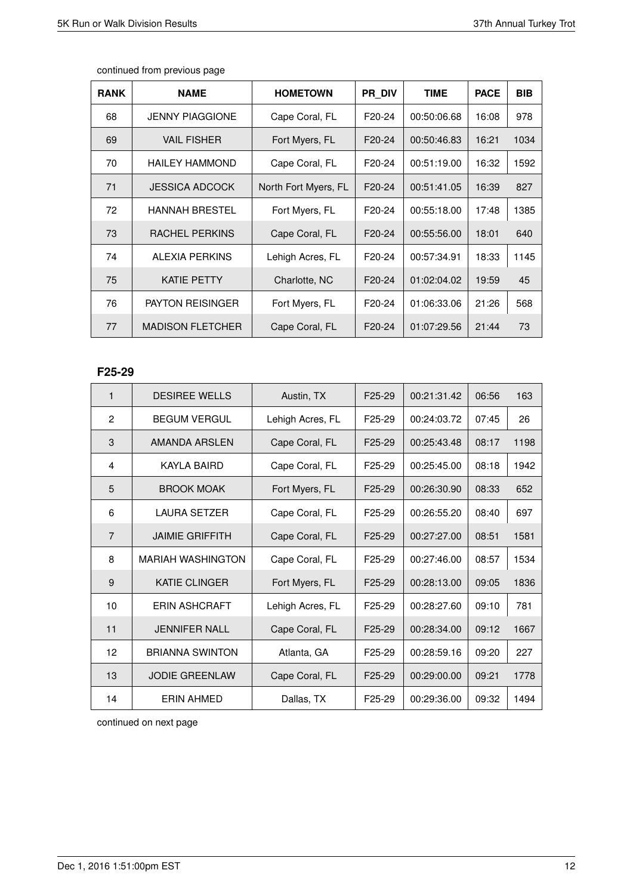continued from previous page

| RANK | NAME | HOMETOWN | PR_DIV | TIME | PACE | BIB |
|---|---|---|---|---|---|---|
| 68 | JENNY PIAGGIONE | Cape Coral, FL | F20-24 | 00:50:06.68 | 16:08 | 978 |
| 69 | VAIL FISHER | Fort Myers, FL | F20-24 | 00:50:46.83 | 16:21 | 1034 |
| 70 | HAILEY HAMMOND | Cape Coral, FL | F20-24 | 00:51:19.00 | 16:32 | 1592 |
| 71 | JESSICA ADCOCK | North Fort Myers, FL | F20-24 | 00:51:41.05 | 16:39 | 827 |
| 72 | HANNAH BRESTEL | Fort Myers, FL | F20-24 | 00:55:18.00 | 17:48 | 1385 |
| 73 | RACHEL PERKINS | Cape Coral, FL | F20-24 | 00:55:56.00 | 18:01 | 640 |
| 74 | ALEXIA PERKINS | Lehigh Acres, FL | F20-24 | 00:57:34.91 | 18:33 | 1145 |
| 75 | KATIE PETTY | Charlotte, NC | F20-24 | 01:02:04.02 | 19:59 | 45 |
| 76 | PAYTON REISINGER | Fort Myers, FL | F20-24 | 01:06:33.06 | 21:26 | 568 |
| 77 | MADISON FLETCHER | Cape Coral, FL | F20-24 | 01:07:29.56 | 21:44 | 73 |

## F25-29

| RANK | NAME | HOMETOWN | PR_DIV | TIME | PACE | BIB |
|---|---|---|---|---|---|---|
| 1 | DESIREE WELLS | Austin, TX | F25-29 | 00:21:31.42 | 06:56 | 163 |
| 2 | BEGUM VERGUL | Lehigh Acres, FL | F25-29 | 00:24:03.72 | 07:45 | 26 |
| 3 | AMANDA ARSLEN | Cape Coral, FL | F25-29 | 00:25:43.48 | 08:17 | 1198 |
| 4 | KAYLA BAIRD | Cape Coral, FL | F25-29 | 00:25:45.00 | 08:18 | 1942 |
| 5 | BROOK MOAK | Fort Myers, FL | F25-29 | 00:26:30.90 | 08:33 | 652 |
| 6 | LAURA SETZER | Cape Coral, FL | F25-29 | 00:26:55.20 | 08:40 | 697 |
| 7 | JAIMIE GRIFFITH | Cape Coral, FL | F25-29 | 00:27:27.00 | 08:51 | 1581 |
| 8 | MARIAH WASHINGTON | Cape Coral, FL | F25-29 | 00:27:46.00 | 08:57 | 1534 |
| 9 | KATIE CLINGER | Fort Myers, FL | F25-29 | 00:28:13.00 | 09:05 | 1836 |
| 10 | ERIN ASHCRAFT | Lehigh Acres, FL | F25-29 | 00:28:27.60 | 09:10 | 781 |
| 11 | JENNIFER NALL | Cape Coral, FL | F25-29 | 00:28:34.00 | 09:12 | 1667 |
| 12 | BRIANNA SWINTON | Atlanta, GA | F25-29 | 00:28:59.16 | 09:20 | 227 |
| 13 | JODIE GREENLAW | Cape Coral, FL | F25-29 | 00:29:00.00 | 09:21 | 1778 |
| 14 | ERIN AHMED | Dallas, TX | F25-29 | 00:29:36.00 | 09:32 | 1494 |

continued on next page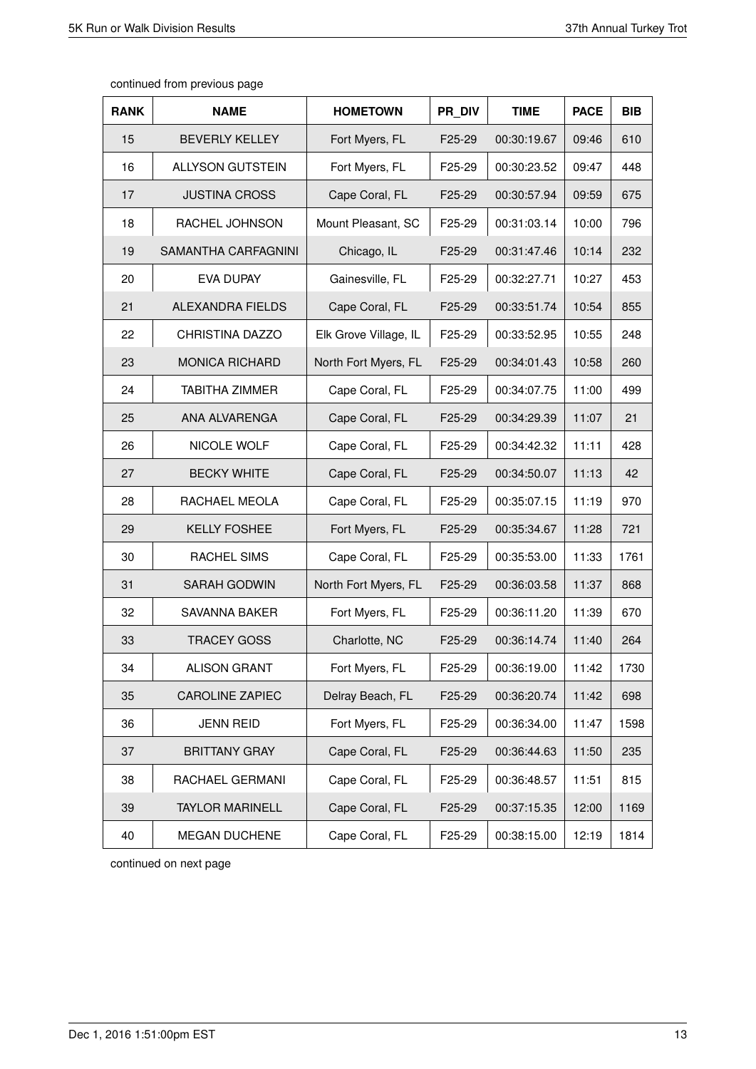continued from previous page

| RANK | NAME | HOMETOWN | PR_DIV | TIME | PACE | BIB |
|---|---|---|---|---|---|---|
| 15 | BEVERLY KELLEY | Fort Myers, FL | F25-29 | 00:30:19.67 | 09:46 | 610 |
| 16 | ALLYSON GUTSTEIN | Fort Myers, FL | F25-29 | 00:30:23.52 | 09:47 | 448 |
| 17 | JUSTINA CROSS | Cape Coral, FL | F25-29 | 00:30:57.94 | 09:59 | 675 |
| 18 | RACHEL JOHNSON | Mount Pleasant, SC | F25-29 | 00:31:03.14 | 10:00 | 796 |
| 19 | SAMANTHA CARFAGNINI | Chicago, IL | F25-29 | 00:31:47.46 | 10:14 | 232 |
| 20 | EVA DUPAY | Gainesville, FL | F25-29 | 00:32:27.71 | 10:27 | 453 |
| 21 | ALEXANDRA FIELDS | Cape Coral, FL | F25-29 | 00:33:51.74 | 10:54 | 855 |
| 22 | CHRISTINA DAZZO | Elk Grove Village, IL | F25-29 | 00:33:52.95 | 10:55 | 248 |
| 23 | MONICA RICHARD | North Fort Myers, FL | F25-29 | 00:34:01.43 | 10:58 | 260 |
| 24 | TABITHA ZIMMER | Cape Coral, FL | F25-29 | 00:34:07.75 | 11:00 | 499 |
| 25 | ANA ALVARENGA | Cape Coral, FL | F25-29 | 00:34:29.39 | 11:07 | 21 |
| 26 | NICOLE WOLF | Cape Coral, FL | F25-29 | 00:34:42.32 | 11:11 | 428 |
| 27 | BECKY WHITE | Cape Coral, FL | F25-29 | 00:34:50.07 | 11:13 | 42 |
| 28 | RACHAEL MEOLA | Cape Coral, FL | F25-29 | 00:35:07.15 | 11:19 | 970 |
| 29 | KELLY FOSHEE | Fort Myers, FL | F25-29 | 00:35:34.67 | 11:28 | 721 |
| 30 | RACHEL SIMS | Cape Coral, FL | F25-29 | 00:35:53.00 | 11:33 | 1761 |
| 31 | SARAH GODWIN | North Fort Myers, FL | F25-29 | 00:36:03.58 | 11:37 | 868 |
| 32 | SAVANNA BAKER | Fort Myers, FL | F25-29 | 00:36:11.20 | 11:39 | 670 |
| 33 | TRACEY GOSS | Charlotte, NC | F25-29 | 00:36:14.74 | 11:40 | 264 |
| 34 | ALISON GRANT | Fort Myers, FL | F25-29 | 00:36:19.00 | 11:42 | 1730 |
| 35 | CAROLINE ZAPIEC | Delray Beach, FL | F25-29 | 00:36:20.74 | 11:42 | 698 |
| 36 | JENN REID | Fort Myers, FL | F25-29 | 00:36:34.00 | 11:47 | 1598 |
| 37 | BRITTANY GRAY | Cape Coral, FL | F25-29 | 00:36:44.63 | 11:50 | 235 |
| 38 | RACHAEL GERMANI | Cape Coral, FL | F25-29 | 00:36:48.57 | 11:51 | 815 |
| 39 | TAYLOR MARINELL | Cape Coral, FL | F25-29 | 00:37:15.35 | 12:00 | 1169 |
| 40 | MEGAN DUCHENE | Cape Coral, FL | F25-29 | 00:38:15.00 | 12:19 | 1814 |

continued on next page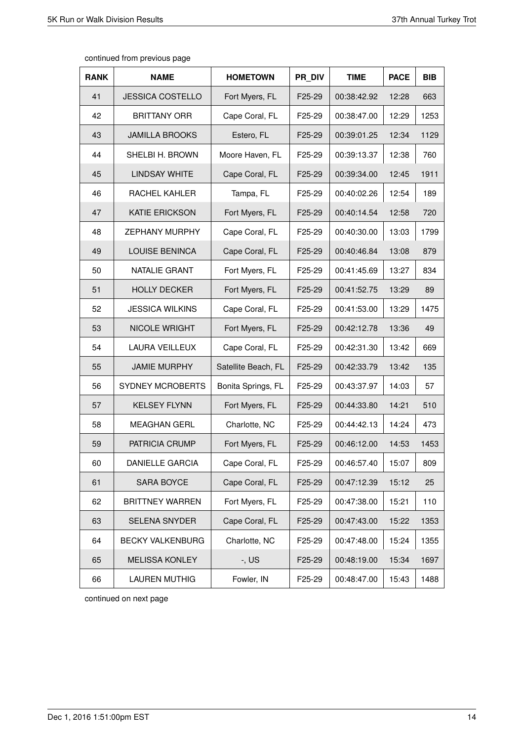continued from previous page

| RANK | NAME | HOMETOWN | PR_DIV | TIME | PACE | BIB |
|---|---|---|---|---|---|---|
| 41 | JESSICA COSTELLO | Fort Myers, FL | F25-29 | 00:38:42.92 | 12:28 | 663 |
| 42 | BRITTANY ORR | Cape Coral, FL | F25-29 | 00:38:47.00 | 12:29 | 1253 |
| 43 | JAMILLA BROOKS | Estero, FL | F25-29 | 00:39:01.25 | 12:34 | 1129 |
| 44 | SHELBI H. BROWN | Moore Haven, FL | F25-29 | 00:39:13.37 | 12:38 | 760 |
| 45 | LINDSAY WHITE | Cape Coral, FL | F25-29 | 00:39:34.00 | 12:45 | 1911 |
| 46 | RACHEL KAHLER | Tampa, FL | F25-29 | 00:40:02.26 | 12:54 | 189 |
| 47 | KATIE ERICKSON | Fort Myers, FL | F25-29 | 00:40:14.54 | 12:58 | 720 |
| 48 | ZEPHANY MURPHY | Cape Coral, FL | F25-29 | 00:40:30.00 | 13:03 | 1799 |
| 49 | LOUISE BENINCA | Cape Coral, FL | F25-29 | 00:40:46.84 | 13:08 | 879 |
| 50 | NATALIE GRANT | Fort Myers, FL | F25-29 | 00:41:45.69 | 13:27 | 834 |
| 51 | HOLLY DECKER | Fort Myers, FL | F25-29 | 00:41:52.75 | 13:29 | 89 |
| 52 | JESSICA WILKINS | Cape Coral, FL | F25-29 | 00:41:53.00 | 13:29 | 1475 |
| 53 | NICOLE WRIGHT | Fort Myers, FL | F25-29 | 00:42:12.78 | 13:36 | 49 |
| 54 | LAURA VEILLEUX | Cape Coral, FL | F25-29 | 00:42:31.30 | 13:42 | 669 |
| 55 | JAMIE MURPHY | Satellite Beach, FL | F25-29 | 00:42:33.79 | 13:42 | 135 |
| 56 | SYDNEY MCROBERTS | Bonita Springs, FL | F25-29 | 00:43:37.97 | 14:03 | 57 |
| 57 | KELSEY FLYNN | Fort Myers, FL | F25-29 | 00:44:33.80 | 14:21 | 510 |
| 58 | MEAGHAN GERL | Charlotte, NC | F25-29 | 00:44:42.13 | 14:24 | 473 |
| 59 | PATRICIA CRUMP | Fort Myers, FL | F25-29 | 00:46:12.00 | 14:53 | 1453 |
| 60 | DANIELLE GARCIA | Cape Coral, FL | F25-29 | 00:46:57.40 | 15:07 | 809 |
| 61 | SARA BOYCE | Cape Coral, FL | F25-29 | 00:47:12.39 | 15:12 | 25 |
| 62 | BRITTNEY WARREN | Fort Myers, FL | F25-29 | 00:47:38.00 | 15:21 | 110 |
| 63 | SELENA SNYDER | Cape Coral, FL | F25-29 | 00:47:43.00 | 15:22 | 1353 |
| 64 | BECKY VALKENBURG | Charlotte, NC | F25-29 | 00:47:48.00 | 15:24 | 1355 |
| 65 | MELISSA KONLEY | -, US | F25-29 | 00:48:19.00 | 15:34 | 1697 |
| 66 | LAUREN MUTHIG | Fowler, IN | F25-29 | 00:48:47.00 | 15:43 | 1488 |

continued on next page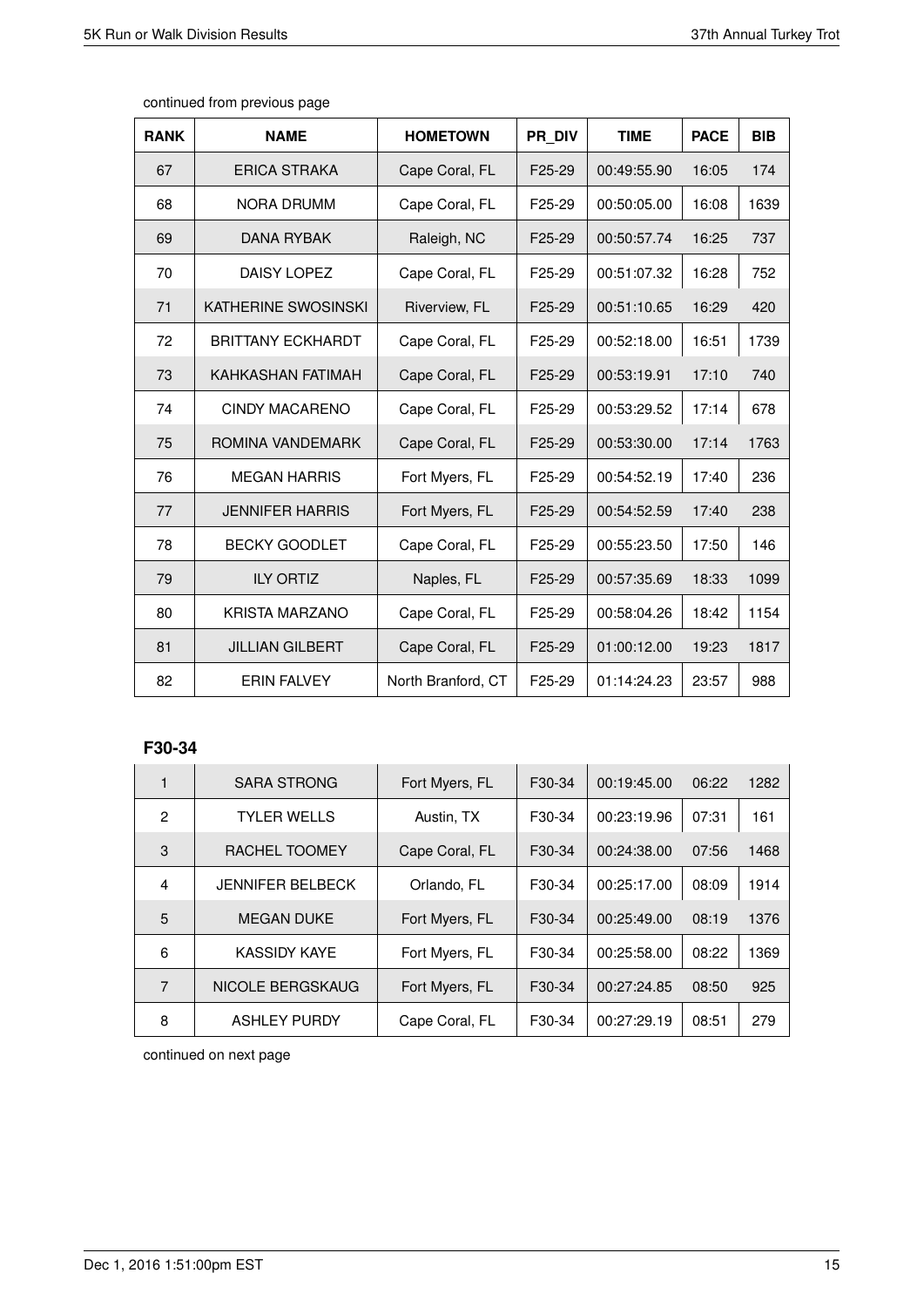continued from previous page

| RANK | NAME | HOMETOWN | PR_DIV | TIME | PACE | BIB |
|---|---|---|---|---|---|---|
| 67 | ERICA STRAKA | Cape Coral, FL | F25-29 | 00:49:55.90 | 16:05 | 174 |
| 68 | NORA DRUMM | Cape Coral, FL | F25-29 | 00:50:05.00 | 16:08 | 1639 |
| 69 | DANA RYBAK | Raleigh, NC | F25-29 | 00:50:57.74 | 16:25 | 737 |
| 70 | DAISY LOPEZ | Cape Coral, FL | F25-29 | 00:51:07.32 | 16:28 | 752 |
| 71 | KATHERINE SWOSINSKI | Riverview, FL | F25-29 | 00:51:10.65 | 16:29 | 420 |
| 72 | BRITTANY ECKHARDT | Cape Coral, FL | F25-29 | 00:52:18.00 | 16:51 | 1739 |
| 73 | KAHKASHAN FATIMAH | Cape Coral, FL | F25-29 | 00:53:19.91 | 17:10 | 740 |
| 74 | CINDY MACARENO | Cape Coral, FL | F25-29 | 00:53:29.52 | 17:14 | 678 |
| 75 | ROMINA VANDEMARK | Cape Coral, FL | F25-29 | 00:53:30.00 | 17:14 | 1763 |
| 76 | MEGAN HARRIS | Fort Myers, FL | F25-29 | 00:54:52.19 | 17:40 | 236 |
| 77 | JENNIFER HARRIS | Fort Myers, FL | F25-29 | 00:54:52.59 | 17:40 | 238 |
| 78 | BECKY GOODLET | Cape Coral, FL | F25-29 | 00:55:23.50 | 17:50 | 146 |
| 79 | ILY ORTIZ | Naples, FL | F25-29 | 00:57:35.69 | 18:33 | 1099 |
| 80 | KRISTA MARZANO | Cape Coral, FL | F25-29 | 00:58:04.26 | 18:42 | 1154 |
| 81 | JILLIAN GILBERT | Cape Coral, FL | F25-29 | 01:00:12.00 | 19:23 | 1817 |
| 82 | ERIN FALVEY | North Branford, CT | F25-29 | 01:14:24.23 | 23:57 | 988 |

### F30-34

| RANK | NAME | HOMETOWN | PR_DIV | TIME | PACE | BIB |
|---|---|---|---|---|---|---|
| 1 | SARA STRONG | Fort Myers, FL | F30-34 | 00:19:45.00 | 06:22 | 1282 |
| 2 | TYLER WELLS | Austin, TX | F30-34 | 00:23:19.96 | 07:31 | 161 |
| 3 | RACHEL TOOMEY | Cape Coral, FL | F30-34 | 00:24:38.00 | 07:56 | 1468 |
| 4 | JENNIFER BELBECK | Orlando, FL | F30-34 | 00:25:17.00 | 08:09 | 1914 |
| 5 | MEGAN DUKE | Fort Myers, FL | F30-34 | 00:25:49.00 | 08:19 | 1376 |
| 6 | KASSIDY KAYE | Fort Myers, FL | F30-34 | 00:25:58.00 | 08:22 | 1369 |
| 7 | NICOLE BERGSKAUG | Fort Myers, FL | F30-34 | 00:27:24.85 | 08:50 | 925 |
| 8 | ASHLEY PURDY | Cape Coral, FL | F30-34 | 00:27:29.19 | 08:51 | 279 |

continued on next page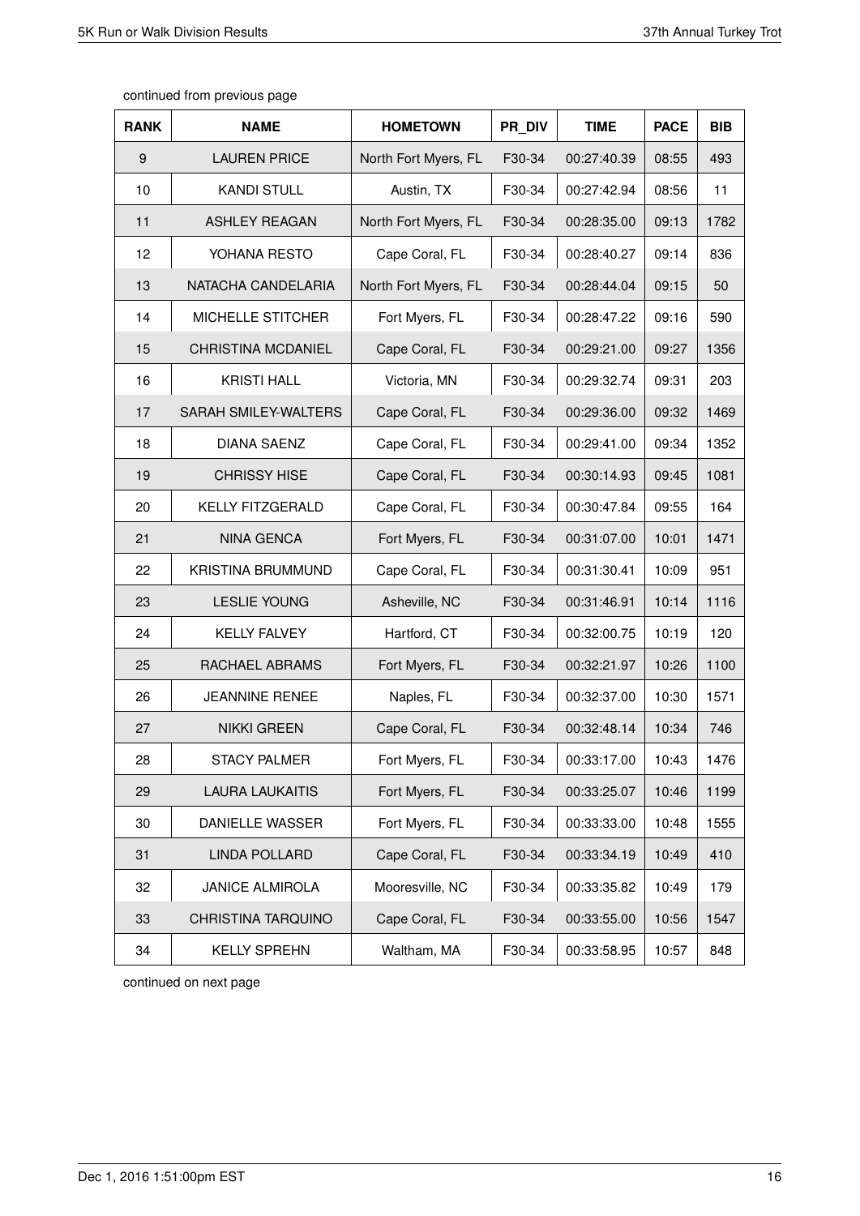continued from previous page

| RANK | NAME | HOMETOWN | PR_DIV | TIME | PACE | BIB |
|---|---|---|---|---|---|---|
| 9 | LAUREN PRICE | North Fort Myers, FL | F30-34 | 00:27:40.39 | 08:55 | 493 |
| 10 | KANDI STULL | Austin, TX | F30-34 | 00:27:42.94 | 08:56 | 11 |
| 11 | ASHLEY REAGAN | North Fort Myers, FL | F30-34 | 00:28:35.00 | 09:13 | 1782 |
| 12 | YOHANA RESTO | Cape Coral, FL | F30-34 | 00:28:40.27 | 09:14 | 836 |
| 13 | NATACHA CANDELARIA | North Fort Myers, FL | F30-34 | 00:28:44.04 | 09:15 | 50 |
| 14 | MICHELLE STITCHER | Fort Myers, FL | F30-34 | 00:28:47.22 | 09:16 | 590 |
| 15 | CHRISTINA MCDANIEL | Cape Coral, FL | F30-34 | 00:29:21.00 | 09:27 | 1356 |
| 16 | KRISTI HALL | Victoria, MN | F30-34 | 00:29:32.74 | 09:31 | 203 |
| 17 | SARAH SMILEY-WALTERS | Cape Coral, FL | F30-34 | 00:29:36.00 | 09:32 | 1469 |
| 18 | DIANA SAENZ | Cape Coral, FL | F30-34 | 00:29:41.00 | 09:34 | 1352 |
| 19 | CHRISSY HISE | Cape Coral, FL | F30-34 | 00:30:14.93 | 09:45 | 1081 |
| 20 | KELLY FITZGERALD | Cape Coral, FL | F30-34 | 00:30:47.84 | 09:55 | 164 |
| 21 | NINA GENCA | Fort Myers, FL | F30-34 | 00:31:07.00 | 10:01 | 1471 |
| 22 | KRISTINA BRUMMUND | Cape Coral, FL | F30-34 | 00:31:30.41 | 10:09 | 951 |
| 23 | LESLIE YOUNG | Asheville, NC | F30-34 | 00:31:46.91 | 10:14 | 1116 |
| 24 | KELLY FALVEY | Hartford, CT | F30-34 | 00:32:00.75 | 10:19 | 120 |
| 25 | RACHAEL ABRAMS | Fort Myers, FL | F30-34 | 00:32:21.97 | 10:26 | 1100 |
| 26 | JEANNINE RENEE | Naples, FL | F30-34 | 00:32:37.00 | 10:30 | 1571 |
| 27 | NIKKI GREEN | Cape Coral, FL | F30-34 | 00:32:48.14 | 10:34 | 746 |
| 28 | STACY PALMER | Fort Myers, FL | F30-34 | 00:33:17.00 | 10:43 | 1476 |
| 29 | LAURA LAUKAITIS | Fort Myers, FL | F30-34 | 00:33:25.07 | 10:46 | 1199 |
| 30 | DANIELLE WASSER | Fort Myers, FL | F30-34 | 00:33:33.00 | 10:48 | 1555 |
| 31 | LINDA POLLARD | Cape Coral, FL | F30-34 | 00:33:34.19 | 10:49 | 410 |
| 32 | JANICE ALMIROLA | Mooresville, NC | F30-34 | 00:33:35.82 | 10:49 | 179 |
| 33 | CHRISTINA TARQUINO | Cape Coral, FL | F30-34 | 00:33:55.00 | 10:56 | 1547 |
| 34 | KELLY SPREHN | Waltham, MA | F30-34 | 00:33:58.95 | 10:57 | 848 |

continued on next page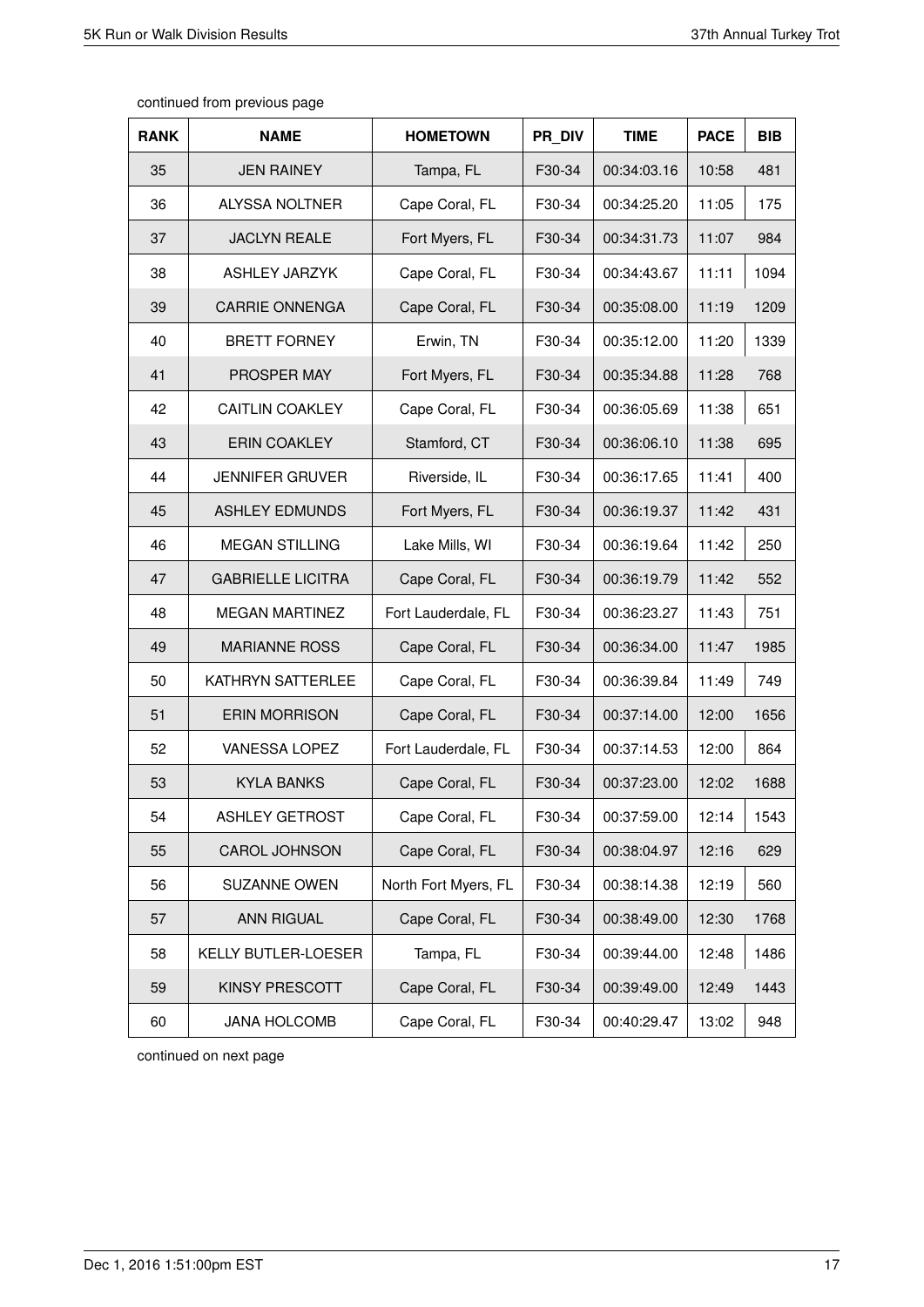continued from previous page

| RANK | NAME | HOMETOWN | PR_DIV | TIME | PACE | BIB |
|---|---|---|---|---|---|---|
| 35 | JEN RAINEY | Tampa, FL | F30-34 | 00:34:03.16 | 10:58 | 481 |
| 36 | ALYSSA NOLTNER | Cape Coral, FL | F30-34 | 00:34:25.20 | 11:05 | 175 |
| 37 | JACLYN REALE | Fort Myers, FL | F30-34 | 00:34:31.73 | 11:07 | 984 |
| 38 | ASHLEY JARZYK | Cape Coral, FL | F30-34 | 00:34:43.67 | 11:11 | 1094 |
| 39 | CARRIE ONNENGA | Cape Coral, FL | F30-34 | 00:35:08.00 | 11:19 | 1209 |
| 40 | BRETT FORNEY | Erwin, TN | F30-34 | 00:35:12.00 | 11:20 | 1339 |
| 41 | PROSPER MAY | Fort Myers, FL | F30-34 | 00:35:34.88 | 11:28 | 768 |
| 42 | CAITLIN COAKLEY | Cape Coral, FL | F30-34 | 00:36:05.69 | 11:38 | 651 |
| 43 | ERIN COAKLEY | Stamford, CT | F30-34 | 00:36:06.10 | 11:38 | 695 |
| 44 | JENNIFER GRUVER | Riverside, IL | F30-34 | 00:36:17.65 | 11:41 | 400 |
| 45 | ASHLEY EDMUNDS | Fort Myers, FL | F30-34 | 00:36:19.37 | 11:42 | 431 |
| 46 | MEGAN STILLING | Lake Mills, WI | F30-34 | 00:36:19.64 | 11:42 | 250 |
| 47 | GABRIELLE LICITRA | Cape Coral, FL | F30-34 | 00:36:19.79 | 11:42 | 552 |
| 48 | MEGAN MARTINEZ | Fort Lauderdale, FL | F30-34 | 00:36:23.27 | 11:43 | 751 |
| 49 | MARIANNE ROSS | Cape Coral, FL | F30-34 | 00:36:34.00 | 11:47 | 1985 |
| 50 | KATHRYN SATTERLEE | Cape Coral, FL | F30-34 | 00:36:39.84 | 11:49 | 749 |
| 51 | ERIN MORRISON | Cape Coral, FL | F30-34 | 00:37:14.00 | 12:00 | 1656 |
| 52 | VANESSA LOPEZ | Fort Lauderdale, FL | F30-34 | 00:37:14.53 | 12:00 | 864 |
| 53 | KYLA BANKS | Cape Coral, FL | F30-34 | 00:37:23.00 | 12:02 | 1688 |
| 54 | ASHLEY GETROST | Cape Coral, FL | F30-34 | 00:37:59.00 | 12:14 | 1543 |
| 55 | CAROL JOHNSON | Cape Coral, FL | F30-34 | 00:38:04.97 | 12:16 | 629 |
| 56 | SUZANNE OWEN | North Fort Myers, FL | F30-34 | 00:38:14.38 | 12:19 | 560 |
| 57 | ANN RIGUAL | Cape Coral, FL | F30-34 | 00:38:49.00 | 12:30 | 1768 |
| 58 | KELLY BUTLER-LOESER | Tampa, FL | F30-34 | 00:39:44.00 | 12:48 | 1486 |
| 59 | KINSY PRESCOTT | Cape Coral, FL | F30-34 | 00:39:49.00 | 12:49 | 1443 |
| 60 | JANA HOLCOMB | Cape Coral, FL | F30-34 | 00:40:29.47 | 13:02 | 948 |

continued on next page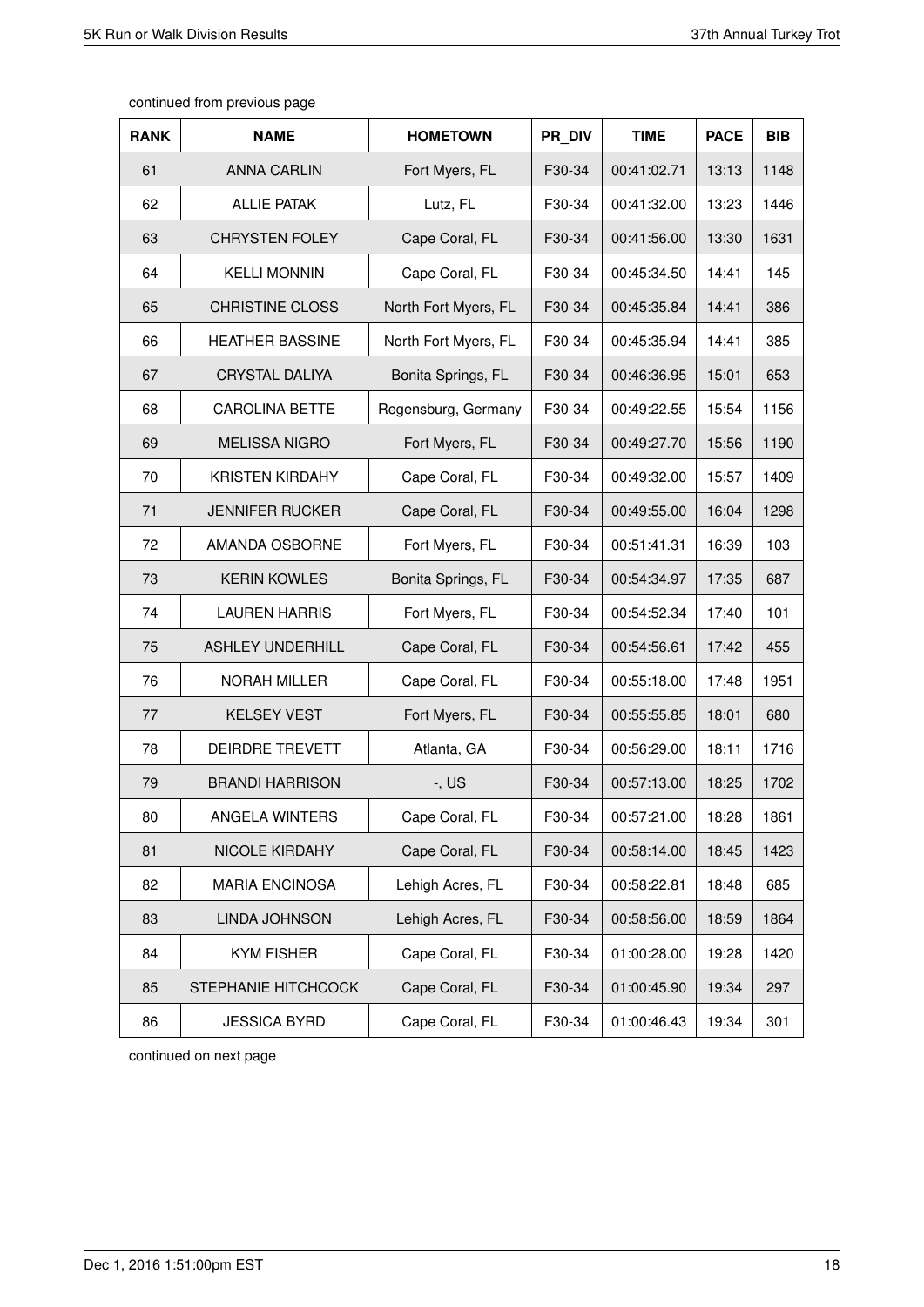continued from previous page

| RANK | NAME | HOMETOWN | PR_DIV | TIME | PACE | BIB |
|---|---|---|---|---|---|---|
| 61 | ANNA CARLIN | Fort Myers, FL | F30-34 | 00:41:02.71 | 13:13 | 1148 |
| 62 | ALLIE PATAK | Lutz, FL | F30-34 | 00:41:32.00 | 13:23 | 1446 |
| 63 | CHRYSTEN FOLEY | Cape Coral, FL | F30-34 | 00:41:56.00 | 13:30 | 1631 |
| 64 | KELLI MONNIN | Cape Coral, FL | F30-34 | 00:45:34.50 | 14:41 | 145 |
| 65 | CHRISTINE CLOSS | North Fort Myers, FL | F30-34 | 00:45:35.84 | 14:41 | 386 |
| 66 | HEATHER BASSINE | North Fort Myers, FL | F30-34 | 00:45:35.94 | 14:41 | 385 |
| 67 | CRYSTAL DALIYA | Bonita Springs, FL | F30-34 | 00:46:36.95 | 15:01 | 653 |
| 68 | CAROLINA BETTE | Regensburg, Germany | F30-34 | 00:49:22.55 | 15:54 | 1156 |
| 69 | MELISSA NIGRO | Fort Myers, FL | F30-34 | 00:49:27.70 | 15:56 | 1190 |
| 70 | KRISTEN KIRDAHY | Cape Coral, FL | F30-34 | 00:49:32.00 | 15:57 | 1409 |
| 71 | JENNIFER RUCKER | Cape Coral, FL | F30-34 | 00:49:55.00 | 16:04 | 1298 |
| 72 | AMANDA OSBORNE | Fort Myers, FL | F30-34 | 00:51:41.31 | 16:39 | 103 |
| 73 | KERIN KOWLES | Bonita Springs, FL | F30-34 | 00:54:34.97 | 17:35 | 687 |
| 74 | LAUREN HARRIS | Fort Myers, FL | F30-34 | 00:54:52.34 | 17:40 | 101 |
| 75 | ASHLEY UNDERHILL | Cape Coral, FL | F30-34 | 00:54:56.61 | 17:42 | 455 |
| 76 | NORAH MILLER | Cape Coral, FL | F30-34 | 00:55:18.00 | 17:48 | 1951 |
| 77 | KELSEY VEST | Fort Myers, FL | F30-34 | 00:55:55.85 | 18:01 | 680 |
| 78 | DEIRDRE TREVETT | Atlanta, GA | F30-34 | 00:56:29.00 | 18:11 | 1716 |
| 79 | BRANDI HARRISON | -, US | F30-34 | 00:57:13.00 | 18:25 | 1702 |
| 80 | ANGELA WINTERS | Cape Coral, FL | F30-34 | 00:57:21.00 | 18:28 | 1861 |
| 81 | NICOLE KIRDAHY | Cape Coral, FL | F30-34 | 00:58:14.00 | 18:45 | 1423 |
| 82 | MARIA ENCINOSA | Lehigh Acres, FL | F30-34 | 00:58:22.81 | 18:48 | 685 |
| 83 | LINDA JOHNSON | Lehigh Acres, FL | F30-34 | 00:58:56.00 | 18:59 | 1864 |
| 84 | KYM FISHER | Cape Coral, FL | F30-34 | 01:00:28.00 | 19:28 | 1420 |
| 85 | STEPHANIE HITCHCOCK | Cape Coral, FL | F30-34 | 01:00:45.90 | 19:34 | 297 |
| 86 | JESSICA BYRD | Cape Coral, FL | F30-34 | 01:00:46.43 | 19:34 | 301 |

continued on next page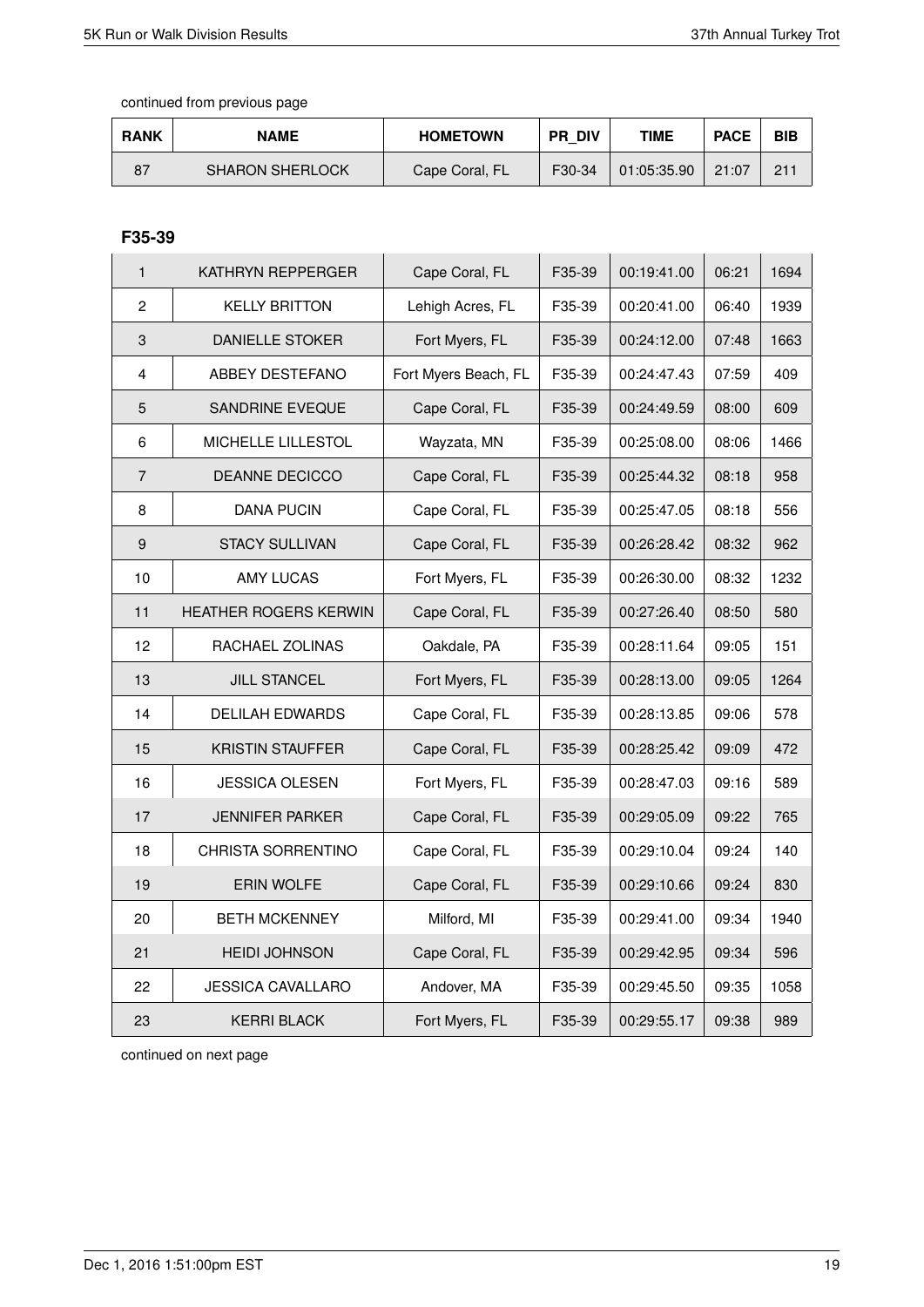continued from previous page

| RANK | NAME | HOMETOWN | PR_DIV | TIME | PACE | BIB |
|---|---|---|---|---|---|---|
| 87 | SHARON SHERLOCK | Cape Coral, FL | F30-34 | 01:05:35.90 | 21:07 | 211 |

## F35-39

| RANK | NAME | HOMETOWN | PR_DIV | TIME | PACE | BIB |
|---|---|---|---|---|---|---|
| 1 | KATHRYN REPPERGER | Cape Coral, FL | F35-39 | 00:19:41.00 | 06:21 | 1694 |
| 2 | KELLY BRITTON | Lehigh Acres, FL | F35-39 | 00:20:41.00 | 06:40 | 1939 |
| 3 | DANIELLE STOKER | Fort Myers, FL | F35-39 | 00:24:12.00 | 07:48 | 1663 |
| 4 | ABBEY DESTEFANO | Fort Myers Beach, FL | F35-39 | 00:24:47.43 | 07:59 | 409 |
| 5 | SANDRINE EVEQUE | Cape Coral, FL | F35-39 | 00:24:49.59 | 08:00 | 609 |
| 6 | MICHELLE LILLESTOL | Wayzata, MN | F35-39 | 00:25:08.00 | 08:06 | 1466 |
| 7 | DEANNE DECICCO | Cape Coral, FL | F35-39 | 00:25:44.32 | 08:18 | 958 |
| 8 | DANA PUCIN | Cape Coral, FL | F35-39 | 00:25:47.05 | 08:18 | 556 |
| 9 | STACY SULLIVAN | Cape Coral, FL | F35-39 | 00:26:28.42 | 08:32 | 962 |
| 10 | AMY LUCAS | Fort Myers, FL | F35-39 | 00:26:30.00 | 08:32 | 1232 |
| 11 | HEATHER ROGERS KERWIN | Cape Coral, FL | F35-39 | 00:27:26.40 | 08:50 | 580 |
| 12 | RACHAEL ZOLINAS | Oakdale, PA | F35-39 | 00:28:11.64 | 09:05 | 151 |
| 13 | JILL STANCEL | Fort Myers, FL | F35-39 | 00:28:13.00 | 09:05 | 1264 |
| 14 | DELILAH EDWARDS | Cape Coral, FL | F35-39 | 00:28:13.85 | 09:06 | 578 |
| 15 | KRISTIN STAUFFER | Cape Coral, FL | F35-39 | 00:28:25.42 | 09:09 | 472 |
| 16 | JESSICA OLESEN | Fort Myers, FL | F35-39 | 00:28:47.03 | 09:16 | 589 |
| 17 | JENNIFER PARKER | Cape Coral, FL | F35-39 | 00:29:05.09 | 09:22 | 765 |
| 18 | CHRISTA SORRENTINO | Cape Coral, FL | F35-39 | 00:29:10.04 | 09:24 | 140 |
| 19 | ERIN WOLFE | Cape Coral, FL | F35-39 | 00:29:10.66 | 09:24 | 830 |
| 20 | BETH MCKENNEY | Milford, MI | F35-39 | 00:29:41.00 | 09:34 | 1940 |
| 21 | HEIDI JOHNSON | Cape Coral, FL | F35-39 | 00:29:42.95 | 09:34 | 596 |
| 22 | JESSICA CAVALLARO | Andover, MA | F35-39 | 00:29:45.50 | 09:35 | 1058 |
| 23 | KERRI BLACK | Fort Myers, FL | F35-39 | 00:29:55.17 | 09:38 | 989 |

continued on next page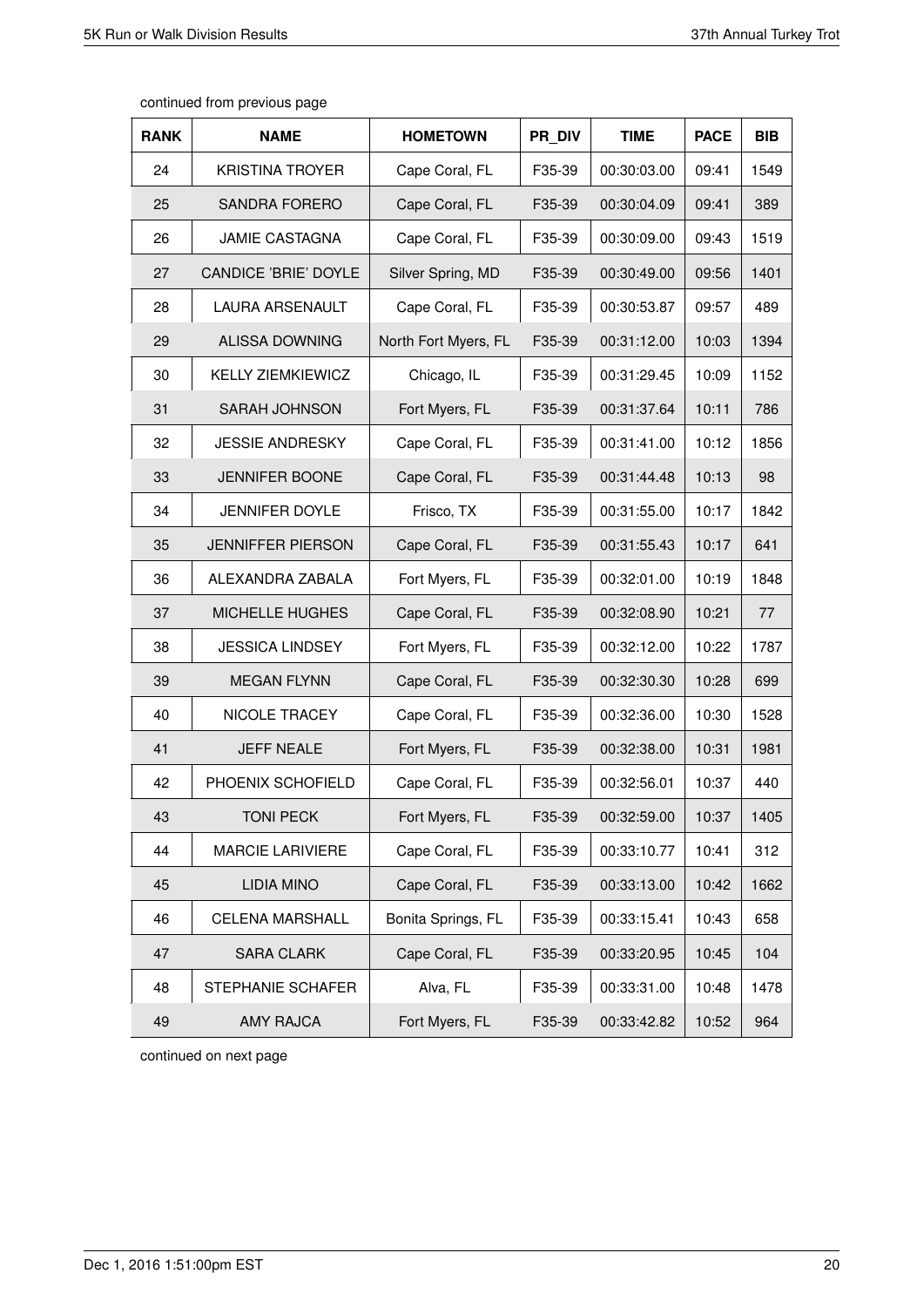continued from previous page

| RANK | NAME | HOMETOWN | PR_DIV | TIME | PACE | BIB |
|---|---|---|---|---|---|---|
| 24 | KRISTINA TROYER | Cape Coral, FL | F35-39 | 00:30:03.00 | 09:41 | 1549 |
| 25 | SANDRA FORERO | Cape Coral, FL | F35-39 | 00:30:04.09 | 09:41 | 389 |
| 26 | JAMIE CASTAGNA | Cape Coral, FL | F35-39 | 00:30:09.00 | 09:43 | 1519 |
| 27 | CANDICE 'BRIE' DOYLE | Silver Spring, MD | F35-39 | 00:30:49.00 | 09:56 | 1401 |
| 28 | LAURA ARSENAULT | Cape Coral, FL | F35-39 | 00:30:53.87 | 09:57 | 489 |
| 29 | ALISSA DOWNING | North Fort Myers, FL | F35-39 | 00:31:12.00 | 10:03 | 1394 |
| 30 | KELLY ZIEMKIEWICZ | Chicago, IL | F35-39 | 00:31:29.45 | 10:09 | 1152 |
| 31 | SARAH JOHNSON | Fort Myers, FL | F35-39 | 00:31:37.64 | 10:11 | 786 |
| 32 | JESSIE ANDRESKY | Cape Coral, FL | F35-39 | 00:31:41.00 | 10:12 | 1856 |
| 33 | JENNIFER BOONE | Cape Coral, FL | F35-39 | 00:31:44.48 | 10:13 | 98 |
| 34 | JENNIFER DOYLE | Frisco, TX | F35-39 | 00:31:55.00 | 10:17 | 1842 |
| 35 | JENNIFFER PIERSON | Cape Coral, FL | F35-39 | 00:31:55.43 | 10:17 | 641 |
| 36 | ALEXANDRA ZABALA | Fort Myers, FL | F35-39 | 00:32:01.00 | 10:19 | 1848 |
| 37 | MICHELLE HUGHES | Cape Coral, FL | F35-39 | 00:32:08.90 | 10:21 | 77 |
| 38 | JESSICA LINDSEY | Fort Myers, FL | F35-39 | 00:32:12.00 | 10:22 | 1787 |
| 39 | MEGAN FLYNN | Cape Coral, FL | F35-39 | 00:32:30.30 | 10:28 | 699 |
| 40 | NICOLE TRACEY | Cape Coral, FL | F35-39 | 00:32:36.00 | 10:30 | 1528 |
| 41 | JEFF NEALE | Fort Myers, FL | F35-39 | 00:32:38.00 | 10:31 | 1981 |
| 42 | PHOENIX SCHOFIELD | Cape Coral, FL | F35-39 | 00:32:56.01 | 10:37 | 440 |
| 43 | TONI PECK | Fort Myers, FL | F35-39 | 00:32:59.00 | 10:37 | 1405 |
| 44 | MARCIE LARIVIERE | Cape Coral, FL | F35-39 | 00:33:10.77 | 10:41 | 312 |
| 45 | LIDIA MINO | Cape Coral, FL | F35-39 | 00:33:13.00 | 10:42 | 1662 |
| 46 | CELENA MARSHALL | Bonita Springs, FL | F35-39 | 00:33:15.41 | 10:43 | 658 |
| 47 | SARA CLARK | Cape Coral, FL | F35-39 | 00:33:20.95 | 10:45 | 104 |
| 48 | STEPHANIE SCHAFER | Alva, FL | F35-39 | 00:33:31.00 | 10:48 | 1478 |
| 49 | AMY RAJCA | Fort Myers, FL | F35-39 | 00:33:42.82 | 10:52 | 964 |

continued on next page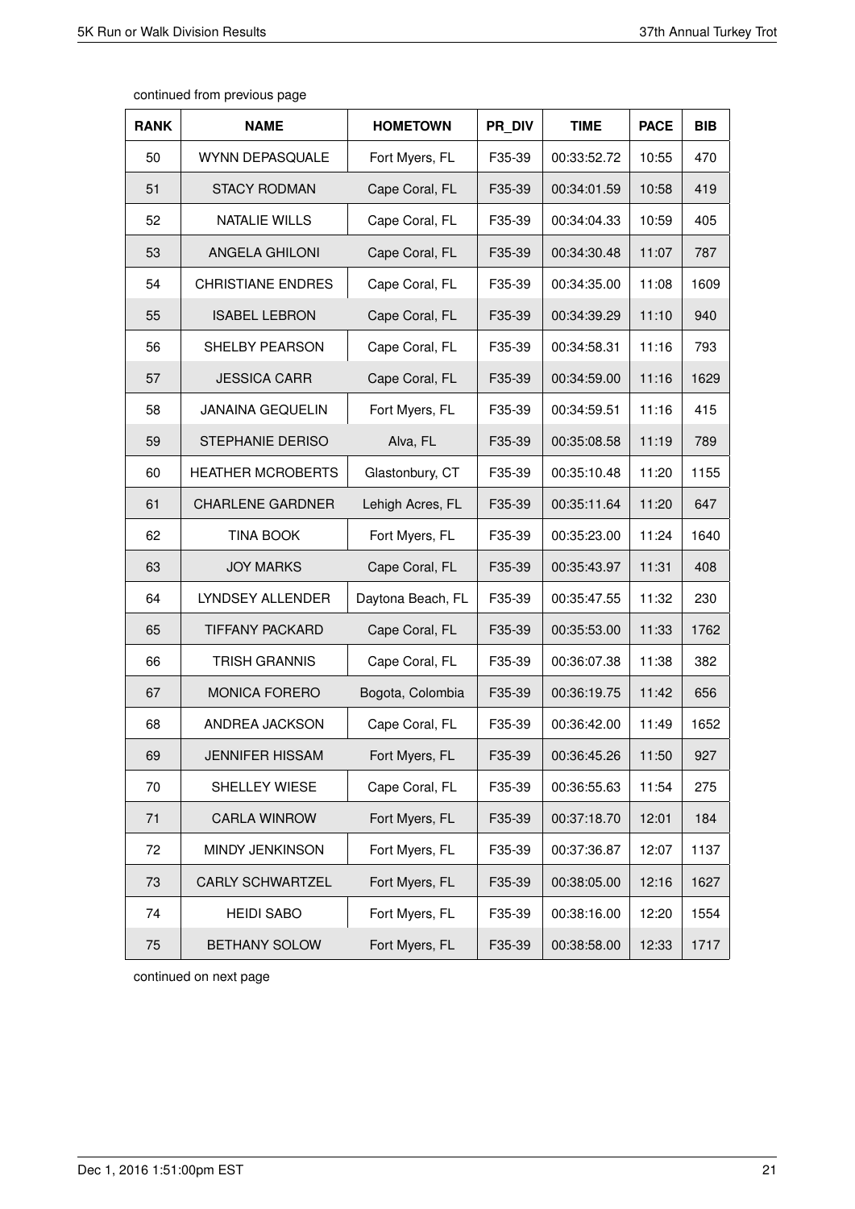continued from previous page

| RANK | NAME | HOMETOWN | PR_DIV | TIME | PACE | BIB |
|---|---|---|---|---|---|---|
| 50 | WYNN DEPASQUALE | Fort Myers, FL | F35-39 | 00:33:52.72 | 10:55 | 470 |
| 51 | STACY RODMAN | Cape Coral, FL | F35-39 | 00:34:01.59 | 10:58 | 419 |
| 52 | NATALIE WILLS | Cape Coral, FL | F35-39 | 00:34:04.33 | 10:59 | 405 |
| 53 | ANGELA GHILONI | Cape Coral, FL | F35-39 | 00:34:30.48 | 11:07 | 787 |
| 54 | CHRISTIANE ENDRES | Cape Coral, FL | F35-39 | 00:34:35.00 | 11:08 | 1609 |
| 55 | ISABEL LEBRON | Cape Coral, FL | F35-39 | 00:34:39.29 | 11:10 | 940 |
| 56 | SHELBY PEARSON | Cape Coral, FL | F35-39 | 00:34:58.31 | 11:16 | 793 |
| 57 | JESSICA CARR | Cape Coral, FL | F35-39 | 00:34:59.00 | 11:16 | 1629 |
| 58 | JANAINA GEQUELIN | Fort Myers, FL | F35-39 | 00:34:59.51 | 11:16 | 415 |
| 59 | STEPHANIE DERISO | Alva, FL | F35-39 | 00:35:08.58 | 11:19 | 789 |
| 60 | HEATHER MCROBERTS | Glastonbury, CT | F35-39 | 00:35:10.48 | 11:20 | 1155 |
| 61 | CHARLENE GARDNER | Lehigh Acres, FL | F35-39 | 00:35:11.64 | 11:20 | 647 |
| 62 | TINA BOOK | Fort Myers, FL | F35-39 | 00:35:23.00 | 11:24 | 1640 |
| 63 | JOY MARKS | Cape Coral, FL | F35-39 | 00:35:43.97 | 11:31 | 408 |
| 64 | LYNDSEY ALLENDER | Daytona Beach, FL | F35-39 | 00:35:47.55 | 11:32 | 230 |
| 65 | TIFFANY PACKARD | Cape Coral, FL | F35-39 | 00:35:53.00 | 11:33 | 1762 |
| 66 | TRISH GRANNIS | Cape Coral, FL | F35-39 | 00:36:07.38 | 11:38 | 382 |
| 67 | MONICA FORERO | Bogota, Colombia | F35-39 | 00:36:19.75 | 11:42 | 656 |
| 68 | ANDREA JACKSON | Cape Coral, FL | F35-39 | 00:36:42.00 | 11:49 | 1652 |
| 69 | JENNIFER HISSAM | Fort Myers, FL | F35-39 | 00:36:45.26 | 11:50 | 927 |
| 70 | SHELLEY WIESE | Cape Coral, FL | F35-39 | 00:36:55.63 | 11:54 | 275 |
| 71 | CARLA WINROW | Fort Myers, FL | F35-39 | 00:37:18.70 | 12:01 | 184 |
| 72 | MINDY JENKINSON | Fort Myers, FL | F35-39 | 00:37:36.87 | 12:07 | 1137 |
| 73 | CARLY SCHWARTZEL | Fort Myers, FL | F35-39 | 00:38:05.00 | 12:16 | 1627 |
| 74 | HEIDI SABO | Fort Myers, FL | F35-39 | 00:38:16.00 | 12:20 | 1554 |
| 75 | BETHANY SOLOW | Fort Myers, FL | F35-39 | 00:38:58.00 | 12:33 | 1717 |

continued on next page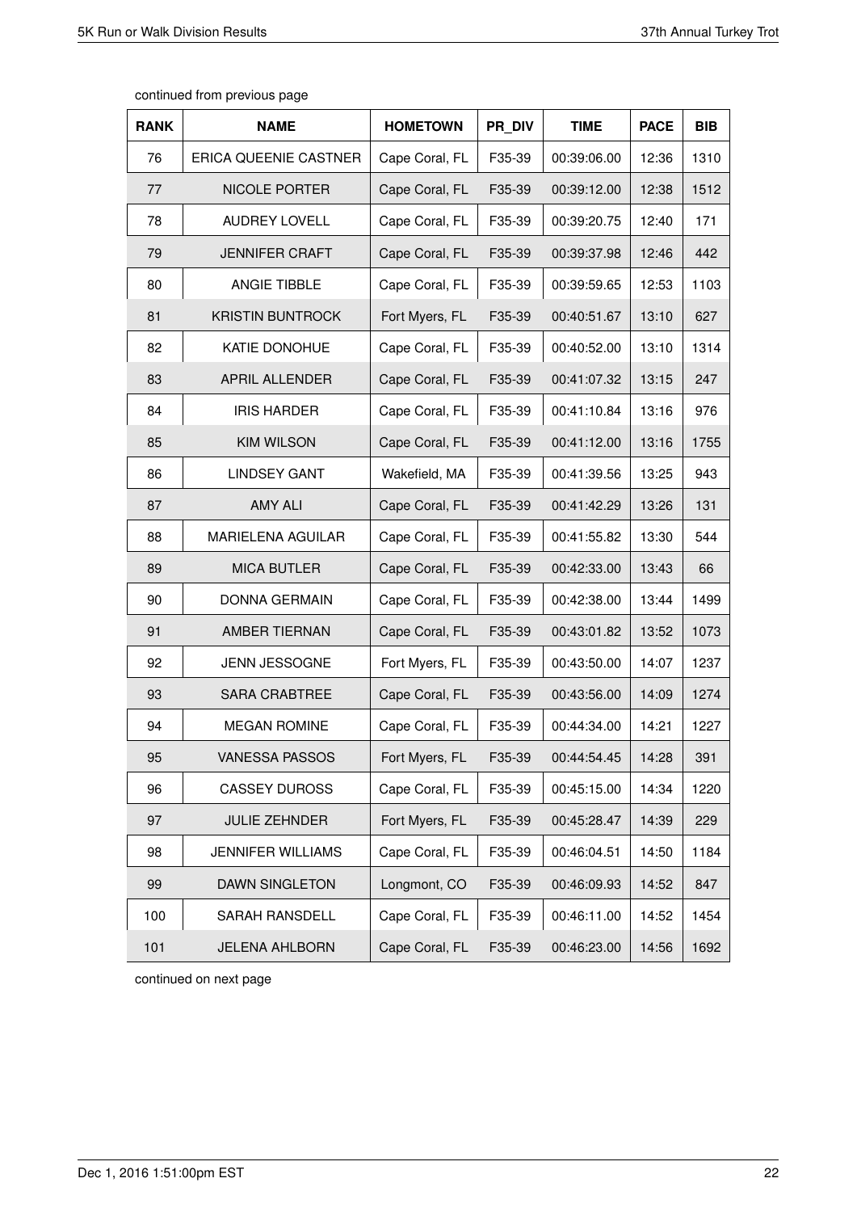continued from previous page

| RANK | NAME | HOMETOWN | PR_DIV | TIME | PACE | BIB |
|---|---|---|---|---|---|---|
| 76 | ERICA QUEENIE CASTNER | Cape Coral, FL | F35-39 | 00:39:06.00 | 12:36 | 1310 |
| 77 | NICOLE PORTER | Cape Coral, FL | F35-39 | 00:39:12.00 | 12:38 | 1512 |
| 78 | AUDREY LOVELL | Cape Coral, FL | F35-39 | 00:39:20.75 | 12:40 | 171 |
| 79 | JENNIFER CRAFT | Cape Coral, FL | F35-39 | 00:39:37.98 | 12:46 | 442 |
| 80 | ANGIE TIBBLE | Cape Coral, FL | F35-39 | 00:39:59.65 | 12:53 | 1103 |
| 81 | KRISTIN BUNTROCK | Fort Myers, FL | F35-39 | 00:40:51.67 | 13:10 | 627 |
| 82 | KATIE DONOHUE | Cape Coral, FL | F35-39 | 00:40:52.00 | 13:10 | 1314 |
| 83 | APRIL ALLENDER | Cape Coral, FL | F35-39 | 00:41:07.32 | 13:15 | 247 |
| 84 | IRIS HARDER | Cape Coral, FL | F35-39 | 00:41:10.84 | 13:16 | 976 |
| 85 | KIM WILSON | Cape Coral, FL | F35-39 | 00:41:12.00 | 13:16 | 1755 |
| 86 | LINDSEY GANT | Wakefield, MA | F35-39 | 00:41:39.56 | 13:25 | 943 |
| 87 | AMY ALI | Cape Coral, FL | F35-39 | 00:41:42.29 | 13:26 | 131 |
| 88 | MARIELENA AGUILAR | Cape Coral, FL | F35-39 | 00:41:55.82 | 13:30 | 544 |
| 89 | MICA BUTLER | Cape Coral, FL | F35-39 | 00:42:33.00 | 13:43 | 66 |
| 90 | DONNA GERMAIN | Cape Coral, FL | F35-39 | 00:42:38.00 | 13:44 | 1499 |
| 91 | AMBER TIERNAN | Cape Coral, FL | F35-39 | 00:43:01.82 | 13:52 | 1073 |
| 92 | JENN JESSOGNE | Fort Myers, FL | F35-39 | 00:43:50.00 | 14:07 | 1237 |
| 93 | SARA CRABTREE | Cape Coral, FL | F35-39 | 00:43:56.00 | 14:09 | 1274 |
| 94 | MEGAN ROMINE | Cape Coral, FL | F35-39 | 00:44:34.00 | 14:21 | 1227 |
| 95 | VANESSA PASSOS | Fort Myers, FL | F35-39 | 00:44:54.45 | 14:28 | 391 |
| 96 | CASSEY DUROSS | Cape Coral, FL | F35-39 | 00:45:15.00 | 14:34 | 1220 |
| 97 | JULIE ZEHNDER | Fort Myers, FL | F35-39 | 00:45:28.47 | 14:39 | 229 |
| 98 | JENNIFER WILLIAMS | Cape Coral, FL | F35-39 | 00:46:04.51 | 14:50 | 1184 |
| 99 | DAWN SINGLETON | Longmont, CO | F35-39 | 00:46:09.93 | 14:52 | 847 |
| 100 | SARAH RANSDELL | Cape Coral, FL | F35-39 | 00:46:11.00 | 14:52 | 1454 |
| 101 | JELENA AHLBORN | Cape Coral, FL | F35-39 | 00:46:23.00 | 14:56 | 1692 |

continued on next page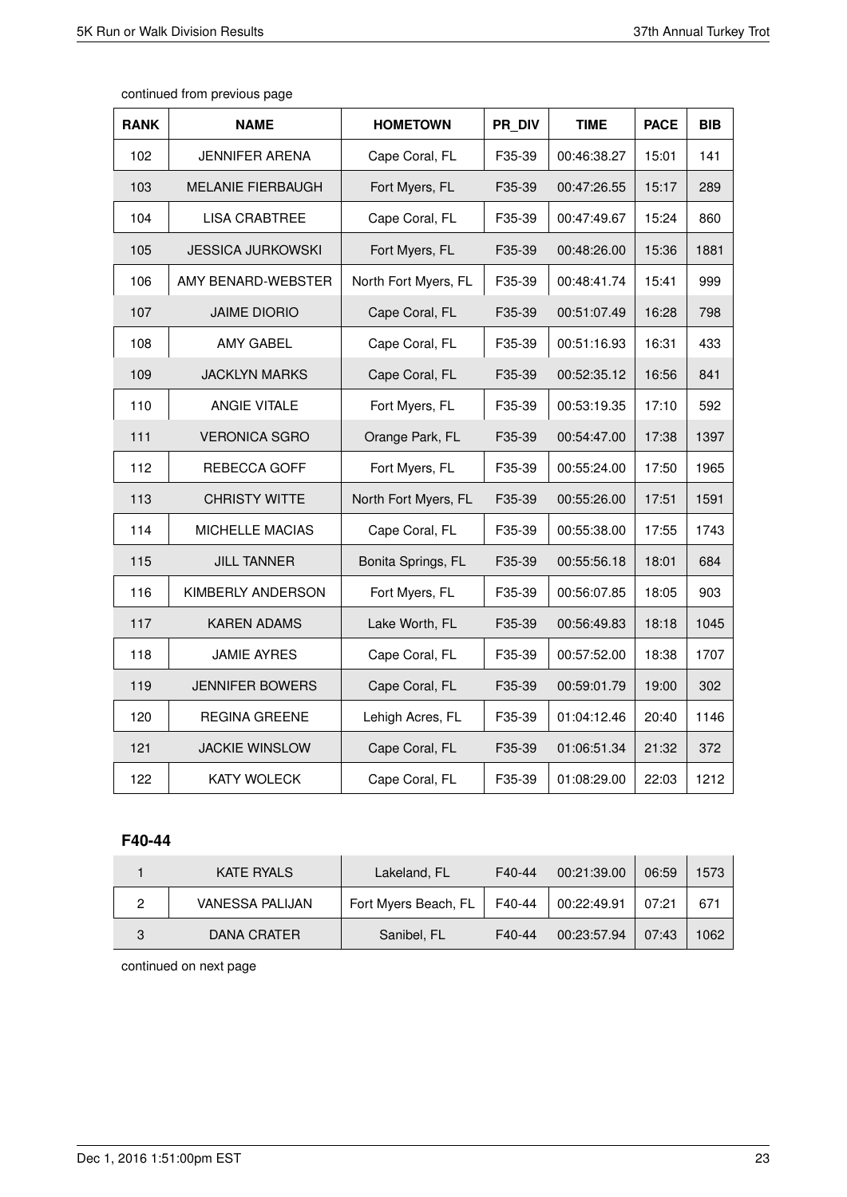continued from previous page

| RANK | NAME | HOMETOWN | PR_DIV | TIME | PACE | BIB |
|---|---|---|---|---|---|---|
| 102 | JENNIFER ARENA | Cape Coral, FL | F35-39 | 00:46:38.27 | 15:01 | 141 |
| 103 | MELANIE FIERBAUGH | Fort Myers, FL | F35-39 | 00:47:26.55 | 15:17 | 289 |
| 104 | LISA CRABTREE | Cape Coral, FL | F35-39 | 00:47:49.67 | 15:24 | 860 |
| 105 | JESSICA JURKOWSKI | Fort Myers, FL | F35-39 | 00:48:26.00 | 15:36 | 1881 |
| 106 | AMY BENARD-WEBSTER | North Fort Myers, FL | F35-39 | 00:48:41.74 | 15:41 | 999 |
| 107 | JAIME DIORIO | Cape Coral, FL | F35-39 | 00:51:07.49 | 16:28 | 798 |
| 108 | AMY GABEL | Cape Coral, FL | F35-39 | 00:51:16.93 | 16:31 | 433 |
| 109 | JACKLYN MARKS | Cape Coral, FL | F35-39 | 00:52:35.12 | 16:56 | 841 |
| 110 | ANGIE VITALE | Fort Myers, FL | F35-39 | 00:53:19.35 | 17:10 | 592 |
| 111 | VERONICA SGRO | Orange Park, FL | F35-39 | 00:54:47.00 | 17:38 | 1397 |
| 112 | REBECCA GOFF | Fort Myers, FL | F35-39 | 00:55:24.00 | 17:50 | 1965 |
| 113 | CHRISTY WITTE | North Fort Myers, FL | F35-39 | 00:55:26.00 | 17:51 | 1591 |
| 114 | MICHELLE MACIAS | Cape Coral, FL | F35-39 | 00:55:38.00 | 17:55 | 1743 |
| 115 | JILL TANNER | Bonita Springs, FL | F35-39 | 00:55:56.18 | 18:01 | 684 |
| 116 | KIMBERLY ANDERSON | Fort Myers, FL | F35-39 | 00:56:07.85 | 18:05 | 903 |
| 117 | KAREN ADAMS | Lake Worth, FL | F35-39 | 00:56:49.83 | 18:18 | 1045 |
| 118 | JAMIE AYRES | Cape Coral, FL | F35-39 | 00:57:52.00 | 18:38 | 1707 |
| 119 | JENNIFER BOWERS | Cape Coral, FL | F35-39 | 00:59:01.79 | 19:00 | 302 |
| 120 | REGINA GREENE | Lehigh Acres, FL | F35-39 | 01:04:12.46 | 20:40 | 1146 |
| 121 | JACKIE WINSLOW | Cape Coral, FL | F35-39 | 01:06:51.34 | 21:32 | 372 |
| 122 | KATY WOLECK | Cape Coral, FL | F35-39 | 01:08:29.00 | 22:03 | 1212 |

### F40-44

| RANK | NAME | HOMETOWN | PR_DIV | TIME | PACE | BIB |
|---|---|---|---|---|---|---|
| 1 | KATE RYALS | Lakeland, FL | F40-44 | 00:21:39.00 | 06:59 | 1573 |
| 2 | VANESSA PALIJAN | Fort Myers Beach, FL | F40-44 | 00:22:49.91 | 07:21 | 671 |
| 3 | DANA CRATER | Sanibel, FL | F40-44 | 00:23:57.94 | 07:43 | 1062 |

continued on next page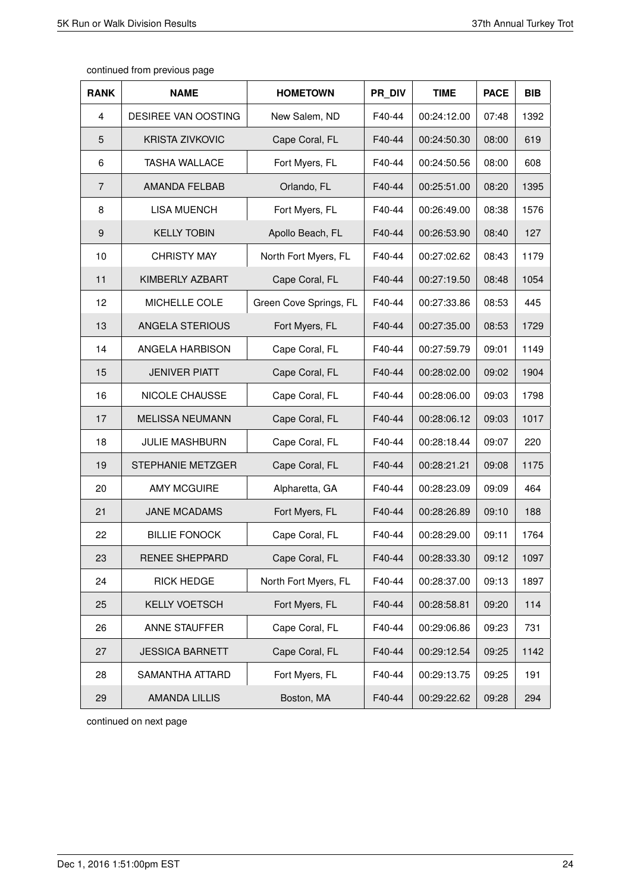continued from previous page

| RANK | NAME | HOMETOWN | PR_DIV | TIME | PACE | BIB |
|---|---|---|---|---|---|---|
| 4 | DESIREE VAN OOSTING | New Salem, ND | F40-44 | 00:24:12.00 | 07:48 | 1392 |
| 5 | KRISTA ZIVKOVIC | Cape Coral, FL | F40-44 | 00:24:50.30 | 08:00 | 619 |
| 6 | TASHA WALLACE | Fort Myers, FL | F40-44 | 00:24:50.56 | 08:00 | 608 |
| 7 | AMANDA FELBAB | Orlando, FL | F40-44 | 00:25:51.00 | 08:20 | 1395 |
| 8 | LISA MUENCH | Fort Myers, FL | F40-44 | 00:26:49.00 | 08:38 | 1576 |
| 9 | KELLY TOBIN | Apollo Beach, FL | F40-44 | 00:26:53.90 | 08:40 | 127 |
| 10 | CHRISTY MAY | North Fort Myers, FL | F40-44 | 00:27:02.62 | 08:43 | 1179 |
| 11 | KIMBERLY AZBART | Cape Coral, FL | F40-44 | 00:27:19.50 | 08:48 | 1054 |
| 12 | MICHELLE COLE | Green Cove Springs, FL | F40-44 | 00:27:33.86 | 08:53 | 445 |
| 13 | ANGELA STERIOUS | Fort Myers, FL | F40-44 | 00:27:35.00 | 08:53 | 1729 |
| 14 | ANGELA HARBISON | Cape Coral, FL | F40-44 | 00:27:59.79 | 09:01 | 1149 |
| 15 | JENIVER PIATT | Cape Coral, FL | F40-44 | 00:28:02.00 | 09:02 | 1904 |
| 16 | NICOLE CHAUSSE | Cape Coral, FL | F40-44 | 00:28:06.00 | 09:03 | 1798 |
| 17 | MELISSA NEUMANN | Cape Coral, FL | F40-44 | 00:28:06.12 | 09:03 | 1017 |
| 18 | JULIE MASHBURN | Cape Coral, FL | F40-44 | 00:28:18.44 | 09:07 | 220 |
| 19 | STEPHANIE METZGER | Cape Coral, FL | F40-44 | 00:28:21.21 | 09:08 | 1175 |
| 20 | AMY MCGUIRE | Alpharetta, GA | F40-44 | 00:28:23.09 | 09:09 | 464 |
| 21 | JANE MCADAMS | Fort Myers, FL | F40-44 | 00:28:26.89 | 09:10 | 188 |
| 22 | BILLIE FONOCK | Cape Coral, FL | F40-44 | 00:28:29.00 | 09:11 | 1764 |
| 23 | RENEE SHEPPARD | Cape Coral, FL | F40-44 | 00:28:33.30 | 09:12 | 1097 |
| 24 | RICK HEDGE | North Fort Myers, FL | F40-44 | 00:28:37.00 | 09:13 | 1897 |
| 25 | KELLY VOETSCH | Fort Myers, FL | F40-44 | 00:28:58.81 | 09:20 | 114 |
| 26 | ANNE STAUFFER | Cape Coral, FL | F40-44 | 00:29:06.86 | 09:23 | 731 |
| 27 | JESSICA BARNETT | Cape Coral, FL | F40-44 | 00:29:12.54 | 09:25 | 1142 |
| 28 | SAMANTHA ATTARD | Fort Myers, FL | F40-44 | 00:29:13.75 | 09:25 | 191 |
| 29 | AMANDA LILLIS | Boston, MA | F40-44 | 00:29:22.62 | 09:28 | 294 |

continued on next page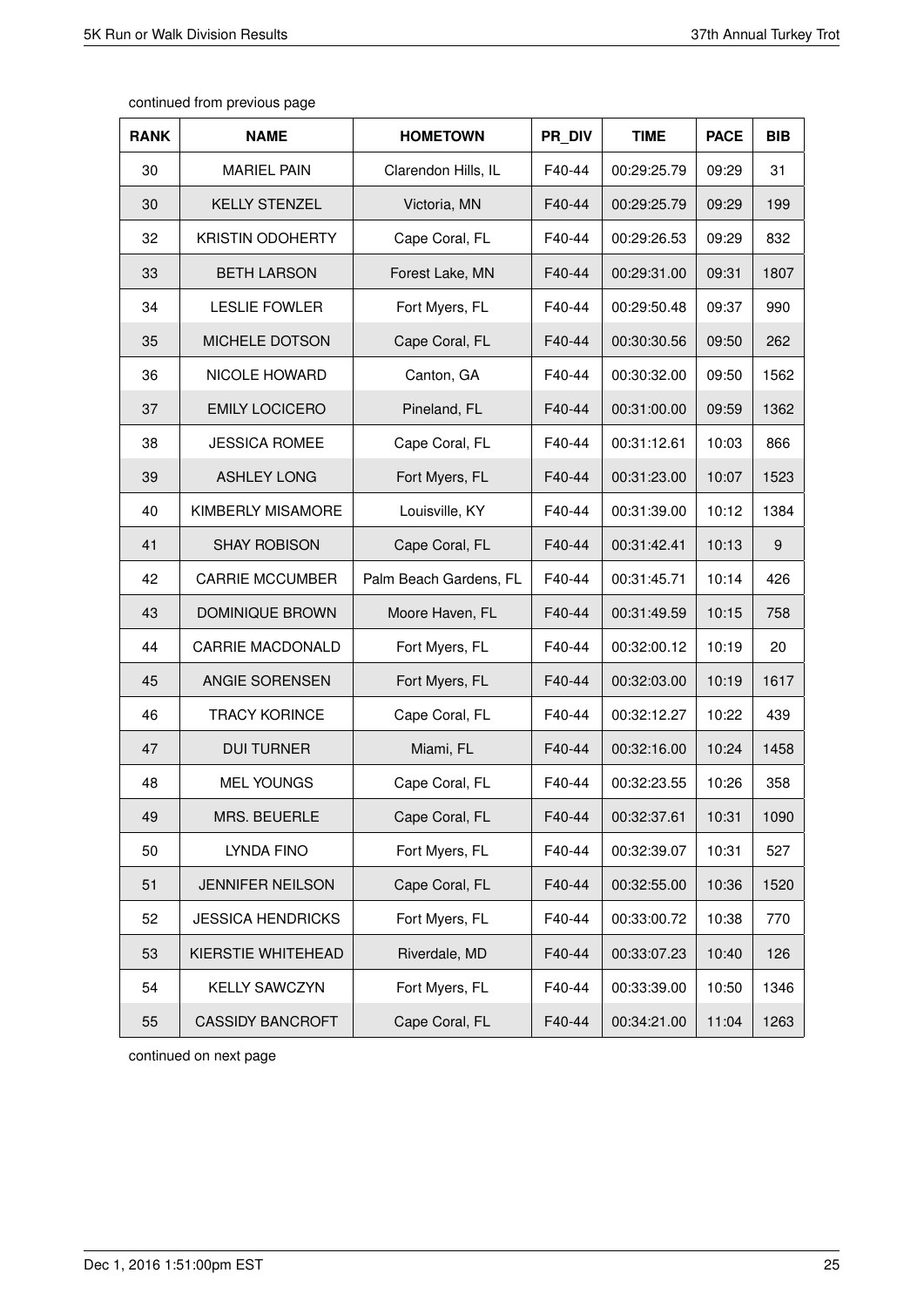continued from previous page

| RANK | NAME | HOMETOWN | PR_DIV | TIME | PACE | BIB |
|---|---|---|---|---|---|---|
| 30 | MARIEL PAIN | Clarendon Hills, IL | F40-44 | 00:29:25.79 | 09:29 | 31 |
| 30 | KELLY STENZEL | Victoria, MN | F40-44 | 00:29:25.79 | 09:29 | 199 |
| 32 | KRISTIN ODOHERTY | Cape Coral, FL | F40-44 | 00:29:26.53 | 09:29 | 832 |
| 33 | BETH LARSON | Forest Lake, MN | F40-44 | 00:29:31.00 | 09:31 | 1807 |
| 34 | LESLIE FOWLER | Fort Myers, FL | F40-44 | 00:29:50.48 | 09:37 | 990 |
| 35 | MICHELE DOTSON | Cape Coral, FL | F40-44 | 00:30:30.56 | 09:50 | 262 |
| 36 | NICOLE HOWARD | Canton, GA | F40-44 | 00:30:32.00 | 09:50 | 1562 |
| 37 | EMILY LOCICERO | Pineland, FL | F40-44 | 00:31:00.00 | 09:59 | 1362 |
| 38 | JESSICA ROMEE | Cape Coral, FL | F40-44 | 00:31:12.61 | 10:03 | 866 |
| 39 | ASHLEY LONG | Fort Myers, FL | F40-44 | 00:31:23.00 | 10:07 | 1523 |
| 40 | KIMBERLY MISAMORE | Louisville, KY | F40-44 | 00:31:39.00 | 10:12 | 1384 |
| 41 | SHAY ROBISON | Cape Coral, FL | F40-44 | 00:31:42.41 | 10:13 | 9 |
| 42 | CARRIE MCCUMBER | Palm Beach Gardens, FL | F40-44 | 00:31:45.71 | 10:14 | 426 |
| 43 | DOMINIQUE BROWN | Moore Haven, FL | F40-44 | 00:31:49.59 | 10:15 | 758 |
| 44 | CARRIE MACDONALD | Fort Myers, FL | F40-44 | 00:32:00.12 | 10:19 | 20 |
| 45 | ANGIE SORENSEN | Fort Myers, FL | F40-44 | 00:32:03.00 | 10:19 | 1617 |
| 46 | TRACY KORINCE | Cape Coral, FL | F40-44 | 00:32:12.27 | 10:22 | 439 |
| 47 | DUI TURNER | Miami, FL | F40-44 | 00:32:16.00 | 10:24 | 1458 |
| 48 | MEL YOUNGS | Cape Coral, FL | F40-44 | 00:32:23.55 | 10:26 | 358 |
| 49 | MRS. BEUERLE | Cape Coral, FL | F40-44 | 00:32:37.61 | 10:31 | 1090 |
| 50 | LYNDA FINO | Fort Myers, FL | F40-44 | 00:32:39.07 | 10:31 | 527 |
| 51 | JENNIFER NEILSON | Cape Coral, FL | F40-44 | 00:32:55.00 | 10:36 | 1520 |
| 52 | JESSICA HENDRICKS | Fort Myers, FL | F40-44 | 00:33:00.72 | 10:38 | 770 |
| 53 | KIERSTIE WHITEHEAD | Riverdale, MD | F40-44 | 00:33:07.23 | 10:40 | 126 |
| 54 | KELLY SAWCZYN | Fort Myers, FL | F40-44 | 00:33:39.00 | 10:50 | 1346 |
| 55 | CASSIDY BANCROFT | Cape Coral, FL | F40-44 | 00:34:21.00 | 11:04 | 1263 |

continued on next page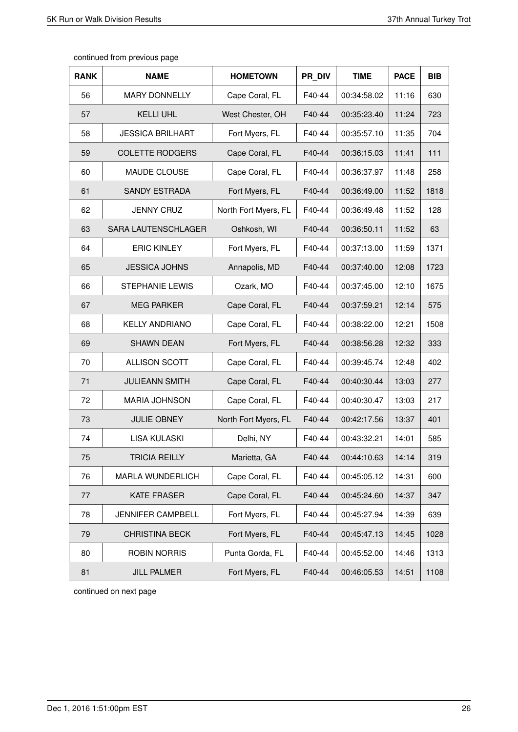continued from previous page

| RANK | NAME | HOMETOWN | PR_DIV | TIME | PACE | BIB |
|---|---|---|---|---|---|---|
| 56 | MARY DONNELLY | Cape Coral, FL | F40-44 | 00:34:58.02 | 11:16 | 630 |
| 57 | KELLI UHL | West Chester, OH | F40-44 | 00:35:23.40 | 11:24 | 723 |
| 58 | JESSICA BRILHART | Fort Myers, FL | F40-44 | 00:35:57.10 | 11:35 | 704 |
| 59 | COLETTE RODGERS | Cape Coral, FL | F40-44 | 00:36:15.03 | 11:41 | 111 |
| 60 | MAUDE CLOUSE | Cape Coral, FL | F40-44 | 00:36:37.97 | 11:48 | 258 |
| 61 | SANDY ESTRADA | Fort Myers, FL | F40-44 | 00:36:49.00 | 11:52 | 1818 |
| 62 | JENNY CRUZ | North Fort Myers, FL | F40-44 | 00:36:49.48 | 11:52 | 128 |
| 63 | SARA LAUTENSCHLAGER | Oshkosh, WI | F40-44 | 00:36:50.11 | 11:52 | 63 |
| 64 | ERIC KINLEY | Fort Myers, FL | F40-44 | 00:37:13.00 | 11:59 | 1371 |
| 65 | JESSICA JOHNS | Annapolis, MD | F40-44 | 00:37:40.00 | 12:08 | 1723 |
| 66 | STEPHANIE LEWIS | Ozark, MO | F40-44 | 00:37:45.00 | 12:10 | 1675 |
| 67 | MEG PARKER | Cape Coral, FL | F40-44 | 00:37:59.21 | 12:14 | 575 |
| 68 | KELLY ANDRIANO | Cape Coral, FL | F40-44 | 00:38:22.00 | 12:21 | 1508 |
| 69 | SHAWN DEAN | Fort Myers, FL | F40-44 | 00:38:56.28 | 12:32 | 333 |
| 70 | ALLISON SCOTT | Cape Coral, FL | F40-44 | 00:39:45.74 | 12:48 | 402 |
| 71 | JULIEANN SMITH | Cape Coral, FL | F40-44 | 00:40:30.44 | 13:03 | 277 |
| 72 | MARIA JOHNSON | Cape Coral, FL | F40-44 | 00:40:30.47 | 13:03 | 217 |
| 73 | JULIE OBNEY | North Fort Myers, FL | F40-44 | 00:42:17.56 | 13:37 | 401 |
| 74 | LISA KULASKI | Delhi, NY | F40-44 | 00:43:32.21 | 14:01 | 585 |
| 75 | TRICIA REILLY | Marietta, GA | F40-44 | 00:44:10.63 | 14:14 | 319 |
| 76 | MARLA WUNDERLICH | Cape Coral, FL | F40-44 | 00:45:05.12 | 14:31 | 600 |
| 77 | KATE FRASER | Cape Coral, FL | F40-44 | 00:45:24.60 | 14:37 | 347 |
| 78 | JENNIFER CAMPBELL | Fort Myers, FL | F40-44 | 00:45:27.94 | 14:39 | 639 |
| 79 | CHRISTINA BECK | Fort Myers, FL | F40-44 | 00:45:47.13 | 14:45 | 1028 |
| 80 | ROBIN NORRIS | Punta Gorda, FL | F40-44 | 00:45:52.00 | 14:46 | 1313 |
| 81 | JILL PALMER | Fort Myers, FL | F40-44 | 00:46:05.53 | 14:51 | 1108 |

continued on next page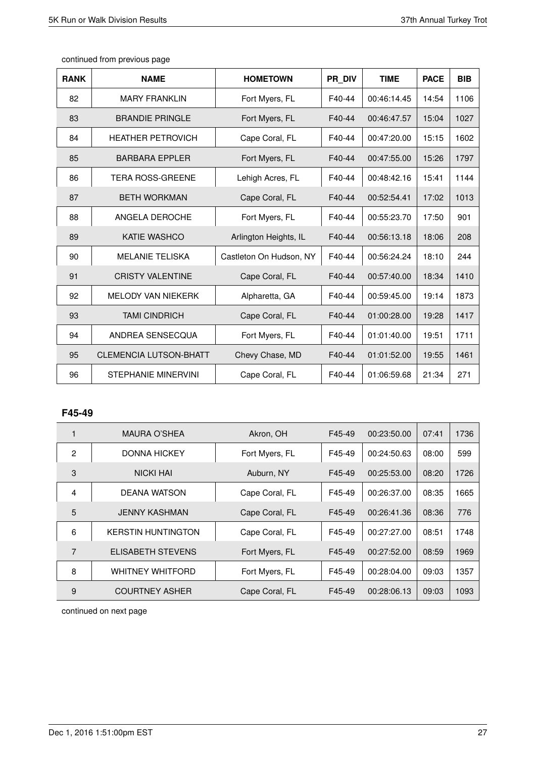continued from previous page

| RANK | NAME | HOMETOWN | PR_DIV | TIME | PACE | BIB |
|---|---|---|---|---|---|---|
| 82 | MARY FRANKLIN | Fort Myers, FL | F40-44 | 00:46:14.45 | 14:54 | 1106 |
| 83 | BRANDIE PRINGLE | Fort Myers, FL | F40-44 | 00:46:47.57 | 15:04 | 1027 |
| 84 | HEATHER PETROVICH | Cape Coral, FL | F40-44 | 00:47:20.00 | 15:15 | 1602 |
| 85 | BARBARA EPPLER | Fort Myers, FL | F40-44 | 00:47:55.00 | 15:26 | 1797 |
| 86 | TERA ROSS-GREENE | Lehigh Acres, FL | F40-44 | 00:48:42.16 | 15:41 | 1144 |
| 87 | BETH WORKMAN | Cape Coral, FL | F40-44 | 00:52:54.41 | 17:02 | 1013 |
| 88 | ANGELA DEROCHE | Fort Myers, FL | F40-44 | 00:55:23.70 | 17:50 | 901 |
| 89 | KATIE WASHCO | Arlington Heights, IL | F40-44 | 00:56:13.18 | 18:06 | 208 |
| 90 | MELANIE TELISKA | Castleton On Hudson, NY | F40-44 | 00:56:24.24 | 18:10 | 244 |
| 91 | CRISTY VALENTINE | Cape Coral, FL | F40-44 | 00:57:40.00 | 18:34 | 1410 |
| 92 | MELODY VAN NIEKERK | Alpharetta, GA | F40-44 | 00:59:45.00 | 19:14 | 1873 |
| 93 | TAMI CINDRICH | Cape Coral, FL | F40-44 | 01:00:28.00 | 19:28 | 1417 |
| 94 | ANDREA SENSECQUA | Fort Myers, FL | F40-44 | 01:01:40.00 | 19:51 | 1711 |
| 95 | CLEMENCIA LUTSON-BHATT | Chevy Chase, MD | F40-44 | 01:01:52.00 | 19:55 | 1461 |
| 96 | STEPHANIE MINERVINI | Cape Coral, FL | F40-44 | 01:06:59.68 | 21:34 | 271 |

## F45-49

| RANK | NAME | HOMETOWN | PR_DIV | TIME | PACE | BIB |
|---|---|---|---|---|---|---|
| 1 | MAURA O'SHEA | Akron, OH | F45-49 | 00:23:50.00 | 07:41 | 1736 |
| 2 | DONNA HICKEY | Fort Myers, FL | F45-49 | 00:24:50.63 | 08:00 | 599 |
| 3 | NICKI HAI | Auburn, NY | F45-49 | 00:25:53.00 | 08:20 | 1726 |
| 4 | DEANA WATSON | Cape Coral, FL | F45-49 | 00:26:37.00 | 08:35 | 1665 |
| 5 | JENNY KASHMAN | Cape Coral, FL | F45-49 | 00:26:41.36 | 08:36 | 776 |
| 6 | KERSTIN HUNTINGTON | Cape Coral, FL | F45-49 | 00:27:27.00 | 08:51 | 1748 |
| 7 | ELISABETH STEVENS | Fort Myers, FL | F45-49 | 00:27:52.00 | 08:59 | 1969 |
| 8 | WHITNEY WHITFORD | Fort Myers, FL | F45-49 | 00:28:04.00 | 09:03 | 1357 |
| 9 | COURTNEY ASHER | Cape Coral, FL | F45-49 | 00:28:06.13 | 09:03 | 1093 |

continued on next page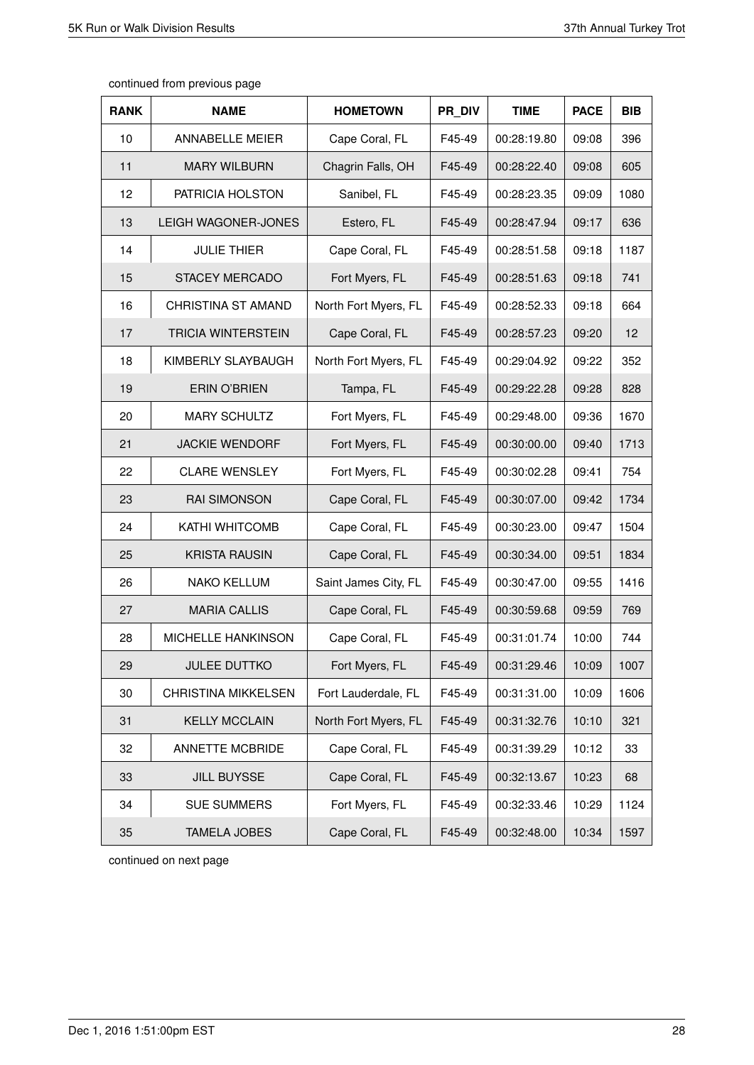continued from previous page

| RANK | NAME | HOMETOWN | PR_DIV | TIME | PACE | BIB |
|---|---|---|---|---|---|---|
| 10 | ANNABELLE MEIER | Cape Coral, FL | F45-49 | 00:28:19.80 | 09:08 | 396 |
| 11 | MARY WILBURN | Chagrin Falls, OH | F45-49 | 00:28:22.40 | 09:08 | 605 |
| 12 | PATRICIA HOLSTON | Sanibel, FL | F45-49 | 00:28:23.35 | 09:09 | 1080 |
| 13 | LEIGH WAGONER-JONES | Estero, FL | F45-49 | 00:28:47.94 | 09:17 | 636 |
| 14 | JULIE THIER | Cape Coral, FL | F45-49 | 00:28:51.58 | 09:18 | 1187 |
| 15 | STACEY MERCADO | Fort Myers, FL | F45-49 | 00:28:51.63 | 09:18 | 741 |
| 16 | CHRISTINA ST AMAND | North Fort Myers, FL | F45-49 | 00:28:52.33 | 09:18 | 664 |
| 17 | TRICIA WINTERSTEIN | Cape Coral, FL | F45-49 | 00:28:57.23 | 09:20 | 12 |
| 18 | KIMBERLY SLAYBAUGH | North Fort Myers, FL | F45-49 | 00:29:04.92 | 09:22 | 352 |
| 19 | ERIN O'BRIEN | Tampa, FL | F45-49 | 00:29:22.28 | 09:28 | 828 |
| 20 | MARY SCHULTZ | Fort Myers, FL | F45-49 | 00:29:48.00 | 09:36 | 1670 |
| 21 | JACKIE WENDORF | Fort Myers, FL | F45-49 | 00:30:00.00 | 09:40 | 1713 |
| 22 | CLARE WENSLEY | Fort Myers, FL | F45-49 | 00:30:02.28 | 09:41 | 754 |
| 23 | RAI SIMONSON | Cape Coral, FL | F45-49 | 00:30:07.00 | 09:42 | 1734 |
| 24 | KATHI WHITCOMB | Cape Coral, FL | F45-49 | 00:30:23.00 | 09:47 | 1504 |
| 25 | KRISTA RAUSIN | Cape Coral, FL | F45-49 | 00:30:34.00 | 09:51 | 1834 |
| 26 | NAKO KELLUM | Saint James City, FL | F45-49 | 00:30:47.00 | 09:55 | 1416 |
| 27 | MARIA CALLIS | Cape Coral, FL | F45-49 | 00:30:59.68 | 09:59 | 769 |
| 28 | MICHELLE HANKINSON | Cape Coral, FL | F45-49 | 00:31:01.74 | 10:00 | 744 |
| 29 | JULEE DUTTKO | Fort Myers, FL | F45-49 | 00:31:29.46 | 10:09 | 1007 |
| 30 | CHRISTINA MIKKELSEN | Fort Lauderdale, FL | F45-49 | 00:31:31.00 | 10:09 | 1606 |
| 31 | KELLY MCCLAIN | North Fort Myers, FL | F45-49 | 00:31:32.76 | 10:10 | 321 |
| 32 | ANNETTE MCBRIDE | Cape Coral, FL | F45-49 | 00:31:39.29 | 10:12 | 33 |
| 33 | JILL BUYSSE | Cape Coral, FL | F45-49 | 00:32:13.67 | 10:23 | 68 |
| 34 | SUE SUMMERS | Fort Myers, FL | F45-49 | 00:32:33.46 | 10:29 | 1124 |
| 35 | TAMELA JOBES | Cape Coral, FL | F45-49 | 00:32:48.00 | 10:34 | 1597 |

continued on next page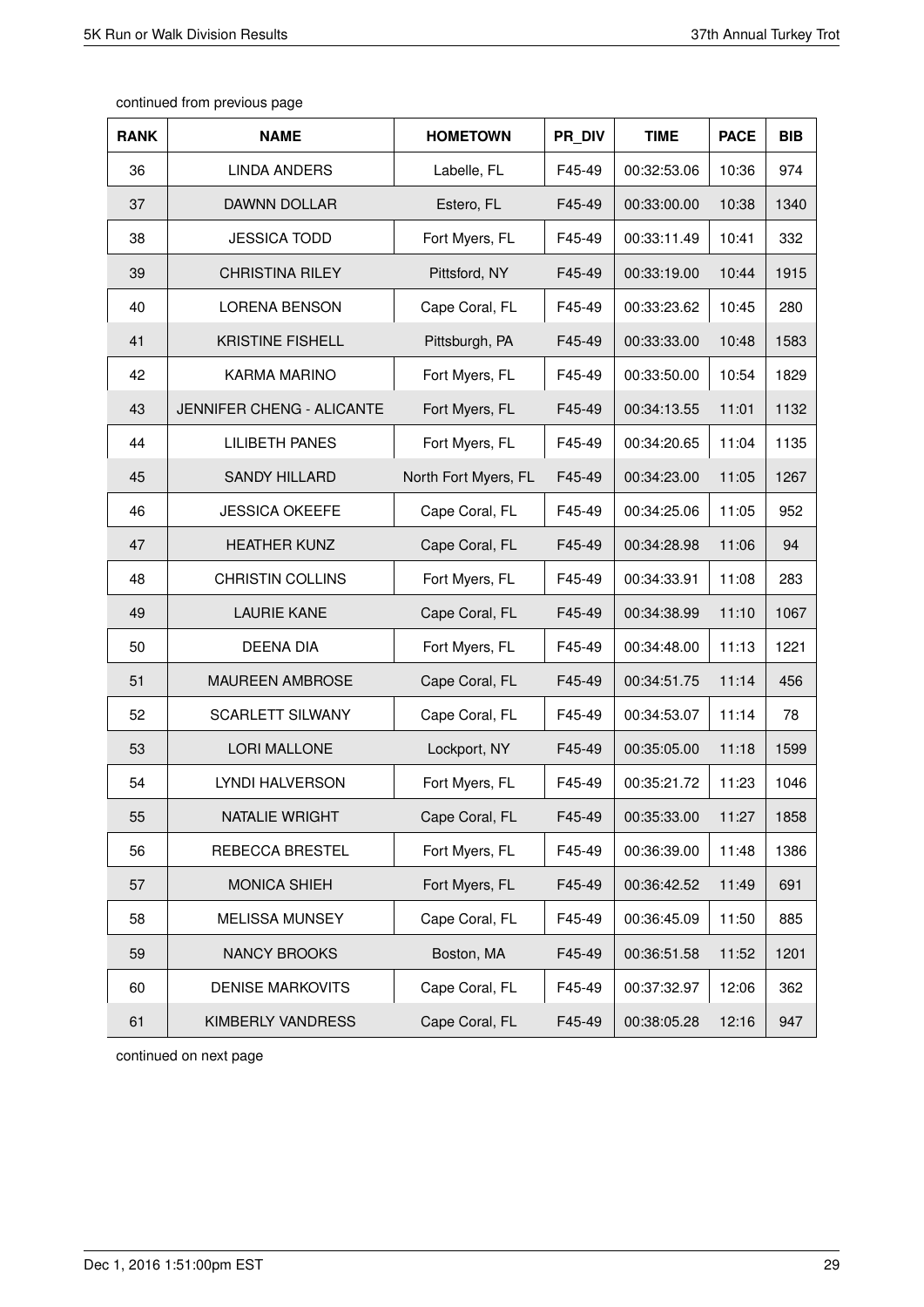continued from previous page

| RANK | NAME | HOMETOWN | PR_DIV | TIME | PACE | BIB |
|---|---|---|---|---|---|---|
| 36 | LINDA ANDERS | Labelle, FL | F45-49 | 00:32:53.06 | 10:36 | 974 |
| 37 | DAWNN DOLLAR | Estero, FL | F45-49 | 00:33:00.00 | 10:38 | 1340 |
| 38 | JESSICA TODD | Fort Myers, FL | F45-49 | 00:33:11.49 | 10:41 | 332 |
| 39 | CHRISTINA RILEY | Pittsford, NY | F45-49 | 00:33:19.00 | 10:44 | 1915 |
| 40 | LORENA BENSON | Cape Coral, FL | F45-49 | 00:33:23.62 | 10:45 | 280 |
| 41 | KRISTINE FISHELL | Pittsburgh, PA | F45-49 | 00:33:33.00 | 10:48 | 1583 |
| 42 | KARMA MARINO | Fort Myers, FL | F45-49 | 00:33:50.00 | 10:54 | 1829 |
| 43 | JENNIFER CHENG - ALICANTE | Fort Myers, FL | F45-49 | 00:34:13.55 | 11:01 | 1132 |
| 44 | LILIBETH PANES | Fort Myers, FL | F45-49 | 00:34:20.65 | 11:04 | 1135 |
| 45 | SANDY HILLARD | North Fort Myers, FL | F45-49 | 00:34:23.00 | 11:05 | 1267 |
| 46 | JESSICA OKEEFE | Cape Coral, FL | F45-49 | 00:34:25.06 | 11:05 | 952 |
| 47 | HEATHER KUNZ | Cape Coral, FL | F45-49 | 00:34:28.98 | 11:06 | 94 |
| 48 | CHRISTIN COLLINS | Fort Myers, FL | F45-49 | 00:34:33.91 | 11:08 | 283 |
| 49 | LAURIE KANE | Cape Coral, FL | F45-49 | 00:34:38.99 | 11:10 | 1067 |
| 50 | DEENA DIA | Fort Myers, FL | F45-49 | 00:34:48.00 | 11:13 | 1221 |
| 51 | MAUREEN AMBROSE | Cape Coral, FL | F45-49 | 00:34:51.75 | 11:14 | 456 |
| 52 | SCARLETT SILWANY | Cape Coral, FL | F45-49 | 00:34:53.07 | 11:14 | 78 |
| 53 | LORI MALLONE | Lockport, NY | F45-49 | 00:35:05.00 | 11:18 | 1599 |
| 54 | LYNDI HALVERSON | Fort Myers, FL | F45-49 | 00:35:21.72 | 11:23 | 1046 |
| 55 | NATALIE WRIGHT | Cape Coral, FL | F45-49 | 00:35:33.00 | 11:27 | 1858 |
| 56 | REBECCA BRESTEL | Fort Myers, FL | F45-49 | 00:36:39.00 | 11:48 | 1386 |
| 57 | MONICA SHIEH | Fort Myers, FL | F45-49 | 00:36:42.52 | 11:49 | 691 |
| 58 | MELISSA MUNSEY | Cape Coral, FL | F45-49 | 00:36:45.09 | 11:50 | 885 |
| 59 | NANCY BROOKS | Boston, MA | F45-49 | 00:36:51.58 | 11:52 | 1201 |
| 60 | DENISE MARKOVITS | Cape Coral, FL | F45-49 | 00:37:32.97 | 12:06 | 362 |
| 61 | KIMBERLY VANDRESS | Cape Coral, FL | F45-49 | 00:38:05.28 | 12:16 | 947 |

continued on next page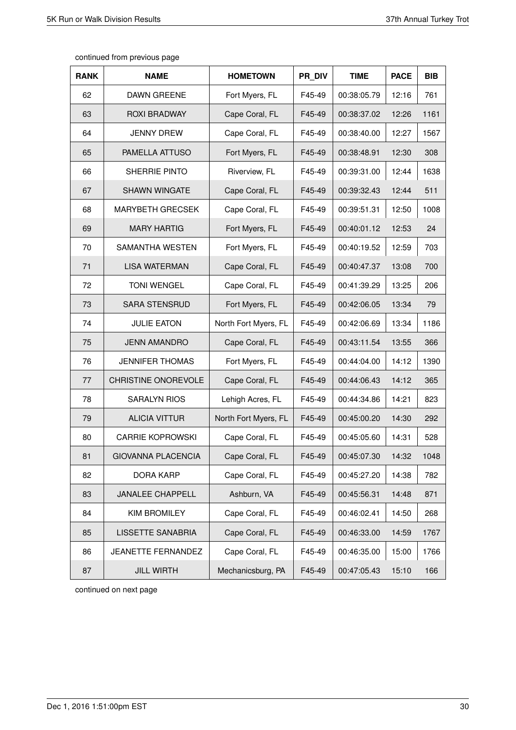continued from previous page

| RANK | NAME | HOMETOWN | PR_DIV | TIME | PACE | BIB |
|---|---|---|---|---|---|---|
| 62 | DAWN GREENE | Fort Myers, FL | F45-49 | 00:38:05.79 | 12:16 | 761 |
| 63 | ROXI BRADWAY | Cape Coral, FL | F45-49 | 00:38:37.02 | 12:26 | 1161 |
| 64 | JENNY DREW | Cape Coral, FL | F45-49 | 00:38:40.00 | 12:27 | 1567 |
| 65 | PAMELLA ATTUSO | Fort Myers, FL | F45-49 | 00:38:48.91 | 12:30 | 308 |
| 66 | SHERRIE PINTO | Riverview, FL | F45-49 | 00:39:31.00 | 12:44 | 1638 |
| 67 | SHAWN WINGATE | Cape Coral, FL | F45-49 | 00:39:32.43 | 12:44 | 511 |
| 68 | MARYBETH GRECSEK | Cape Coral, FL | F45-49 | 00:39:51.31 | 12:50 | 1008 |
| 69 | MARY HARTIG | Fort Myers, FL | F45-49 | 00:40:01.12 | 12:53 | 24 |
| 70 | SAMANTHA WESTEN | Fort Myers, FL | F45-49 | 00:40:19.52 | 12:59 | 703 |
| 71 | LISA WATERMAN | Cape Coral, FL | F45-49 | 00:40:47.37 | 13:08 | 700 |
| 72 | TONI WENGEL | Cape Coral, FL | F45-49 | 00:41:39.29 | 13:25 | 206 |
| 73 | SARA STENSRUD | Fort Myers, FL | F45-49 | 00:42:06.05 | 13:34 | 79 |
| 74 | JULIE EATON | North Fort Myers, FL | F45-49 | 00:42:06.69 | 13:34 | 1186 |
| 75 | JENN AMANDRO | Cape Coral, FL | F45-49 | 00:43:11.54 | 13:55 | 366 |
| 76 | JENNIFER THOMAS | Fort Myers, FL | F45-49 | 00:44:04.00 | 14:12 | 1390 |
| 77 | CHRISTINE ONOREVOLE | Cape Coral, FL | F45-49 | 00:44:06.43 | 14:12 | 365 |
| 78 | SARALYN RIOS | Lehigh Acres, FL | F45-49 | 00:44:34.86 | 14:21 | 823 |
| 79 | ALICIA VITTUR | North Fort Myers, FL | F45-49 | 00:45:00.20 | 14:30 | 292 |
| 80 | CARRIE KOPROWSKI | Cape Coral, FL | F45-49 | 00:45:05.60 | 14:31 | 528 |
| 81 | GIOVANNA PLACENCIA | Cape Coral, FL | F45-49 | 00:45:07.30 | 14:32 | 1048 |
| 82 | DORA KARP | Cape Coral, FL | F45-49 | 00:45:27.20 | 14:38 | 782 |
| 83 | JANALEE CHAPPELL | Ashburn, VA | F45-49 | 00:45:56.31 | 14:48 | 871 |
| 84 | KIM BROMILEY | Cape Coral, FL | F45-49 | 00:46:02.41 | 14:50 | 268 |
| 85 | LISSETTE SANABRIA | Cape Coral, FL | F45-49 | 00:46:33.00 | 14:59 | 1767 |
| 86 | JEANETTE FERNANDEZ | Cape Coral, FL | F45-49 | 00:46:35.00 | 15:00 | 1766 |
| 87 | JILL WIRTH | Mechanicsburg, PA | F45-49 | 00:47:05.43 | 15:10 | 166 |

continued on next page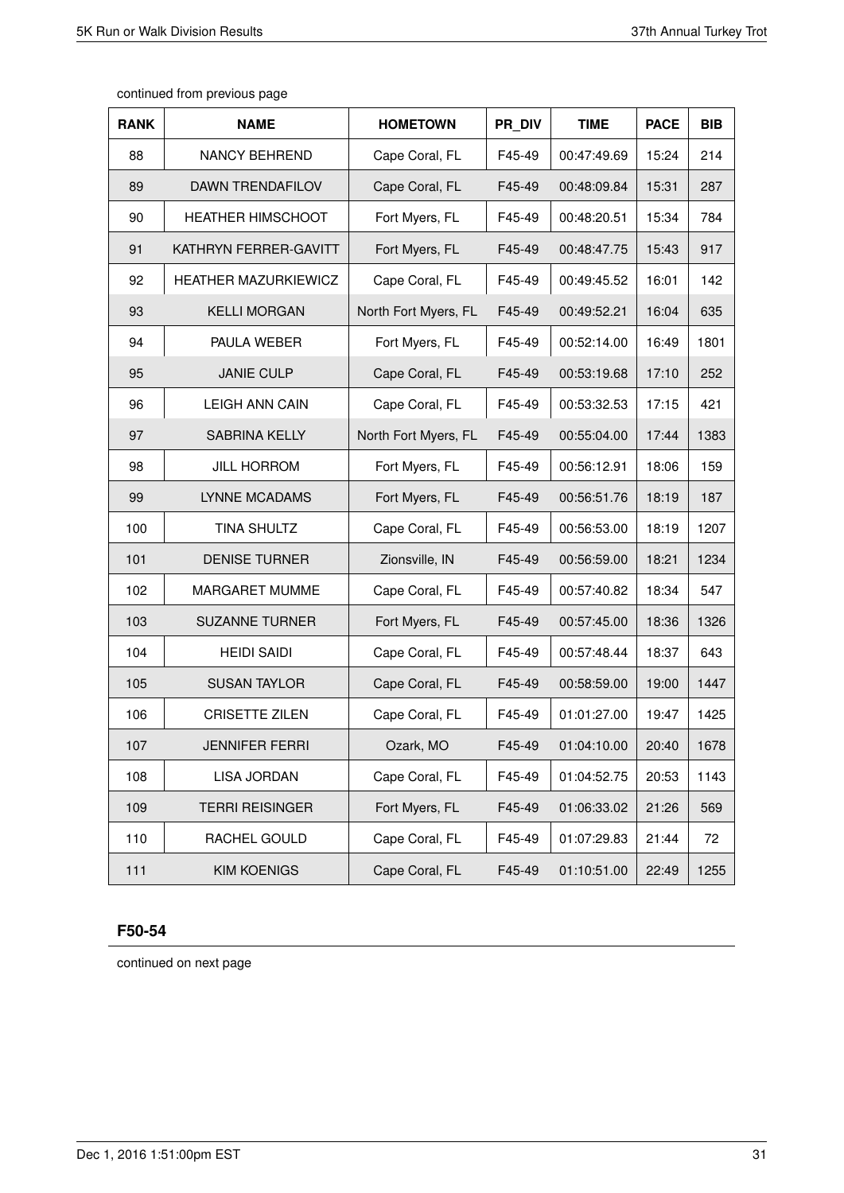continued from previous page

| RANK | NAME | HOMETOWN | PR_DIV | TIME | PACE | BIB |
|---|---|---|---|---|---|---|
| 88 | NANCY BEHREND | Cape Coral, FL | F45-49 | 00:47:49.69 | 15:24 | 214 |
| 89 | DAWN TRENDAFILOV | Cape Coral, FL | F45-49 | 00:48:09.84 | 15:31 | 287 |
| 90 | HEATHER HIMSCHOOT | Fort Myers, FL | F45-49 | 00:48:20.51 | 15:34 | 784 |
| 91 | KATHRYN FERRER-GAVITT | Fort Myers, FL | F45-49 | 00:48:47.75 | 15:43 | 917 |
| 92 | HEATHER MAZURKIEWICZ | Cape Coral, FL | F45-49 | 00:49:45.52 | 16:01 | 142 |
| 93 | KELLI MORGAN | North Fort Myers, FL | F45-49 | 00:49:52.21 | 16:04 | 635 |
| 94 | PAULA WEBER | Fort Myers, FL | F45-49 | 00:52:14.00 | 16:49 | 1801 |
| 95 | JANIE CULP | Cape Coral, FL | F45-49 | 00:53:19.68 | 17:10 | 252 |
| 96 | LEIGH ANN CAIN | Cape Coral, FL | F45-49 | 00:53:32.53 | 17:15 | 421 |
| 97 | SABRINA KELLY | North Fort Myers, FL | F45-49 | 00:55:04.00 | 17:44 | 1383 |
| 98 | JILL HORROM | Fort Myers, FL | F45-49 | 00:56:12.91 | 18:06 | 159 |
| 99 | LYNNE MCADAMS | Fort Myers, FL | F45-49 | 00:56:51.76 | 18:19 | 187 |
| 100 | TINA SHULTZ | Cape Coral, FL | F45-49 | 00:56:53.00 | 18:19 | 1207 |
| 101 | DENISE TURNER | Zionsville, IN | F45-49 | 00:56:59.00 | 18:21 | 1234 |
| 102 | MARGARET MUMME | Cape Coral, FL | F45-49 | 00:57:40.82 | 18:34 | 547 |
| 103 | SUZANNE TURNER | Fort Myers, FL | F45-49 | 00:57:45.00 | 18:36 | 1326 |
| 104 | HEIDI SAIDI | Cape Coral, FL | F45-49 | 00:57:48.44 | 18:37 | 643 |
| 105 | SUSAN TAYLOR | Cape Coral, FL | F45-49 | 00:58:59.00 | 19:00 | 1447 |
| 106 | CRISETTE ZILEN | Cape Coral, FL | F45-49 | 01:01:27.00 | 19:47 | 1425 |
| 107 | JENNIFER FERRI | Ozark, MO | F45-49 | 01:04:10.00 | 20:40 | 1678 |
| 108 | LISA JORDAN | Cape Coral, FL | F45-49 | 01:04:52.75 | 20:53 | 1143 |
| 109 | TERRI REISINGER | Fort Myers, FL | F45-49 | 01:06:33.02 | 21:26 | 569 |
| 110 | RACHEL GOULD | Cape Coral, FL | F45-49 | 01:07:29.83 | 21:44 | 72 |
| 111 | KIM KOENIGS | Cape Coral, FL | F45-49 | 01:10:51.00 | 22:49 | 1255 |

## F50-54

continued on next page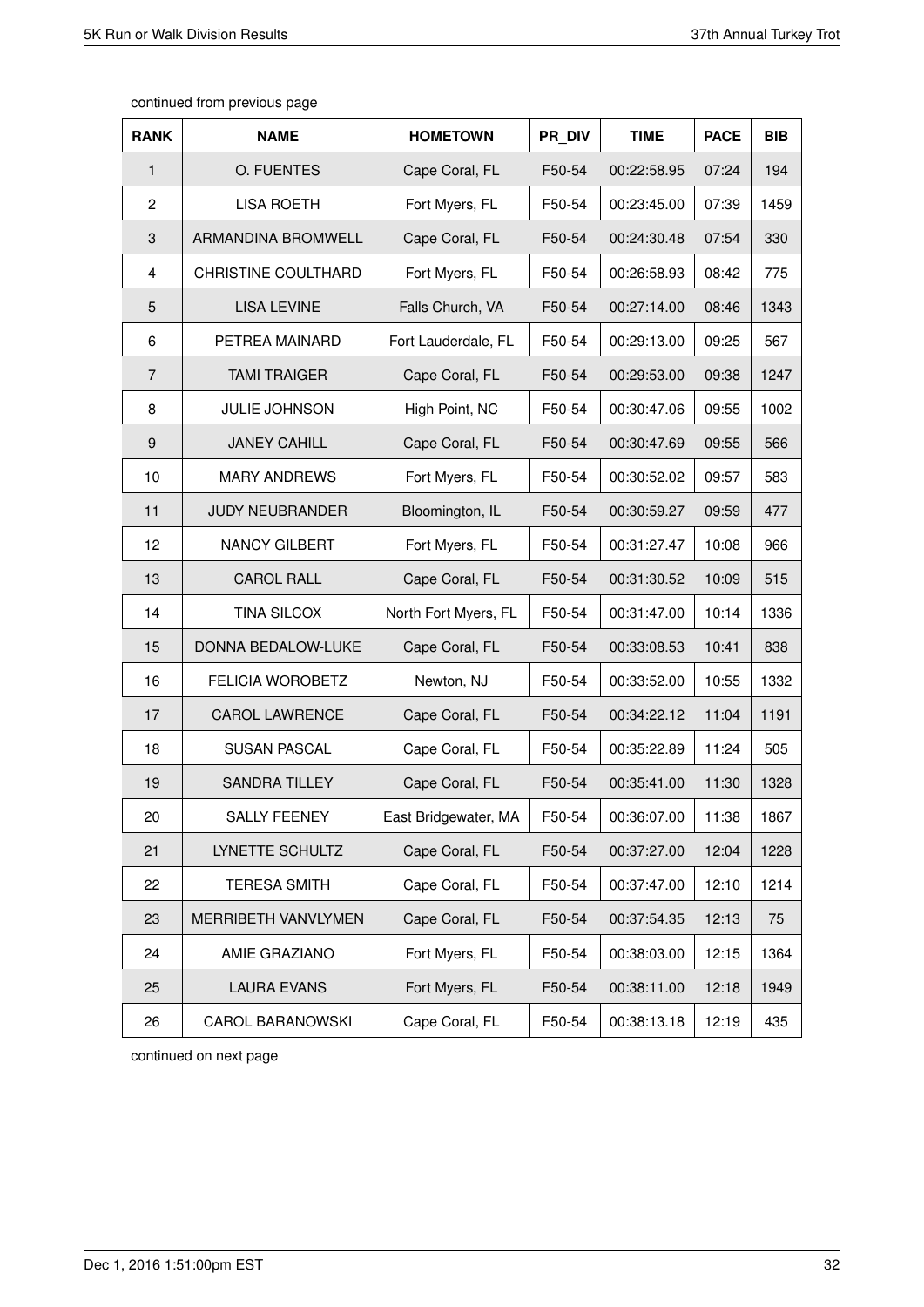continued from previous page

| RANK | NAME | HOMETOWN | PR_DIV | TIME | PACE | BIB |
|---|---|---|---|---|---|---|
| 1 | O. FUENTES | Cape Coral, FL | F50-54 | 00:22:58.95 | 07:24 | 194 |
| 2 | LISA ROETH | Fort Myers, FL | F50-54 | 00:23:45.00 | 07:39 | 1459 |
| 3 | ARMANDINA BROMWELL | Cape Coral, FL | F50-54 | 00:24:30.48 | 07:54 | 330 |
| 4 | CHRISTINE COULTHARD | Fort Myers, FL | F50-54 | 00:26:58.93 | 08:42 | 775 |
| 5 | LISA LEVINE | Falls Church, VA | F50-54 | 00:27:14.00 | 08:46 | 1343 |
| 6 | PETREA MAINARD | Fort Lauderdale, FL | F50-54 | 00:29:13.00 | 09:25 | 567 |
| 7 | TAMI TRAIGER | Cape Coral, FL | F50-54 | 00:29:53.00 | 09:38 | 1247 |
| 8 | JULIE JOHNSON | High Point, NC | F50-54 | 00:30:47.06 | 09:55 | 1002 |
| 9 | JANEY CAHILL | Cape Coral, FL | F50-54 | 00:30:47.69 | 09:55 | 566 |
| 10 | MARY ANDREWS | Fort Myers, FL | F50-54 | 00:30:52.02 | 09:57 | 583 |
| 11 | JUDY NEUBRANDER | Bloomington, IL | F50-54 | 00:30:59.27 | 09:59 | 477 |
| 12 | NANCY GILBERT | Fort Myers, FL | F50-54 | 00:31:27.47 | 10:08 | 966 |
| 13 | CAROL RALL | Cape Coral, FL | F50-54 | 00:31:30.52 | 10:09 | 515 |
| 14 | TINA SILCOX | North Fort Myers, FL | F50-54 | 00:31:47.00 | 10:14 | 1336 |
| 15 | DONNA BEDALOW-LUKE | Cape Coral, FL | F50-54 | 00:33:08.53 | 10:41 | 838 |
| 16 | FELICIA WOROBETZ | Newton, NJ | F50-54 | 00:33:52.00 | 10:55 | 1332 |
| 17 | CAROL LAWRENCE | Cape Coral, FL | F50-54 | 00:34:22.12 | 11:04 | 1191 |
| 18 | SUSAN PASCAL | Cape Coral, FL | F50-54 | 00:35:22.89 | 11:24 | 505 |
| 19 | SANDRA TILLEY | Cape Coral, FL | F50-54 | 00:35:41.00 | 11:30 | 1328 |
| 20 | SALLY FEENEY | East Bridgewater, MA | F50-54 | 00:36:07.00 | 11:38 | 1867 |
| 21 | LYNETTE SCHULTZ | Cape Coral, FL | F50-54 | 00:37:27.00 | 12:04 | 1228 |
| 22 | TERESA SMITH | Cape Coral, FL | F50-54 | 00:37:47.00 | 12:10 | 1214 |
| 23 | MERRIBETH VANVLYMEN | Cape Coral, FL | F50-54 | 00:37:54.35 | 12:13 | 75 |
| 24 | AMIE GRAZIANO | Fort Myers, FL | F50-54 | 00:38:03.00 | 12:15 | 1364 |
| 25 | LAURA EVANS | Fort Myers, FL | F50-54 | 00:38:11.00 | 12:18 | 1949 |
| 26 | CAROL BARANOWSKI | Cape Coral, FL | F50-54 | 00:38:13.18 | 12:19 | 435 |

continued on next page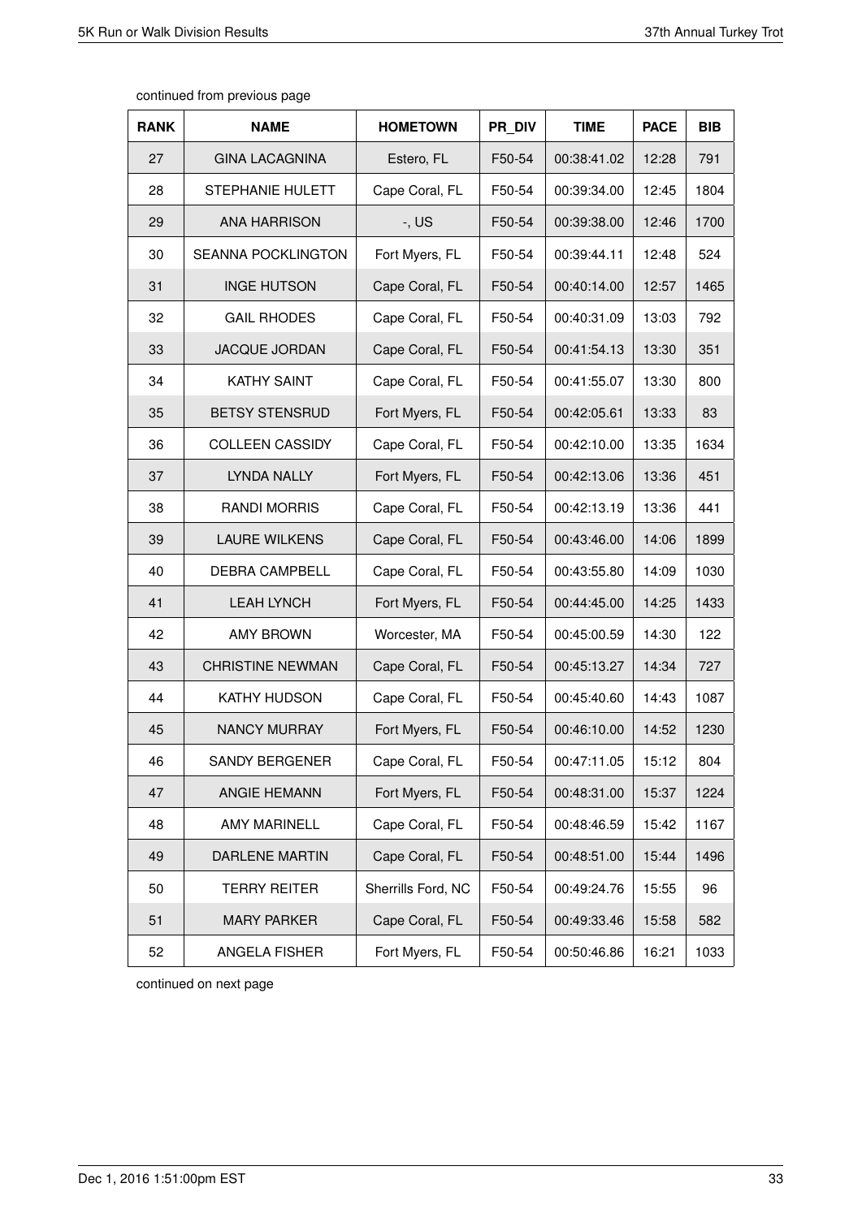continued from previous page

| RANK | NAME | HOMETOWN | PR_DIV | TIME | PACE | BIB |
|---|---|---|---|---|---|---|
| 27 | GINA LACAGNINA | Estero, FL | F50-54 | 00:38:41.02 | 12:28 | 791 |
| 28 | STEPHANIE HULETT | Cape Coral, FL | F50-54 | 00:39:34.00 | 12:45 | 1804 |
| 29 | ANA HARRISON | -, US | F50-54 | 00:39:38.00 | 12:46 | 1700 |
| 30 | SEANNA POCKLINGTON | Fort Myers, FL | F50-54 | 00:39:44.11 | 12:48 | 524 |
| 31 | INGE HUTSON | Cape Coral, FL | F50-54 | 00:40:14.00 | 12:57 | 1465 |
| 32 | GAIL RHODES | Cape Coral, FL | F50-54 | 00:40:31.09 | 13:03 | 792 |
| 33 | JACQUE JORDAN | Cape Coral, FL | F50-54 | 00:41:54.13 | 13:30 | 351 |
| 34 | KATHY SAINT | Cape Coral, FL | F50-54 | 00:41:55.07 | 13:30 | 800 |
| 35 | BETSY STENSRUD | Fort Myers, FL | F50-54 | 00:42:05.61 | 13:33 | 83 |
| 36 | COLLEEN CASSIDY | Cape Coral, FL | F50-54 | 00:42:10.00 | 13:35 | 1634 |
| 37 | LYNDA NALLY | Fort Myers, FL | F50-54 | 00:42:13.06 | 13:36 | 451 |
| 38 | RANDI MORRIS | Cape Coral, FL | F50-54 | 00:42:13.19 | 13:36 | 441 |
| 39 | LAURE WILKENS | Cape Coral, FL | F50-54 | 00:43:46.00 | 14:06 | 1899 |
| 40 | DEBRA CAMPBELL | Cape Coral, FL | F50-54 | 00:43:55.80 | 14:09 | 1030 |
| 41 | LEAH LYNCH | Fort Myers, FL | F50-54 | 00:44:45.00 | 14:25 | 1433 |
| 42 | AMY BROWN | Worcester, MA | F50-54 | 00:45:00.59 | 14:30 | 122 |
| 43 | CHRISTINE NEWMAN | Cape Coral, FL | F50-54 | 00:45:13.27 | 14:34 | 727 |
| 44 | KATHY HUDSON | Cape Coral, FL | F50-54 | 00:45:40.60 | 14:43 | 1087 |
| 45 | NANCY MURRAY | Fort Myers, FL | F50-54 | 00:46:10.00 | 14:52 | 1230 |
| 46 | SANDY BERGENER | Cape Coral, FL | F50-54 | 00:47:11.05 | 15:12 | 804 |
| 47 | ANGIE HEMANN | Fort Myers, FL | F50-54 | 00:48:31.00 | 15:37 | 1224 |
| 48 | AMY MARINELL | Cape Coral, FL | F50-54 | 00:48:46.59 | 15:42 | 1167 |
| 49 | DARLENE MARTIN | Cape Coral, FL | F50-54 | 00:48:51.00 | 15:44 | 1496 |
| 50 | TERRY REITER | Sherrills Ford, NC | F50-54 | 00:49:24.76 | 15:55 | 96 |
| 51 | MARY PARKER | Cape Coral, FL | F50-54 | 00:49:33.46 | 15:58 | 582 |
| 52 | ANGELA FISHER | Fort Myers, FL | F50-54 | 00:50:46.86 | 16:21 | 1033 |

continued on next page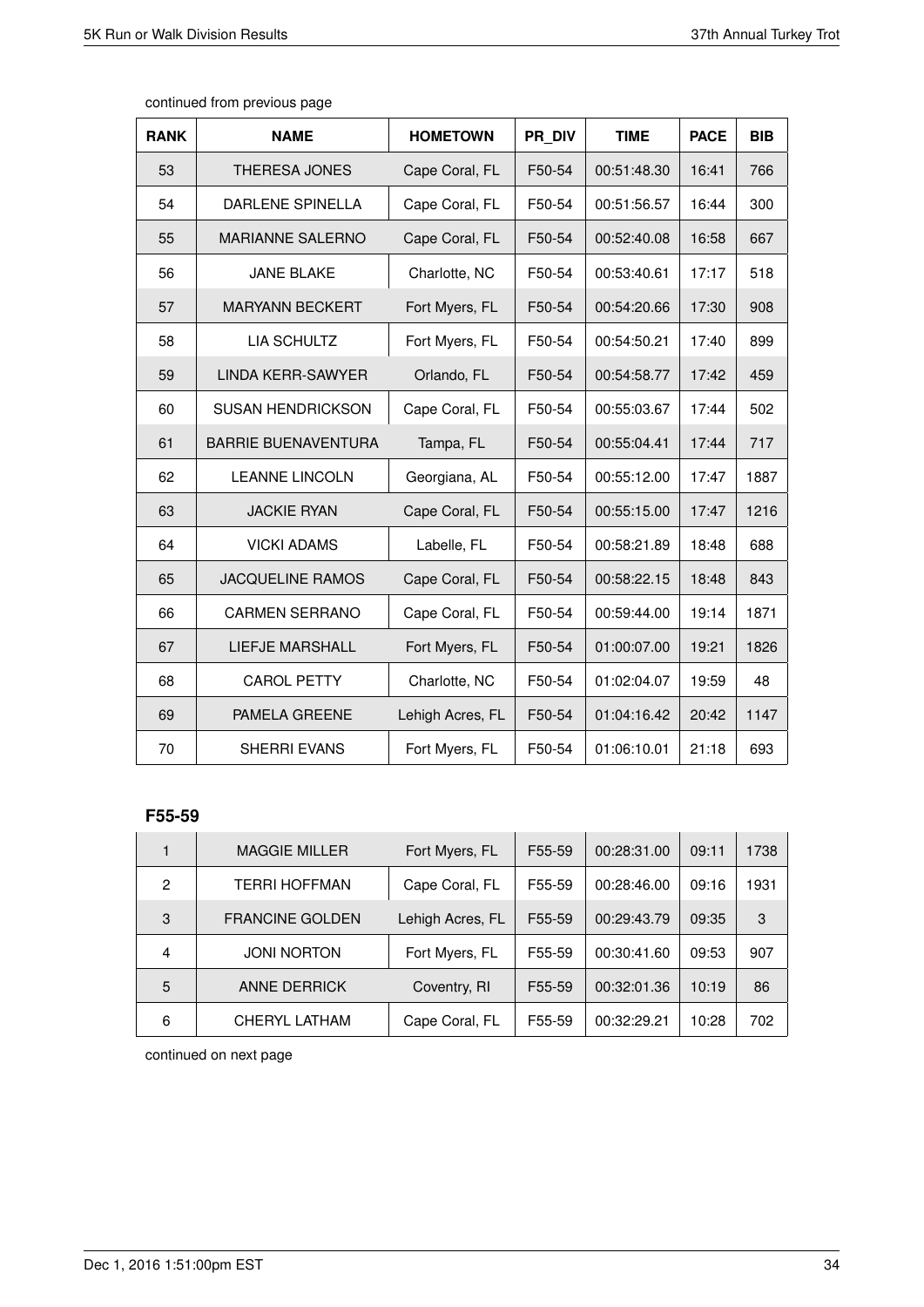continued from previous page

| RANK | NAME | HOMETOWN | PR_DIV | TIME | PACE | BIB |
|---|---|---|---|---|---|---|
| 53 | THERESA JONES | Cape Coral, FL | F50-54 | 00:51:48.30 | 16:41 | 766 |
| 54 | DARLENE SPINELLA | Cape Coral, FL | F50-54 | 00:51:56.57 | 16:44 | 300 |
| 55 | MARIANNE SALERNO | Cape Coral, FL | F50-54 | 00:52:40.08 | 16:58 | 667 |
| 56 | JANE BLAKE | Charlotte, NC | F50-54 | 00:53:40.61 | 17:17 | 518 |
| 57 | MARYANN BECKERT | Fort Myers, FL | F50-54 | 00:54:20.66 | 17:30 | 908 |
| 58 | LIA SCHULTZ | Fort Myers, FL | F50-54 | 00:54:50.21 | 17:40 | 899 |
| 59 | LINDA KERR-SAWYER | Orlando, FL | F50-54 | 00:54:58.77 | 17:42 | 459 |
| 60 | SUSAN HENDRICKSON | Cape Coral, FL | F50-54 | 00:55:03.67 | 17:44 | 502 |
| 61 | BARRIE BUENAVENTURA | Tampa, FL | F50-54 | 00:55:04.41 | 17:44 | 717 |
| 62 | LEANNE LINCOLN | Georgiana, AL | F50-54 | 00:55:12.00 | 17:47 | 1887 |
| 63 | JACKIE RYAN | Cape Coral, FL | F50-54 | 00:55:15.00 | 17:47 | 1216 |
| 64 | VICKI ADAMS | Labelle, FL | F50-54 | 00:58:21.89 | 18:48 | 688 |
| 65 | JACQUELINE RAMOS | Cape Coral, FL | F50-54 | 00:58:22.15 | 18:48 | 843 |
| 66 | CARMEN SERRANO | Cape Coral, FL | F50-54 | 00:59:44.00 | 19:14 | 1871 |
| 67 | LIEFJE MARSHALL | Fort Myers, FL | F50-54 | 01:00:07.00 | 19:21 | 1826 |
| 68 | CAROL PETTY | Charlotte, NC | F50-54 | 01:02:04.07 | 19:59 | 48 |
| 69 | PAMELA GREENE | Lehigh Acres, FL | F50-54 | 01:04:16.42 | 20:42 | 1147 |
| 70 | SHERRI EVANS | Fort Myers, FL | F50-54 | 01:06:10.01 | 21:18 | 693 |

### F55-59

| RANK | NAME | HOMETOWN | PR_DIV | TIME | PACE | BIB |
|---|---|---|---|---|---|---|
| 1 | MAGGIE MILLER | Fort Myers, FL | F55-59 | 00:28:31.00 | 09:11 | 1738 |
| 2 | TERRI HOFFMAN | Cape Coral, FL | F55-59 | 00:28:46.00 | 09:16 | 1931 |
| 3 | FRANCINE GOLDEN | Lehigh Acres, FL | F55-59 | 00:29:43.79 | 09:35 | 3 |
| 4 | JONI NORTON | Fort Myers, FL | F55-59 | 00:30:41.60 | 09:53 | 907 |
| 5 | ANNE DERRICK | Coventry, RI | F55-59 | 00:32:01.36 | 10:19 | 86 |
| 6 | CHERYL LATHAM | Cape Coral, FL | F55-59 | 00:32:29.21 | 10:28 | 702 |

continued on next page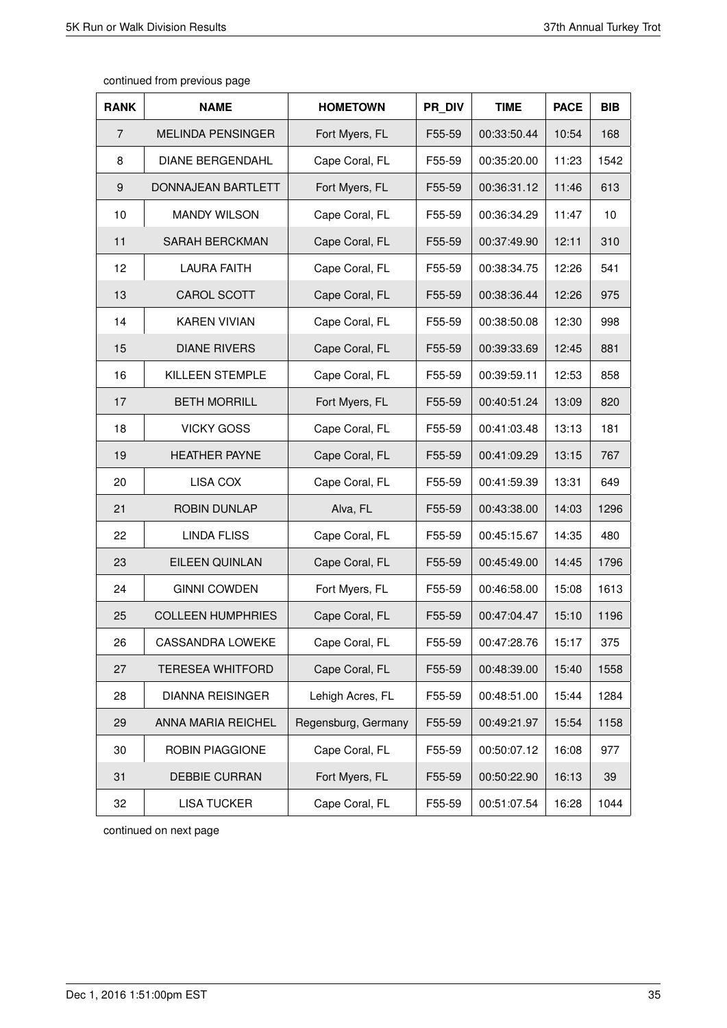continued from previous page

| RANK | NAME | HOMETOWN | PR_DIV | TIME | PACE | BIB |
|---|---|---|---|---|---|---|
| 7 | MELINDA PENSINGER | Fort Myers, FL | F55-59 | 00:33:50.44 | 10:54 | 168 |
| 8 | DIANE BERGENDAHL | Cape Coral, FL | F55-59 | 00:35:20.00 | 11:23 | 1542 |
| 9 | DONNAJEAN BARTLETT | Fort Myers, FL | F55-59 | 00:36:31.12 | 11:46 | 613 |
| 10 | MANDY WILSON | Cape Coral, FL | F55-59 | 00:36:34.29 | 11:47 | 10 |
| 11 | SARAH BERCKMAN | Cape Coral, FL | F55-59 | 00:37:49.90 | 12:11 | 310 |
| 12 | LAURA FAITH | Cape Coral, FL | F55-59 | 00:38:34.75 | 12:26 | 541 |
| 13 | CAROL SCOTT | Cape Coral, FL | F55-59 | 00:38:36.44 | 12:26 | 975 |
| 14 | KAREN VIVIAN | Cape Coral, FL | F55-59 | 00:38:50.08 | 12:30 | 998 |
| 15 | DIANE RIVERS | Cape Coral, FL | F55-59 | 00:39:33.69 | 12:45 | 881 |
| 16 | KILLEEN STEMPLE | Cape Coral, FL | F55-59 | 00:39:59.11 | 12:53 | 858 |
| 17 | BETH MORRILL | Fort Myers, FL | F55-59 | 00:40:51.24 | 13:09 | 820 |
| 18 | VICKY GOSS | Cape Coral, FL | F55-59 | 00:41:03.48 | 13:13 | 181 |
| 19 | HEATHER PAYNE | Cape Coral, FL | F55-59 | 00:41:09.29 | 13:15 | 767 |
| 20 | LISA COX | Cape Coral, FL | F55-59 | 00:41:59.39 | 13:31 | 649 |
| 21 | ROBIN DUNLAP | Alva, FL | F55-59 | 00:43:38.00 | 14:03 | 1296 |
| 22 | LINDA FLISS | Cape Coral, FL | F55-59 | 00:45:15.67 | 14:35 | 480 |
| 23 | EILEEN QUINLAN | Cape Coral, FL | F55-59 | 00:45:49.00 | 14:45 | 1796 |
| 24 | GINNI COWDEN | Fort Myers, FL | F55-59 | 00:46:58.00 | 15:08 | 1613 |
| 25 | COLLEEN HUMPHRIES | Cape Coral, FL | F55-59 | 00:47:04.47 | 15:10 | 1196 |
| 26 | CASSANDRA LOWEKE | Cape Coral, FL | F55-59 | 00:47:28.76 | 15:17 | 375 |
| 27 | TERESEA WHITFORD | Cape Coral, FL | F55-59 | 00:48:39.00 | 15:40 | 1558 |
| 28 | DIANNA REISINGER | Lehigh Acres, FL | F55-59 | 00:48:51.00 | 15:44 | 1284 |
| 29 | ANNA MARIA REICHEL | Regensburg, Germany | F55-59 | 00:49:21.97 | 15:54 | 1158 |
| 30 | ROBIN PIAGGIONE | Cape Coral, FL | F55-59 | 00:50:07.12 | 16:08 | 977 |
| 31 | DEBBIE CURRAN | Fort Myers, FL | F55-59 | 00:50:22.90 | 16:13 | 39 |
| 32 | LISA TUCKER | Cape Coral, FL | F55-59 | 00:51:07.54 | 16:28 | 1044 |

continued on next page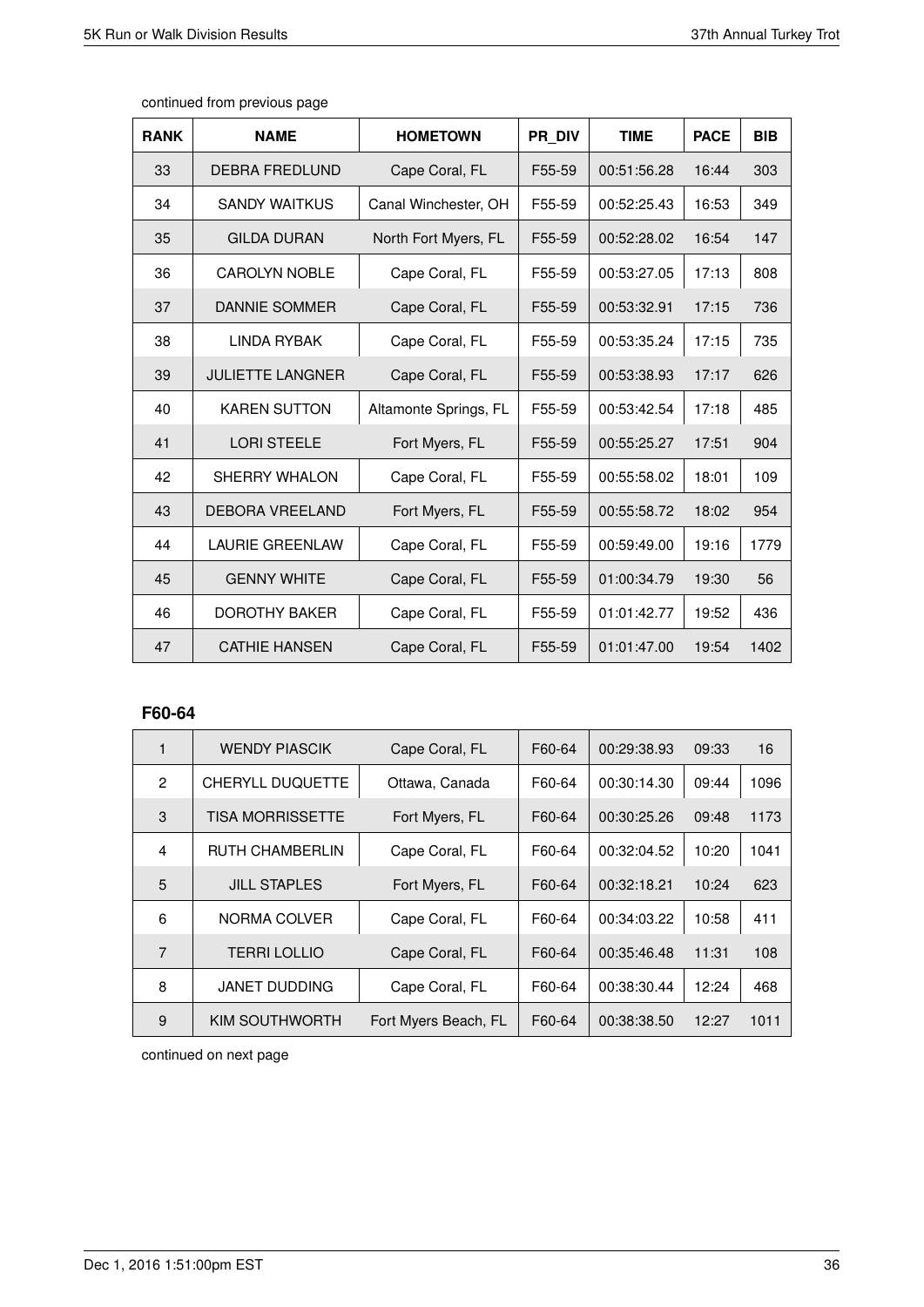continued from previous page

| RANK | NAME | HOMETOWN | PR_DIV | TIME | PACE | BIB |
|---|---|---|---|---|---|---|
| 33 | DEBRA FREDLUND | Cape Coral, FL | F55-59 | 00:51:56.28 | 16:44 | 303 |
| 34 | SANDY WAITKUS | Canal Winchester, OH | F55-59 | 00:52:25.43 | 16:53 | 349 |
| 35 | GILDA DURAN | North Fort Myers, FL | F55-59 | 00:52:28.02 | 16:54 | 147 |
| 36 | CAROLYN NOBLE | Cape Coral, FL | F55-59 | 00:53:27.05 | 17:13 | 808 |
| 37 | DANNIE SOMMER | Cape Coral, FL | F55-59 | 00:53:32.91 | 17:15 | 736 |
| 38 | LINDA RYBAK | Cape Coral, FL | F55-59 | 00:53:35.24 | 17:15 | 735 |
| 39 | JULIETTE LANGNER | Cape Coral, FL | F55-59 | 00:53:38.93 | 17:17 | 626 |
| 40 | KAREN SUTTON | Altamonte Springs, FL | F55-59 | 00:53:42.54 | 17:18 | 485 |
| 41 | LORI STEELE | Fort Myers, FL | F55-59 | 00:55:25.27 | 17:51 | 904 |
| 42 | SHERRY WHALON | Cape Coral, FL | F55-59 | 00:55:58.02 | 18:01 | 109 |
| 43 | DEBORA VREELAND | Fort Myers, FL | F55-59 | 00:55:58.72 | 18:02 | 954 |
| 44 | LAURIE GREENLAW | Cape Coral, FL | F55-59 | 00:59:49.00 | 19:16 | 1779 |
| 45 | GENNY WHITE | Cape Coral, FL | F55-59 | 01:00:34.79 | 19:30 | 56 |
| 46 | DOROTHY BAKER | Cape Coral, FL | F55-59 | 01:01:42.77 | 19:52 | 436 |
| 47 | CATHIE HANSEN | Cape Coral, FL | F55-59 | 01:01:47.00 | 19:54 | 1402 |

## F60-64

| RANK | NAME | HOMETOWN | PR_DIV | TIME | PACE | BIB |
|---|---|---|---|---|---|---|
| 1 | WENDY PIASCIK | Cape Coral, FL | F60-64 | 00:29:38.93 | 09:33 | 16 |
| 2 | CHERYLL DUQUETTE | Ottawa, Canada | F60-64 | 00:30:14.30 | 09:44 | 1096 |
| 3 | TISA MORRISSETTE | Fort Myers, FL | F60-64 | 00:30:25.26 | 09:48 | 1173 |
| 4 | RUTH CHAMBERLIN | Cape Coral, FL | F60-64 | 00:32:04.52 | 10:20 | 1041 |
| 5 | JILL STAPLES | Fort Myers, FL | F60-64 | 00:32:18.21 | 10:24 | 623 |
| 6 | NORMA COLVER | Cape Coral, FL | F60-64 | 00:34:03.22 | 10:58 | 411 |
| 7 | TERRI LOLLIO | Cape Coral, FL | F60-64 | 00:35:46.48 | 11:31 | 108 |
| 8 | JANET DUDDING | Cape Coral, FL | F60-64 | 00:38:30.44 | 12:24 | 468 |
| 9 | KIM SOUTHWORTH | Fort Myers Beach, FL | F60-64 | 00:38:38.50 | 12:27 | 1011 |

continued on next page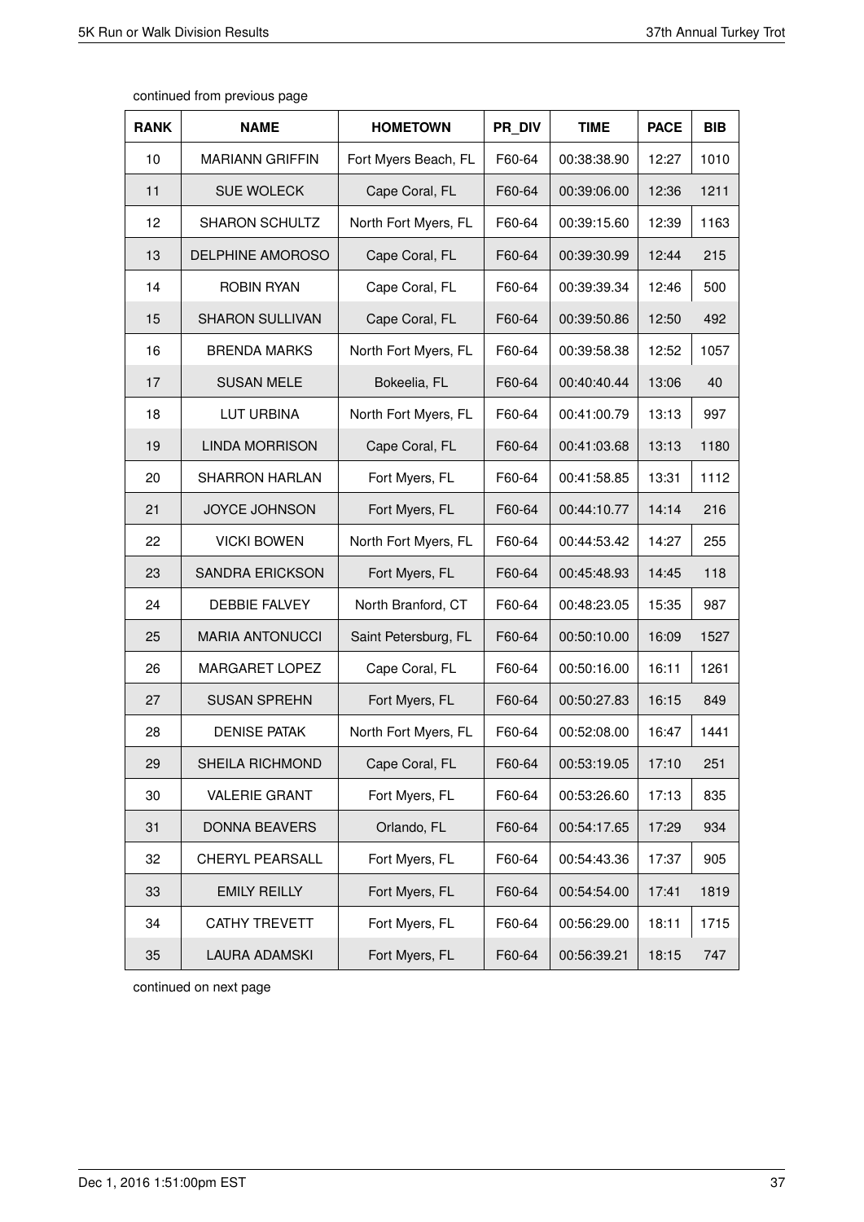continued from previous page

| RANK | NAME | HOMETOWN | PR_DIV | TIME | PACE | BIB |
|---|---|---|---|---|---|---|
| 10 | MARIANN GRIFFIN | Fort Myers Beach, FL | F60-64 | 00:38:38.90 | 12:27 | 1010 |
| 11 | SUE WOLECK | Cape Coral, FL | F60-64 | 00:39:06.00 | 12:36 | 1211 |
| 12 | SHARON SCHULTZ | North Fort Myers, FL | F60-64 | 00:39:15.60 | 12:39 | 1163 |
| 13 | DELPHINE AMOROSO | Cape Coral, FL | F60-64 | 00:39:30.99 | 12:44 | 215 |
| 14 | ROBIN RYAN | Cape Coral, FL | F60-64 | 00:39:39.34 | 12:46 | 500 |
| 15 | SHARON SULLIVAN | Cape Coral, FL | F60-64 | 00:39:50.86 | 12:50 | 492 |
| 16 | BRENDA MARKS | North Fort Myers, FL | F60-64 | 00:39:58.38 | 12:52 | 1057 |
| 17 | SUSAN MELE | Bokeelia, FL | F60-64 | 00:40:40.44 | 13:06 | 40 |
| 18 | LUT URBINA | North Fort Myers, FL | F60-64 | 00:41:00.79 | 13:13 | 997 |
| 19 | LINDA MORRISON | Cape Coral, FL | F60-64 | 00:41:03.68 | 13:13 | 1180 |
| 20 | SHARRON HARLAN | Fort Myers, FL | F60-64 | 00:41:58.85 | 13:31 | 1112 |
| 21 | JOYCE JOHNSON | Fort Myers, FL | F60-64 | 00:44:10.77 | 14:14 | 216 |
| 22 | VICKI BOWEN | North Fort Myers, FL | F60-64 | 00:44:53.42 | 14:27 | 255 |
| 23 | SANDRA ERICKSON | Fort Myers, FL | F60-64 | 00:45:48.93 | 14:45 | 118 |
| 24 | DEBBIE FALVEY | North Branford, CT | F60-64 | 00:48:23.05 | 15:35 | 987 |
| 25 | MARIA ANTONUCCI | Saint Petersburg, FL | F60-64 | 00:50:10.00 | 16:09 | 1527 |
| 26 | MARGARET LOPEZ | Cape Coral, FL | F60-64 | 00:50:16.00 | 16:11 | 1261 |
| 27 | SUSAN SPREHN | Fort Myers, FL | F60-64 | 00:50:27.83 | 16:15 | 849 |
| 28 | DENISE PATAK | North Fort Myers, FL | F60-64 | 00:52:08.00 | 16:47 | 1441 |
| 29 | SHEILA RICHMOND | Cape Coral, FL | F60-64 | 00:53:19.05 | 17:10 | 251 |
| 30 | VALERIE GRANT | Fort Myers, FL | F60-64 | 00:53:26.60 | 17:13 | 835 |
| 31 | DONNA BEAVERS | Orlando, FL | F60-64 | 00:54:17.65 | 17:29 | 934 |
| 32 | CHERYL PEARSALL | Fort Myers, FL | F60-64 | 00:54:43.36 | 17:37 | 905 |
| 33 | EMILY REILLY | Fort Myers, FL | F60-64 | 00:54:54.00 | 17:41 | 1819 |
| 34 | CATHY TREVETT | Fort Myers, FL | F60-64 | 00:56:29.00 | 18:11 | 1715 |
| 35 | LAURA ADAMSKI | Fort Myers, FL | F60-64 | 00:56:39.21 | 18:15 | 747 |

continued on next page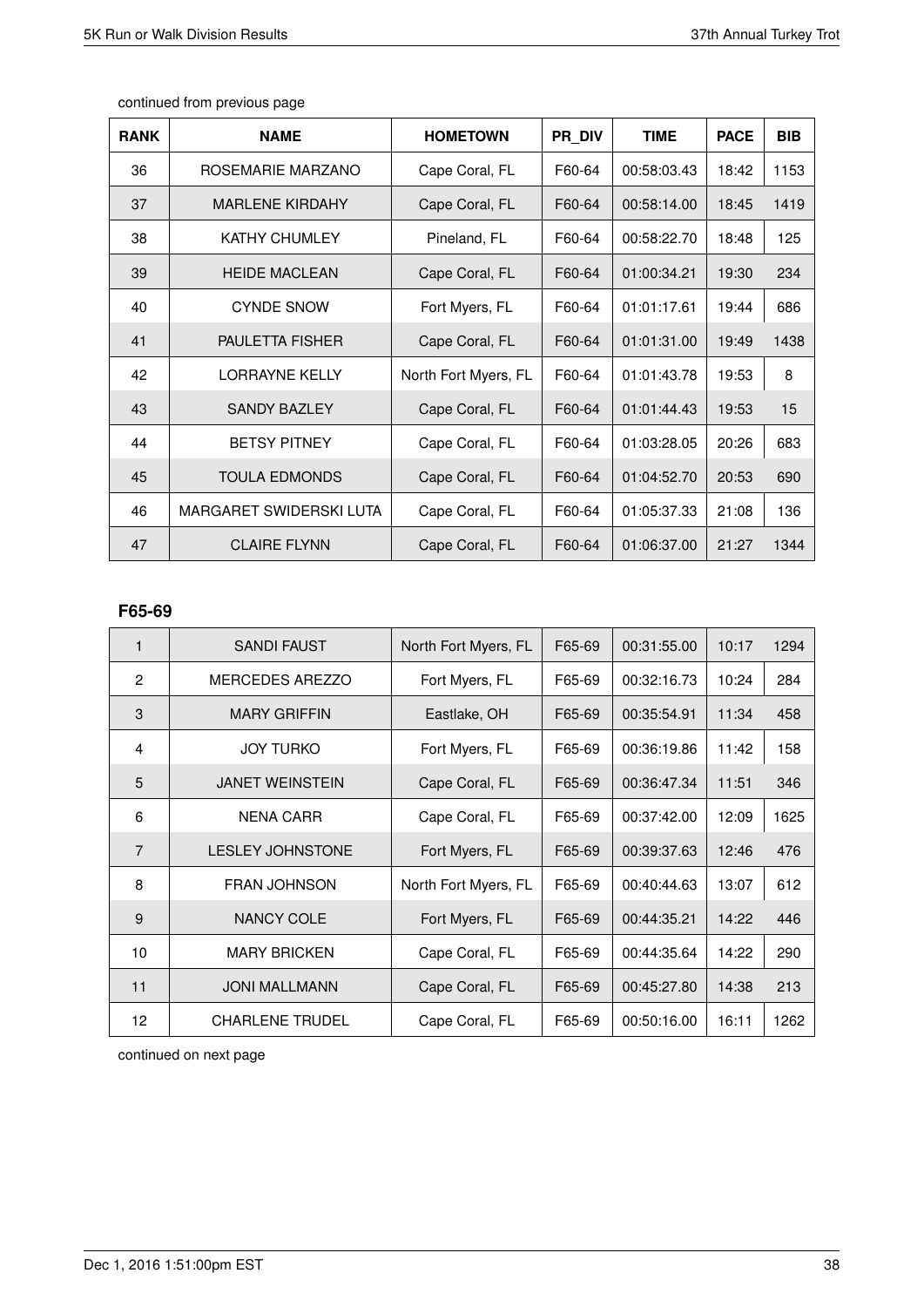continued from previous page

| RANK | NAME | HOMETOWN | PR_DIV | TIME | PACE | BIB |
|---|---|---|---|---|---|---|
| 36 | ROSEMARIE MARZANO | Cape Coral, FL | F60-64 | 00:58:03.43 | 18:42 | 1153 |
| 37 | MARLENE KIRDAHY | Cape Coral, FL | F60-64 | 00:58:14.00 | 18:45 | 1419 |
| 38 | KATHY CHUMLEY | Pineland, FL | F60-64 | 00:58:22.70 | 18:48 | 125 |
| 39 | HEIDE MACLEAN | Cape Coral, FL | F60-64 | 01:00:34.21 | 19:30 | 234 |
| 40 | CYNDE SNOW | Fort Myers, FL | F60-64 | 01:01:17.61 | 19:44 | 686 |
| 41 | PAULETTA FISHER | Cape Coral, FL | F60-64 | 01:01:31.00 | 19:49 | 1438 |
| 42 | LORRAYNE KELLY | North Fort Myers, FL | F60-64 | 01:01:43.78 | 19:53 | 8 |
| 43 | SANDY BAZLEY | Cape Coral, FL | F60-64 | 01:01:44.43 | 19:53 | 15 |
| 44 | BETSY PITNEY | Cape Coral, FL | F60-64 | 01:03:28.05 | 20:26 | 683 |
| 45 | TOULA EDMONDS | Cape Coral, FL | F60-64 | 01:04:52.70 | 20:53 | 690 |
| 46 | MARGARET SWIDERSKI LUTA | Cape Coral, FL | F60-64 | 01:05:37.33 | 21:08 | 136 |
| 47 | CLAIRE FLYNN | Cape Coral, FL | F60-64 | 01:06:37.00 | 21:27 | 1344 |

## F65-69

| RANK | NAME | HOMETOWN | PR_DIV | TIME | PACE | BIB |
|---|---|---|---|---|---|---|
| 1 | SANDI FAUST | North Fort Myers, FL | F65-69 | 00:31:55.00 | 10:17 | 1294 |
| 2 | MERCEDES AREZZO | Fort Myers, FL | F65-69 | 00:32:16.73 | 10:24 | 284 |
| 3 | MARY GRIFFIN | Eastlake, OH | F65-69 | 00:35:54.91 | 11:34 | 458 |
| 4 | JOY TURKO | Fort Myers, FL | F65-69 | 00:36:19.86 | 11:42 | 158 |
| 5 | JANET WEINSTEIN | Cape Coral, FL | F65-69 | 00:36:47.34 | 11:51 | 346 |
| 6 | NENA CARR | Cape Coral, FL | F65-69 | 00:37:42.00 | 12:09 | 1625 |
| 7 | LESLEY JOHNSTONE | Fort Myers, FL | F65-69 | 00:39:37.63 | 12:46 | 476 |
| 8 | FRAN JOHNSON | North Fort Myers, FL | F65-69 | 00:40:44.63 | 13:07 | 612 |
| 9 | NANCY COLE | Fort Myers, FL | F65-69 | 00:44:35.21 | 14:22 | 446 |
| 10 | MARY BRICKEN | Cape Coral, FL | F65-69 | 00:44:35.64 | 14:22 | 290 |
| 11 | JONI MALLMANN | Cape Coral, FL | F65-69 | 00:45:27.80 | 14:38 | 213 |
| 12 | CHARLENE TRUDEL | Cape Coral, FL | F65-69 | 00:50:16.00 | 16:11 | 1262 |

continued on next page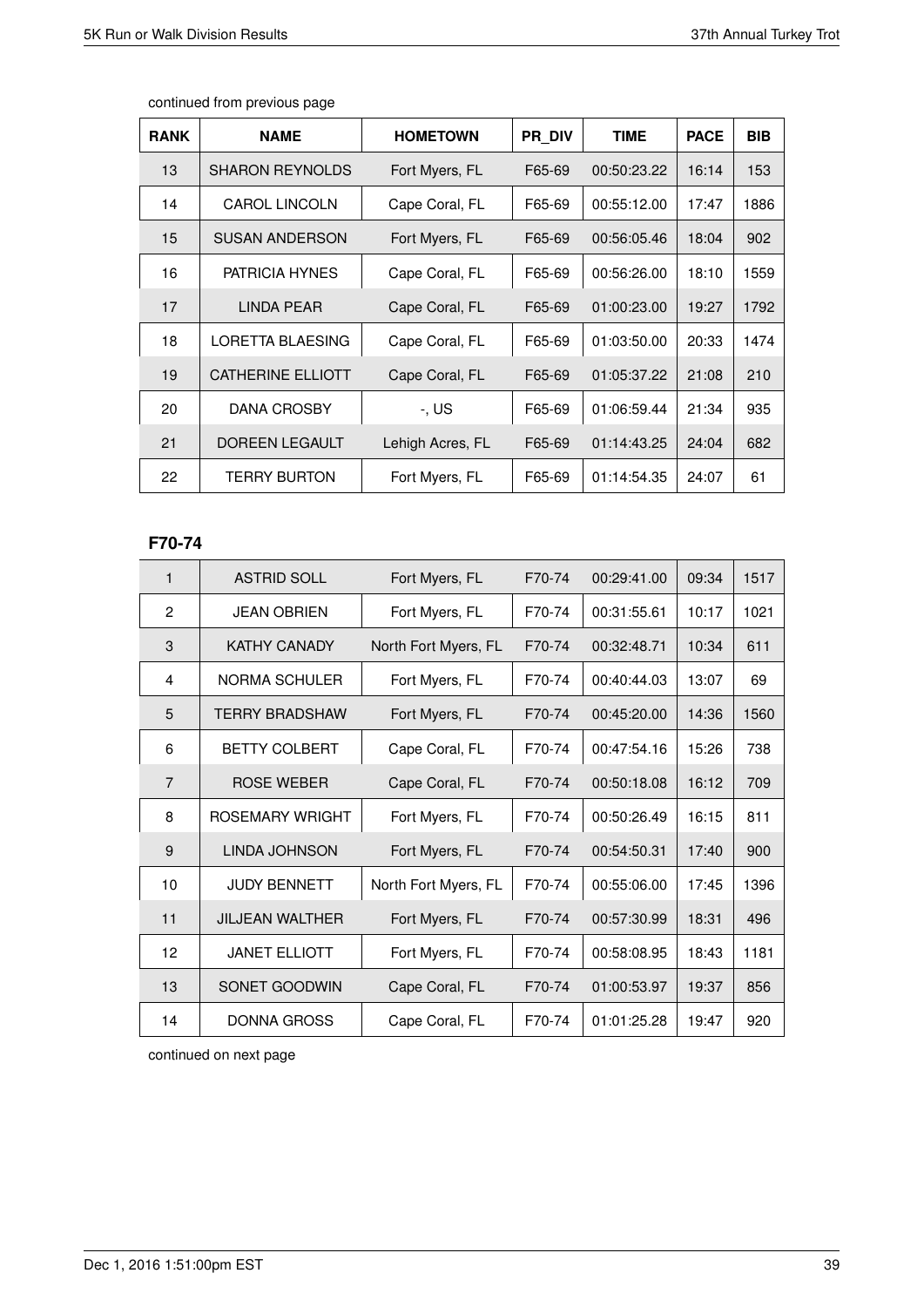continued from previous page

| RANK | NAME | HOMETOWN | PR_DIV | TIME | PACE | BIB |
|---|---|---|---|---|---|---|
| 13 | SHARON REYNOLDS | Fort Myers, FL | F65-69 | 00:50:23.22 | 16:14 | 153 |
| 14 | CAROL LINCOLN | Cape Coral, FL | F65-69 | 00:55:12.00 | 17:47 | 1886 |
| 15 | SUSAN ANDERSON | Fort Myers, FL | F65-69 | 00:56:05.46 | 18:04 | 902 |
| 16 | PATRICIA HYNES | Cape Coral, FL | F65-69 | 00:56:26.00 | 18:10 | 1559 |
| 17 | LINDA PEAR | Cape Coral, FL | F65-69 | 01:00:23.00 | 19:27 | 1792 |
| 18 | LORETTA BLAESING | Cape Coral, FL | F65-69 | 01:03:50.00 | 20:33 | 1474 |
| 19 | CATHERINE ELLIOTT | Cape Coral, FL | F65-69 | 01:05:37.22 | 21:08 | 210 |
| 20 | DANA CROSBY | -, US | F65-69 | 01:06:59.44 | 21:34 | 935 |
| 21 | DOREEN LEGAULT | Lehigh Acres, FL | F65-69 | 01:14:43.25 | 24:04 | 682 |
| 22 | TERRY BURTON | Fort Myers, FL | F65-69 | 01:14:54.35 | 24:07 | 61 |

### F70-74

| RANK | NAME | HOMETOWN | PR_DIV | TIME | PACE | BIB |
|---|---|---|---|---|---|---|
| 1 | ASTRID SOLL | Fort Myers, FL | F70-74 | 00:29:41.00 | 09:34 | 1517 |
| 2 | JEAN OBRIEN | Fort Myers, FL | F70-74 | 00:31:55.61 | 10:17 | 1021 |
| 3 | KATHY CANADY | North Fort Myers, FL | F70-74 | 00:32:48.71 | 10:34 | 611 |
| 4 | NORMA SCHULER | Fort Myers, FL | F70-74 | 00:40:44.03 | 13:07 | 69 |
| 5 | TERRY BRADSHAW | Fort Myers, FL | F70-74 | 00:45:20.00 | 14:36 | 1560 |
| 6 | BETTY COLBERT | Cape Coral, FL | F70-74 | 00:47:54.16 | 15:26 | 738 |
| 7 | ROSE WEBER | Cape Coral, FL | F70-74 | 00:50:18.08 | 16:12 | 709 |
| 8 | ROSEMARY WRIGHT | Fort Myers, FL | F70-74 | 00:50:26.49 | 16:15 | 811 |
| 9 | LINDA JOHNSON | Fort Myers, FL | F70-74 | 00:54:50.31 | 17:40 | 900 |
| 10 | JUDY BENNETT | North Fort Myers, FL | F70-74 | 00:55:06.00 | 17:45 | 1396 |
| 11 | JILJEAN WALTHER | Fort Myers, FL | F70-74 | 00:57:30.99 | 18:31 | 496 |
| 12 | JANET ELLIOTT | Fort Myers, FL | F70-74 | 00:58:08.95 | 18:43 | 1181 |
| 13 | SONET GOODWIN | Cape Coral, FL | F70-74 | 01:00:53.97 | 19:37 | 856 |
| 14 | DONNA GROSS | Cape Coral, FL | F70-74 | 01:01:25.28 | 19:47 | 920 |

continued on next page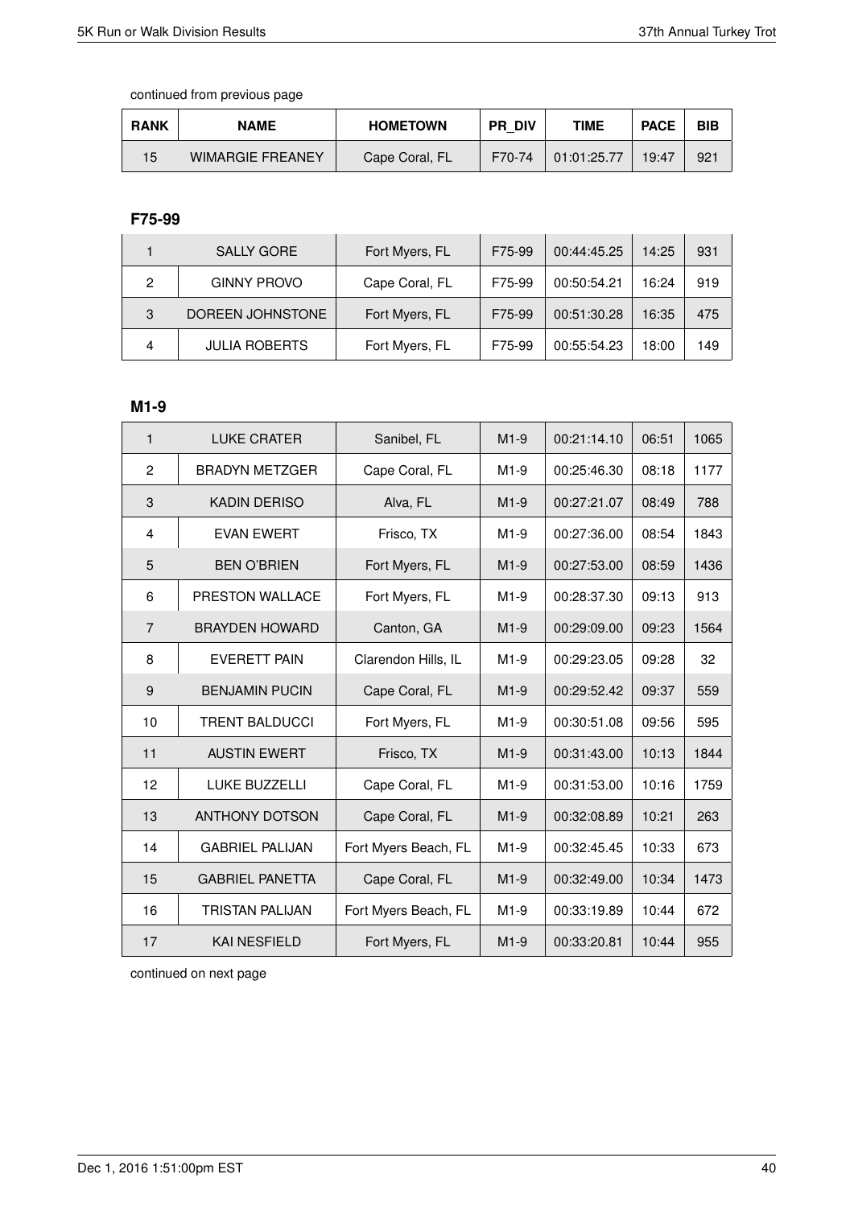continued from previous page

| RANK | NAME | HOMETOWN | PR_DIV | TIME | PACE | BIB |
|---|---|---|---|---|---|---|
| 15 | WIMARGIE FREANEY | Cape Coral, FL | F70-74 | 01:01:25.77 | 19:47 | 921 |

### F75-99

| RANK | NAME | HOMETOWN | PR_DIV | TIME | PACE | BIB |
|---|---|---|---|---|---|---|
| 1 | SALLY GORE | Fort Myers, FL | F75-99 | 00:44:45.25 | 14:25 | 931 |
| 2 | GINNY PROVO | Cape Coral, FL | F75-99 | 00:50:54.21 | 16:24 | 919 |
| 3 | DOREEN JOHNSTONE | Fort Myers, FL | F75-99 | 00:51:30.28 | 16:35 | 475 |
| 4 | JULIA ROBERTS | Fort Myers, FL | F75-99 | 00:55:54.23 | 18:00 | 149 |

### M1-9

| RANK | NAME | HOMETOWN | PR_DIV | TIME | PACE | BIB |
|---|---|---|---|---|---|---|
| 1 | LUKE CRATER | Sanibel, FL | M1-9 | 00:21:14.10 | 06:51 | 1065 |
| 2 | BRADYN METZGER | Cape Coral, FL | M1-9 | 00:25:46.30 | 08:18 | 1177 |
| 3 | KADIN DERISO | Alva, FL | M1-9 | 00:27:21.07 | 08:49 | 788 |
| 4 | EVAN EWERT | Frisco, TX | M1-9 | 00:27:36.00 | 08:54 | 1843 |
| 5 | BEN O'BRIEN | Fort Myers, FL | M1-9 | 00:27:53.00 | 08:59 | 1436 |
| 6 | PRESTON WALLACE | Fort Myers, FL | M1-9 | 00:28:37.30 | 09:13 | 913 |
| 7 | BRAYDEN HOWARD | Canton, GA | M1-9 | 00:29:09.00 | 09:23 | 1564 |
| 8 | EVERETT PAIN | Clarendon Hills, IL | M1-9 | 00:29:23.05 | 09:28 | 32 |
| 9 | BENJAMIN PUCIN | Cape Coral, FL | M1-9 | 00:29:52.42 | 09:37 | 559 |
| 10 | TRENT BALDUCCI | Fort Myers, FL | M1-9 | 00:30:51.08 | 09:56 | 595 |
| 11 | AUSTIN EWERT | Frisco, TX | M1-9 | 00:31:43.00 | 10:13 | 1844 |
| 12 | LUKE BUZZELLI | Cape Coral, FL | M1-9 | 00:31:53.00 | 10:16 | 1759 |
| 13 | ANTHONY DOTSON | Cape Coral, FL | M1-9 | 00:32:08.89 | 10:21 | 263 |
| 14 | GABRIEL PALIJAN | Fort Myers Beach, FL | M1-9 | 00:32:45.45 | 10:33 | 673 |
| 15 | GABRIEL PANETTA | Cape Coral, FL | M1-9 | 00:32:49.00 | 10:34 | 1473 |
| 16 | TRISTAN PALIJAN | Fort Myers Beach, FL | M1-9 | 00:33:19.89 | 10:44 | 672 |
| 17 | KAI NESFIELD | Fort Myers, FL | M1-9 | 00:33:20.81 | 10:44 | 955 |

continued on next page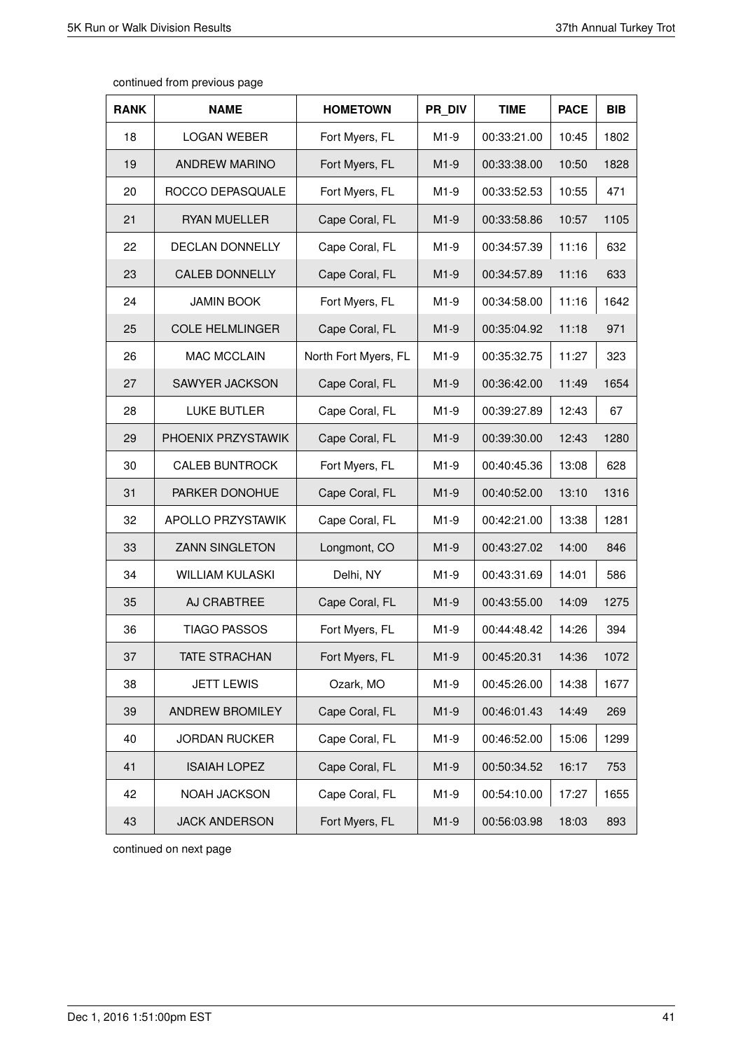continued from previous page

| RANK | NAME | HOMETOWN | PR_DIV | TIME | PACE | BIB |
|---|---|---|---|---|---|---|
| 18 | LOGAN WEBER | Fort Myers, FL | M1-9 | 00:33:21.00 | 10:45 | 1802 |
| 19 | ANDREW MARINO | Fort Myers, FL | M1-9 | 00:33:38.00 | 10:50 | 1828 |
| 20 | ROCCO DEPASQUALE | Fort Myers, FL | M1-9 | 00:33:52.53 | 10:55 | 471 |
| 21 | RYAN MUELLER | Cape Coral, FL | M1-9 | 00:33:58.86 | 10:57 | 1105 |
| 22 | DECLAN DONNELLY | Cape Coral, FL | M1-9 | 00:34:57.39 | 11:16 | 632 |
| 23 | CALEB DONNELLY | Cape Coral, FL | M1-9 | 00:34:57.89 | 11:16 | 633 |
| 24 | JAMIN BOOK | Fort Myers, FL | M1-9 | 00:34:58.00 | 11:16 | 1642 |
| 25 | COLE HELMLINGER | Cape Coral, FL | M1-9 | 00:35:04.92 | 11:18 | 971 |
| 26 | MAC MCCLAIN | North Fort Myers, FL | M1-9 | 00:35:32.75 | 11:27 | 323 |
| 27 | SAWYER JACKSON | Cape Coral, FL | M1-9 | 00:36:42.00 | 11:49 | 1654 |
| 28 | LUKE BUTLER | Cape Coral, FL | M1-9 | 00:39:27.89 | 12:43 | 67 |
| 29 | PHOENIX PRZYSTAWIK | Cape Coral, FL | M1-9 | 00:39:30.00 | 12:43 | 1280 |
| 30 | CALEB BUNTROCK | Fort Myers, FL | M1-9 | 00:40:45.36 | 13:08 | 628 |
| 31 | PARKER DONOHUE | Cape Coral, FL | M1-9 | 00:40:52.00 | 13:10 | 1316 |
| 32 | APOLLO PRZYSTAWIK | Cape Coral, FL | M1-9 | 00:42:21.00 | 13:38 | 1281 |
| 33 | ZANN SINGLETON | Longmont, CO | M1-9 | 00:43:27.02 | 14:00 | 846 |
| 34 | WILLIAM KULASKI | Delhi, NY | M1-9 | 00:43:31.69 | 14:01 | 586 |
| 35 | AJ CRABTREE | Cape Coral, FL | M1-9 | 00:43:55.00 | 14:09 | 1275 |
| 36 | TIAGO PASSOS | Fort Myers, FL | M1-9 | 00:44:48.42 | 14:26 | 394 |
| 37 | TATE STRACHAN | Fort Myers, FL | M1-9 | 00:45:20.31 | 14:36 | 1072 |
| 38 | JETT LEWIS | Ozark, MO | M1-9 | 00:45:26.00 | 14:38 | 1677 |
| 39 | ANDREW BROMILEY | Cape Coral, FL | M1-9 | 00:46:01.43 | 14:49 | 269 |
| 40 | JORDAN RUCKER | Cape Coral, FL | M1-9 | 00:46:52.00 | 15:06 | 1299 |
| 41 | ISAIAH LOPEZ | Cape Coral, FL | M1-9 | 00:50:34.52 | 16:17 | 753 |
| 42 | NOAH JACKSON | Cape Coral, FL | M1-9 | 00:54:10.00 | 17:27 | 1655 |
| 43 | JACK ANDERSON | Fort Myers, FL | M1-9 | 00:56:03.98 | 18:03 | 893 |

continued on next page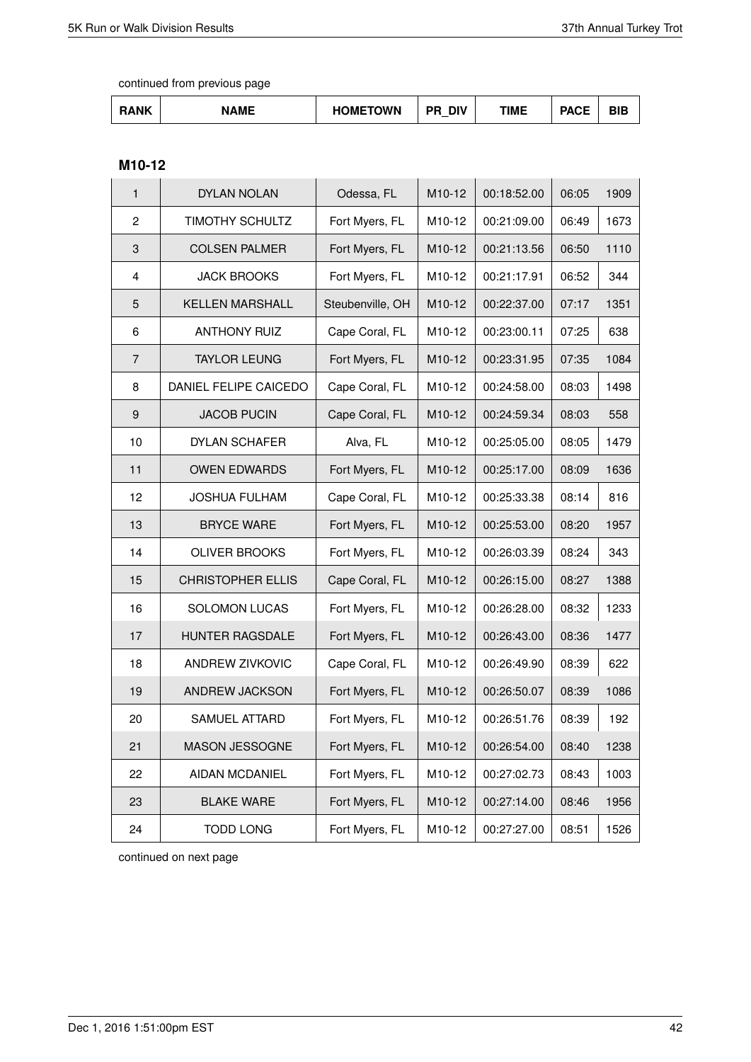continued from previous page

## M10-12

| RANK | NAME | HOMETOWN | PR_DIV | TIME | PACE | BIB |
|---|---|---|---|---|---|---|
| 1 | DYLAN NOLAN | Odessa, FL | M10-12 | 00:18:52.00 | 06:05 | 1909 |
| 2 | TIMOTHY SCHULTZ | Fort Myers, FL | M10-12 | 00:21:09.00 | 06:49 | 1673 |
| 3 | COLSEN PALMER | Fort Myers, FL | M10-12 | 00:21:13.56 | 06:50 | 1110 |
| 4 | JACK BROOKS | Fort Myers, FL | M10-12 | 00:21:17.91 | 06:52 | 344 |
| 5 | KELLEN MARSHALL | Steubenville, OH | M10-12 | 00:22:37.00 | 07:17 | 1351 |
| 6 | ANTHONY RUIZ | Cape Coral, FL | M10-12 | 00:23:00.11 | 07:25 | 638 |
| 7 | TAYLOR LEUNG | Fort Myers, FL | M10-12 | 00:23:31.95 | 07:35 | 1084 |
| 8 | DANIEL FELIPE CAICEDO | Cape Coral, FL | M10-12 | 00:24:58.00 | 08:03 | 1498 |
| 9 | JACOB PUCIN | Cape Coral, FL | M10-12 | 00:24:59.34 | 08:03 | 558 |
| 10 | DYLAN SCHAFER | Alva, FL | M10-12 | 00:25:05.00 | 08:05 | 1479 |
| 11 | OWEN EDWARDS | Fort Myers, FL | M10-12 | 00:25:17.00 | 08:09 | 1636 |
| 12 | JOSHUA FULHAM | Cape Coral, FL | M10-12 | 00:25:33.38 | 08:14 | 816 |
| 13 | BRYCE WARE | Fort Myers, FL | M10-12 | 00:25:53.00 | 08:20 | 1957 |
| 14 | OLIVER BROOKS | Fort Myers, FL | M10-12 | 00:26:03.39 | 08:24 | 343 |
| 15 | CHRISTOPHER ELLIS | Cape Coral, FL | M10-12 | 00:26:15.00 | 08:27 | 1388 |
| 16 | SOLOMON LUCAS | Fort Myers, FL | M10-12 | 00:26:28.00 | 08:32 | 1233 |
| 17 | HUNTER RAGSDALE | Fort Myers, FL | M10-12 | 00:26:43.00 | 08:36 | 1477 |
| 18 | ANDREW ZIVKOVIC | Cape Coral, FL | M10-12 | 00:26:49.90 | 08:39 | 622 |
| 19 | ANDREW JACKSON | Fort Myers, FL | M10-12 | 00:26:50.07 | 08:39 | 1086 |
| 20 | SAMUEL ATTARD | Fort Myers, FL | M10-12 | 00:26:51.76 | 08:39 | 192 |
| 21 | MASON JESSOGNE | Fort Myers, FL | M10-12 | 00:26:54.00 | 08:40 | 1238 |
| 22 | AIDAN MCDANIEL | Fort Myers, FL | M10-12 | 00:27:02.73 | 08:43 | 1003 |
| 23 | BLAKE WARE | Fort Myers, FL | M10-12 | 00:27:14.00 | 08:46 | 1956 |
| 24 | TODD LONG | Fort Myers, FL | M10-12 | 00:27:27.00 | 08:51 | 1526 |

continued on next page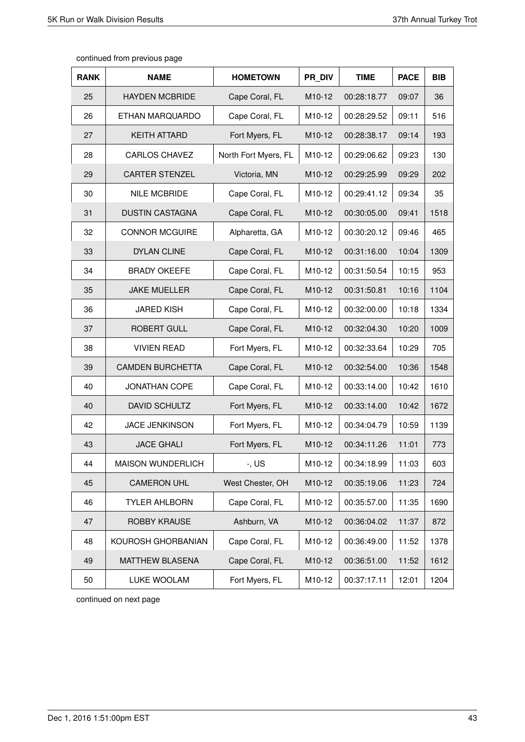continued from previous page

| RANK | NAME | HOMETOWN | PR_DIV | TIME | PACE | BIB |
|---|---|---|---|---|---|---|
| 25 | HAYDEN MCBRIDE | Cape Coral, FL | M10-12 | 00:28:18.77 | 09:07 | 36 |
| 26 | ETHAN MARQUARDO | Cape Coral, FL | M10-12 | 00:28:29.52 | 09:11 | 516 |
| 27 | KEITH ATTARD | Fort Myers, FL | M10-12 | 00:28:38.17 | 09:14 | 193 |
| 28 | CARLOS CHAVEZ | North Fort Myers, FL | M10-12 | 00:29:06.62 | 09:23 | 130 |
| 29 | CARTER STENZEL | Victoria, MN | M10-12 | 00:29:25.99 | 09:29 | 202 |
| 30 | NILE MCBRIDE | Cape Coral, FL | M10-12 | 00:29:41.12 | 09:34 | 35 |
| 31 | DUSTIN CASTAGNA | Cape Coral, FL | M10-12 | 00:30:05.00 | 09:41 | 1518 |
| 32 | CONNOR MCGUIRE | Alpharetta, GA | M10-12 | 00:30:20.12 | 09:46 | 465 |
| 33 | DYLAN CLINE | Cape Coral, FL | M10-12 | 00:31:16.00 | 10:04 | 1309 |
| 34 | BRADY OKEEFE | Cape Coral, FL | M10-12 | 00:31:50.54 | 10:15 | 953 |
| 35 | JAKE MUELLER | Cape Coral, FL | M10-12 | 00:31:50.81 | 10:16 | 1104 |
| 36 | JARED KISH | Cape Coral, FL | M10-12 | 00:32:00.00 | 10:18 | 1334 |
| 37 | ROBERT GULL | Cape Coral, FL | M10-12 | 00:32:04.30 | 10:20 | 1009 |
| 38 | VIVIEN READ | Fort Myers, FL | M10-12 | 00:32:33.64 | 10:29 | 705 |
| 39 | CAMDEN BURCHETTA | Cape Coral, FL | M10-12 | 00:32:54.00 | 10:36 | 1548 |
| 40 | JONATHAN COPE | Cape Coral, FL | M10-12 | 00:33:14.00 | 10:42 | 1610 |
| 40 | DAVID SCHULTZ | Fort Myers, FL | M10-12 | 00:33:14.00 | 10:42 | 1672 |
| 42 | JACE JENKINSON | Fort Myers, FL | M10-12 | 00:34:04.79 | 10:59 | 1139 |
| 43 | JACE GHALI | Fort Myers, FL | M10-12 | 00:34:11.26 | 11:01 | 773 |
| 44 | MAISON WUNDERLICH | -, US | M10-12 | 00:34:18.99 | 11:03 | 603 |
| 45 | CAMERON UHL | West Chester, OH | M10-12 | 00:35:19.06 | 11:23 | 724 |
| 46 | TYLER AHLBORN | Cape Coral, FL | M10-12 | 00:35:57.00 | 11:35 | 1690 |
| 47 | ROBBY KRAUSE | Ashburn, VA | M10-12 | 00:36:04.02 | 11:37 | 872 |
| 48 | KOUROSH GHORBANIAN | Cape Coral, FL | M10-12 | 00:36:49.00 | 11:52 | 1378 |
| 49 | MATTHEW BLASENA | Cape Coral, FL | M10-12 | 00:36:51.00 | 11:52 | 1612 |
| 50 | LUKE WOOLAM | Fort Myers, FL | M10-12 | 00:37:17.11 | 12:01 | 1204 |

continued on next page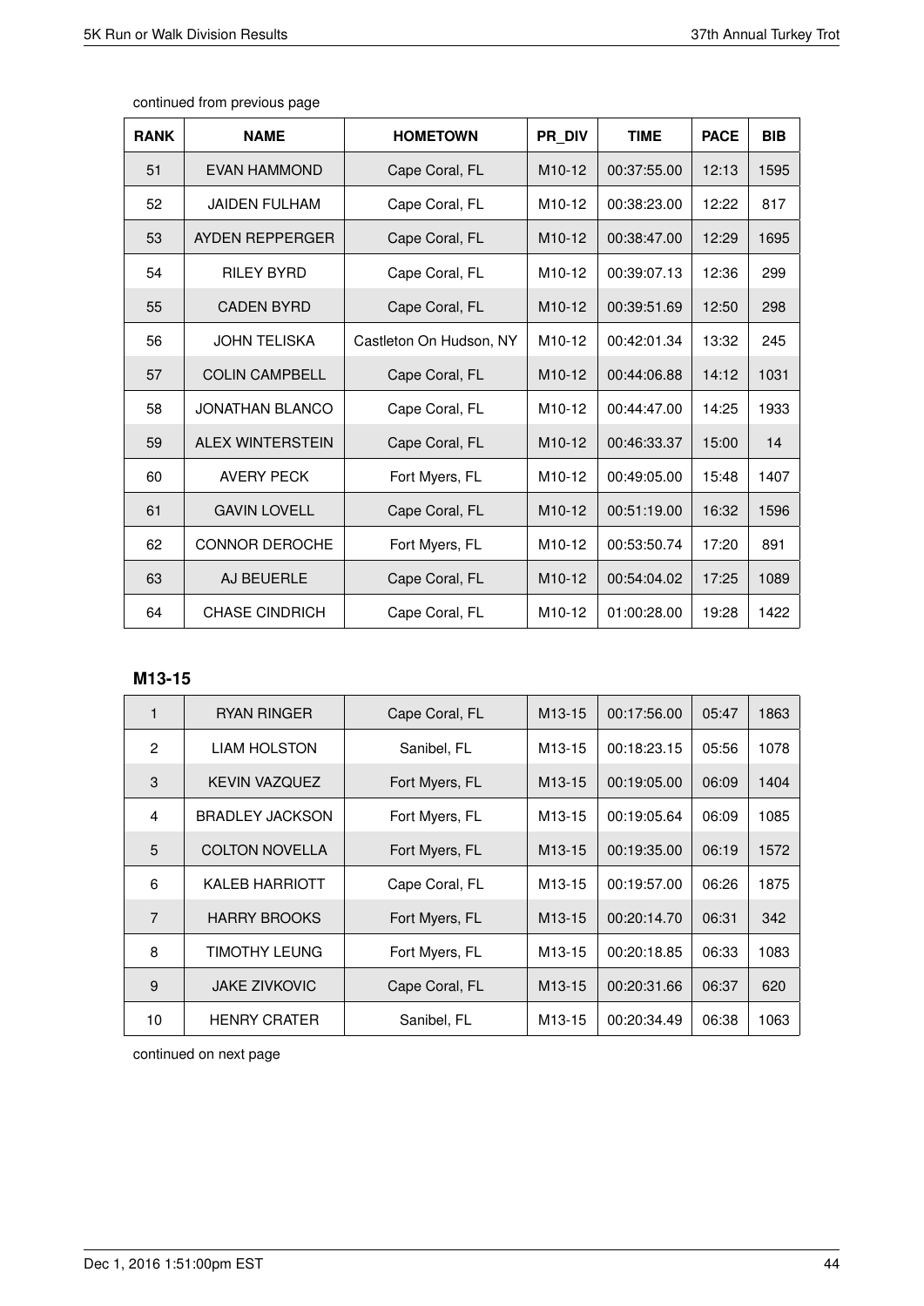continued from previous page

| RANK | NAME | HOMETOWN | PR_DIV | TIME | PACE | BIB |
|---|---|---|---|---|---|---|
| 51 | EVAN HAMMOND | Cape Coral, FL | M10-12 | 00:37:55.00 | 12:13 | 1595 |
| 52 | JAIDEN FULHAM | Cape Coral, FL | M10-12 | 00:38:23.00 | 12:22 | 817 |
| 53 | AYDEN REPPERGER | Cape Coral, FL | M10-12 | 00:38:47.00 | 12:29 | 1695 |
| 54 | RILEY BYRD | Cape Coral, FL | M10-12 | 00:39:07.13 | 12:36 | 299 |
| 55 | CADEN BYRD | Cape Coral, FL | M10-12 | 00:39:51.69 | 12:50 | 298 |
| 56 | JOHN TELISKA | Castleton On Hudson, NY | M10-12 | 00:42:01.34 | 13:32 | 245 |
| 57 | COLIN CAMPBELL | Cape Coral, FL | M10-12 | 00:44:06.88 | 14:12 | 1031 |
| 58 | JONATHAN BLANCO | Cape Coral, FL | M10-12 | 00:44:47.00 | 14:25 | 1933 |
| 59 | ALEX WINTERSTEIN | Cape Coral, FL | M10-12 | 00:46:33.37 | 15:00 | 14 |
| 60 | AVERY PECK | Fort Myers, FL | M10-12 | 00:49:05.00 | 15:48 | 1407 |
| 61 | GAVIN LOVELL | Cape Coral, FL | M10-12 | 00:51:19.00 | 16:32 | 1596 |
| 62 | CONNOR DEROCHE | Fort Myers, FL | M10-12 | 00:53:50.74 | 17:20 | 891 |
| 63 | AJ BEUERLE | Cape Coral, FL | M10-12 | 00:54:04.02 | 17:25 | 1089 |
| 64 | CHASE CINDRICH | Cape Coral, FL | M10-12 | 01:00:28.00 | 19:28 | 1422 |

### M13-15

| RANK | NAME | HOMETOWN | PR_DIV | TIME | PACE | BIB |
|---|---|---|---|---|---|---|
| 1 | RYAN RINGER | Cape Coral, FL | M13-15 | 00:17:56.00 | 05:47 | 1863 |
| 2 | LIAM HOLSTON | Sanibel, FL | M13-15 | 00:18:23.15 | 05:56 | 1078 |
| 3 | KEVIN VAZQUEZ | Fort Myers, FL | M13-15 | 00:19:05.00 | 06:09 | 1404 |
| 4 | BRADLEY JACKSON | Fort Myers, FL | M13-15 | 00:19:05.64 | 06:09 | 1085 |
| 5 | COLTON NOVELLA | Fort Myers, FL | M13-15 | 00:19:35.00 | 06:19 | 1572 |
| 6 | KALEB HARRIOTT | Cape Coral, FL | M13-15 | 00:19:57.00 | 06:26 | 1875 |
| 7 | HARRY BROOKS | Fort Myers, FL | M13-15 | 00:20:14.70 | 06:31 | 342 |
| 8 | TIMOTHY LEUNG | Fort Myers, FL | M13-15 | 00:20:18.85 | 06:33 | 1083 |
| 9 | JAKE ZIVKOVIC | Cape Coral, FL | M13-15 | 00:20:31.66 | 06:37 | 620 |
| 10 | HENRY CRATER | Sanibel, FL | M13-15 | 00:20:34.49 | 06:38 | 1063 |

continued on next page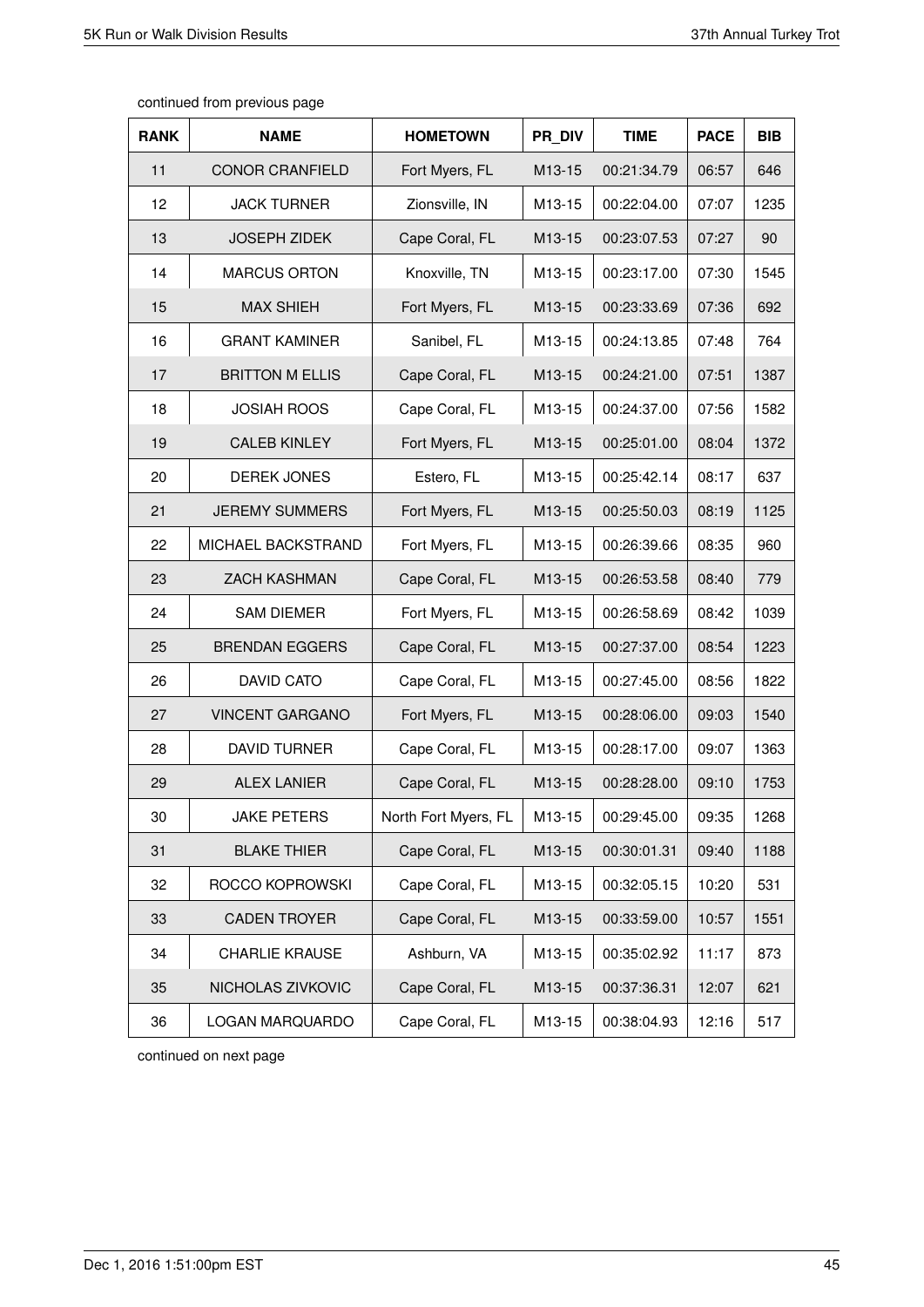continued from previous page

| RANK | NAME | HOMETOWN | PR_DIV | TIME | PACE | BIB |
|---|---|---|---|---|---|---|
| 11 | CONOR CRANFIELD | Fort Myers, FL | M13-15 | 00:21:34.79 | 06:57 | 646 |
| 12 | JACK TURNER | Zionsville, IN | M13-15 | 00:22:04.00 | 07:07 | 1235 |
| 13 | JOSEPH ZIDEK | Cape Coral, FL | M13-15 | 00:23:07.53 | 07:27 | 90 |
| 14 | MARCUS ORTON | Knoxville, TN | M13-15 | 00:23:17.00 | 07:30 | 1545 |
| 15 | MAX SHIEH | Fort Myers, FL | M13-15 | 00:23:33.69 | 07:36 | 692 |
| 16 | GRANT KAMINER | Sanibel, FL | M13-15 | 00:24:13.85 | 07:48 | 764 |
| 17 | BRITTON M ELLIS | Cape Coral, FL | M13-15 | 00:24:21.00 | 07:51 | 1387 |
| 18 | JOSIAH ROOS | Cape Coral, FL | M13-15 | 00:24:37.00 | 07:56 | 1582 |
| 19 | CALEB KINLEY | Fort Myers, FL | M13-15 | 00:25:01.00 | 08:04 | 1372 |
| 20 | DEREK JONES | Estero, FL | M13-15 | 00:25:42.14 | 08:17 | 637 |
| 21 | JEREMY SUMMERS | Fort Myers, FL | M13-15 | 00:25:50.03 | 08:19 | 1125 |
| 22 | MICHAEL BACKSTRAND | Fort Myers, FL | M13-15 | 00:26:39.66 | 08:35 | 960 |
| 23 | ZACH KASHMAN | Cape Coral, FL | M13-15 | 00:26:53.58 | 08:40 | 779 |
| 24 | SAM DIEMER | Fort Myers, FL | M13-15 | 00:26:58.69 | 08:42 | 1039 |
| 25 | BRENDAN EGGERS | Cape Coral, FL | M13-15 | 00:27:37.00 | 08:54 | 1223 |
| 26 | DAVID CATO | Cape Coral, FL | M13-15 | 00:27:45.00 | 08:56 | 1822 |
| 27 | VINCENT GARGANO | Fort Myers, FL | M13-15 | 00:28:06.00 | 09:03 | 1540 |
| 28 | DAVID TURNER | Cape Coral, FL | M13-15 | 00:28:17.00 | 09:07 | 1363 |
| 29 | ALEX LANIER | Cape Coral, FL | M13-15 | 00:28:28.00 | 09:10 | 1753 |
| 30 | JAKE PETERS | North Fort Myers, FL | M13-15 | 00:29:45.00 | 09:35 | 1268 |
| 31 | BLAKE THIER | Cape Coral, FL | M13-15 | 00:30:01.31 | 09:40 | 1188 |
| 32 | ROCCO KOPROWSKI | Cape Coral, FL | M13-15 | 00:32:05.15 | 10:20 | 531 |
| 33 | CADEN TROYER | Cape Coral, FL | M13-15 | 00:33:59.00 | 10:57 | 1551 |
| 34 | CHARLIE KRAUSE | Ashburn, VA | M13-15 | 00:35:02.92 | 11:17 | 873 |
| 35 | NICHOLAS ZIVKOVIC | Cape Coral, FL | M13-15 | 00:37:36.31 | 12:07 | 621 |
| 36 | LOGAN MARQUARDO | Cape Coral, FL | M13-15 | 00:38:04.93 | 12:16 | 517 |

continued on next page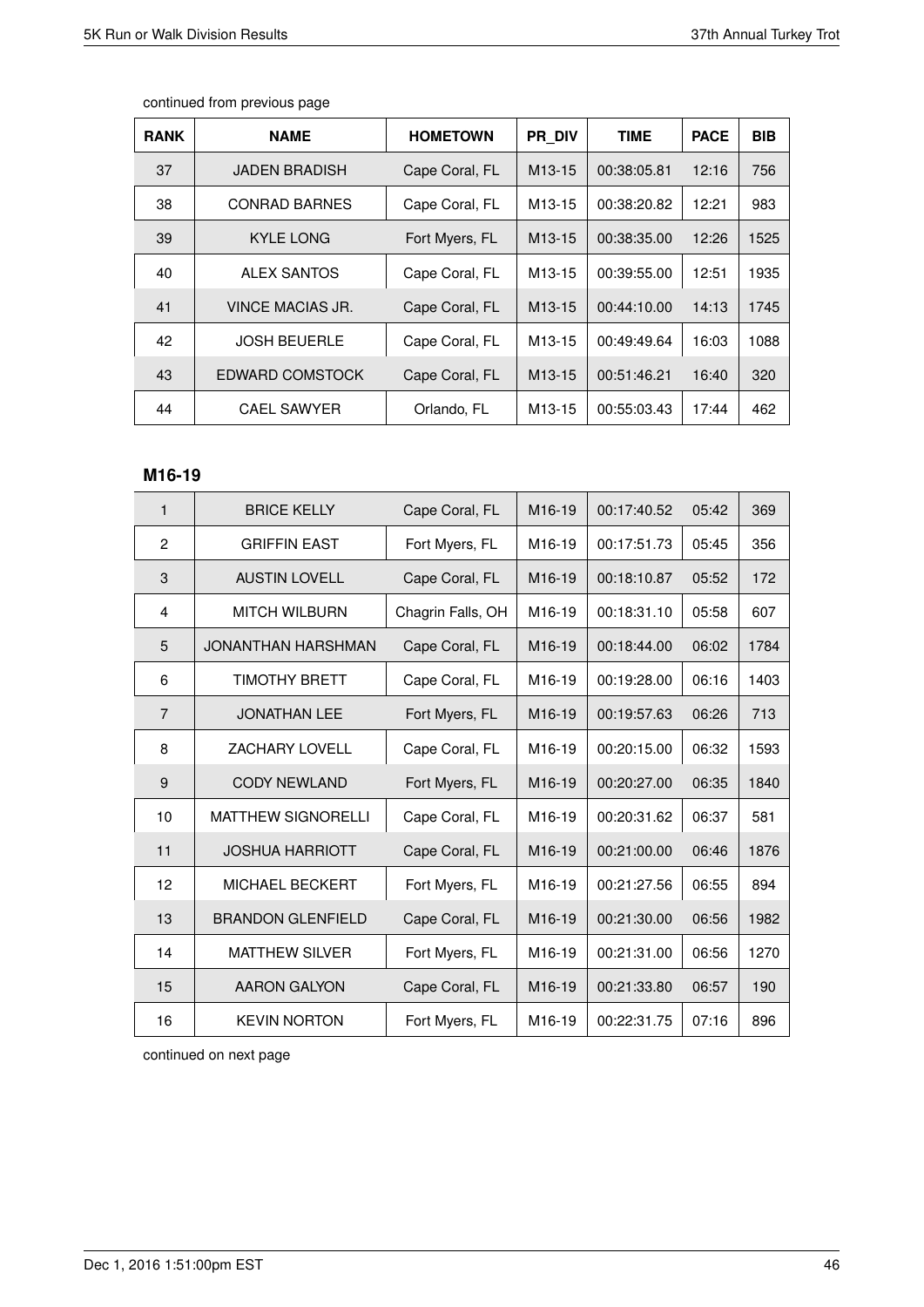continued from previous page

| RANK | NAME | HOMETOWN | PR_DIV | TIME | PACE | BIB |
| --- | --- | --- | --- | --- | --- | --- |
| 37 | JADEN BRADISH | Cape Coral, FL | M13-15 | 00:38:05.81 | 12:16 | 756 |
| 38 | CONRAD BARNES | Cape Coral, FL | M13-15 | 00:38:20.82 | 12:21 | 983 |
| 39 | KYLE LONG | Fort Myers, FL | M13-15 | 00:38:35.00 | 12:26 | 1525 |
| 40 | ALEX SANTOS | Cape Coral, FL | M13-15 | 00:39:55.00 | 12:51 | 1935 |
| 41 | VINCE MACIAS JR. | Cape Coral, FL | M13-15 | 00:44:10.00 | 14:13 | 1745 |
| 42 | JOSH BEUERLE | Cape Coral, FL | M13-15 | 00:49:49.64 | 16:03 | 1088 |
| 43 | EDWARD COMSTOCK | Cape Coral, FL | M13-15 | 00:51:46.21 | 16:40 | 320 |
| 44 | CAEL SAWYER | Orlando, FL | M13-15 | 00:55:03.43 | 17:44 | 462 |

## M16-19

| RANK | NAME | HOMETOWN | PR_DIV | TIME | PACE | BIB |
| --- | --- | --- | --- | --- | --- | --- |
| 1 | BRICE KELLY | Cape Coral, FL | M16-19 | 00:17:40.52 | 05:42 | 369 |
| 2 | GRIFFIN EAST | Fort Myers, FL | M16-19 | 00:17:51.73 | 05:45 | 356 |
| 3 | AUSTIN LOVELL | Cape Coral, FL | M16-19 | 00:18:10.87 | 05:52 | 172 |
| 4 | MITCH WILBURN | Chagrin Falls, OH | M16-19 | 00:18:31.10 | 05:58 | 607 |
| 5 | JONANTHAN HARSHMAN | Cape Coral, FL | M16-19 | 00:18:44.00 | 06:02 | 1784 |
| 6 | TIMOTHY BRETT | Cape Coral, FL | M16-19 | 00:19:28.00 | 06:16 | 1403 |
| 7 | JONATHAN LEE | Fort Myers, FL | M16-19 | 00:19:57.63 | 06:26 | 713 |
| 8 | ZACHARY LOVELL | Cape Coral, FL | M16-19 | 00:20:15.00 | 06:32 | 1593 |
| 9 | CODY NEWLAND | Fort Myers, FL | M16-19 | 00:20:27.00 | 06:35 | 1840 |
| 10 | MATTHEW SIGNORELLI | Cape Coral, FL | M16-19 | 00:20:31.62 | 06:37 | 581 |
| 11 | JOSHUA HARRIOTT | Cape Coral, FL | M16-19 | 00:21:00.00 | 06:46 | 1876 |
| 12 | MICHAEL BECKERT | Fort Myers, FL | M16-19 | 00:21:27.56 | 06:55 | 894 |
| 13 | BRANDON GLENFIELD | Cape Coral, FL | M16-19 | 00:21:30.00 | 06:56 | 1982 |
| 14 | MATTHEW SILVER | Fort Myers, FL | M16-19 | 00:21:31.00 | 06:56 | 1270 |
| 15 | AARON GALYON | Cape Coral, FL | M16-19 | 00:21:33.80 | 06:57 | 190 |
| 16 | KEVIN NORTON | Fort Myers, FL | M16-19 | 00:22:31.75 | 07:16 | 896 |

continued on next page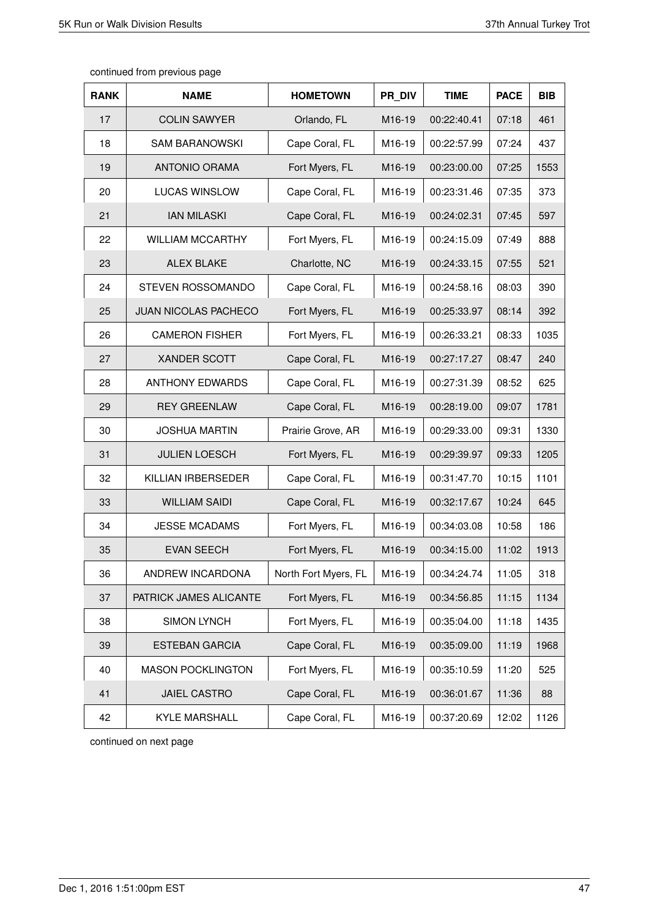continued from previous page

| RANK | NAME | HOMETOWN | PR_DIV | TIME | PACE | BIB |
|---|---|---|---|---|---|---|
| 17 | COLIN SAWYER | Orlando, FL | M16-19 | 00:22:40.41 | 07:18 | 461 |
| 18 | SAM BARANOWSKI | Cape Coral, FL | M16-19 | 00:22:57.99 | 07:24 | 437 |
| 19 | ANTONIO ORAMA | Fort Myers, FL | M16-19 | 00:23:00.00 | 07:25 | 1553 |
| 20 | LUCAS WINSLOW | Cape Coral, FL | M16-19 | 00:23:31.46 | 07:35 | 373 |
| 21 | IAN MILASKI | Cape Coral, FL | M16-19 | 00:24:02.31 | 07:45 | 597 |
| 22 | WILLIAM MCCARTHY | Fort Myers, FL | M16-19 | 00:24:15.09 | 07:49 | 888 |
| 23 | ALEX BLAKE | Charlotte, NC | M16-19 | 00:24:33.15 | 07:55 | 521 |
| 24 | STEVEN ROSSOMANDO | Cape Coral, FL | M16-19 | 00:24:58.16 | 08:03 | 390 |
| 25 | JUAN NICOLAS PACHECO | Fort Myers, FL | M16-19 | 00:25:33.97 | 08:14 | 392 |
| 26 | CAMERON FISHER | Fort Myers, FL | M16-19 | 00:26:33.21 | 08:33 | 1035 |
| 27 | XANDER SCOTT | Cape Coral, FL | M16-19 | 00:27:17.27 | 08:47 | 240 |
| 28 | ANTHONY EDWARDS | Cape Coral, FL | M16-19 | 00:27:31.39 | 08:52 | 625 |
| 29 | REY GREENLAW | Cape Coral, FL | M16-19 | 00:28:19.00 | 09:07 | 1781 |
| 30 | JOSHUA MARTIN | Prairie Grove, AR | M16-19 | 00:29:33.00 | 09:31 | 1330 |
| 31 | JULIEN LOESCH | Fort Myers, FL | M16-19 | 00:29:39.97 | 09:33 | 1205 |
| 32 | KILLIAN IRBERSEDER | Cape Coral, FL | M16-19 | 00:31:47.70 | 10:15 | 1101 |
| 33 | WILLIAM SAIDI | Cape Coral, FL | M16-19 | 00:32:17.67 | 10:24 | 645 |
| 34 | JESSE MCADAMS | Fort Myers, FL | M16-19 | 00:34:03.08 | 10:58 | 186 |
| 35 | EVAN SEECH | Fort Myers, FL | M16-19 | 00:34:15.00 | 11:02 | 1913 |
| 36 | ANDREW INCARDONA | North Fort Myers, FL | M16-19 | 00:34:24.74 | 11:05 | 318 |
| 37 | PATRICK JAMES ALICANTE | Fort Myers, FL | M16-19 | 00:34:56.85 | 11:15 | 1134 |
| 38 | SIMON LYNCH | Fort Myers, FL | M16-19 | 00:35:04.00 | 11:18 | 1435 |
| 39 | ESTEBAN GARCIA | Cape Coral, FL | M16-19 | 00:35:09.00 | 11:19 | 1968 |
| 40 | MASON POCKLINGTON | Fort Myers, FL | M16-19 | 00:35:10.59 | 11:20 | 525 |
| 41 | JAIEL CASTRO | Cape Coral, FL | M16-19 | 00:36:01.67 | 11:36 | 88 |
| 42 | KYLE MARSHALL | Cape Coral, FL | M16-19 | 00:37:20.69 | 12:02 | 1126 |

continued on next page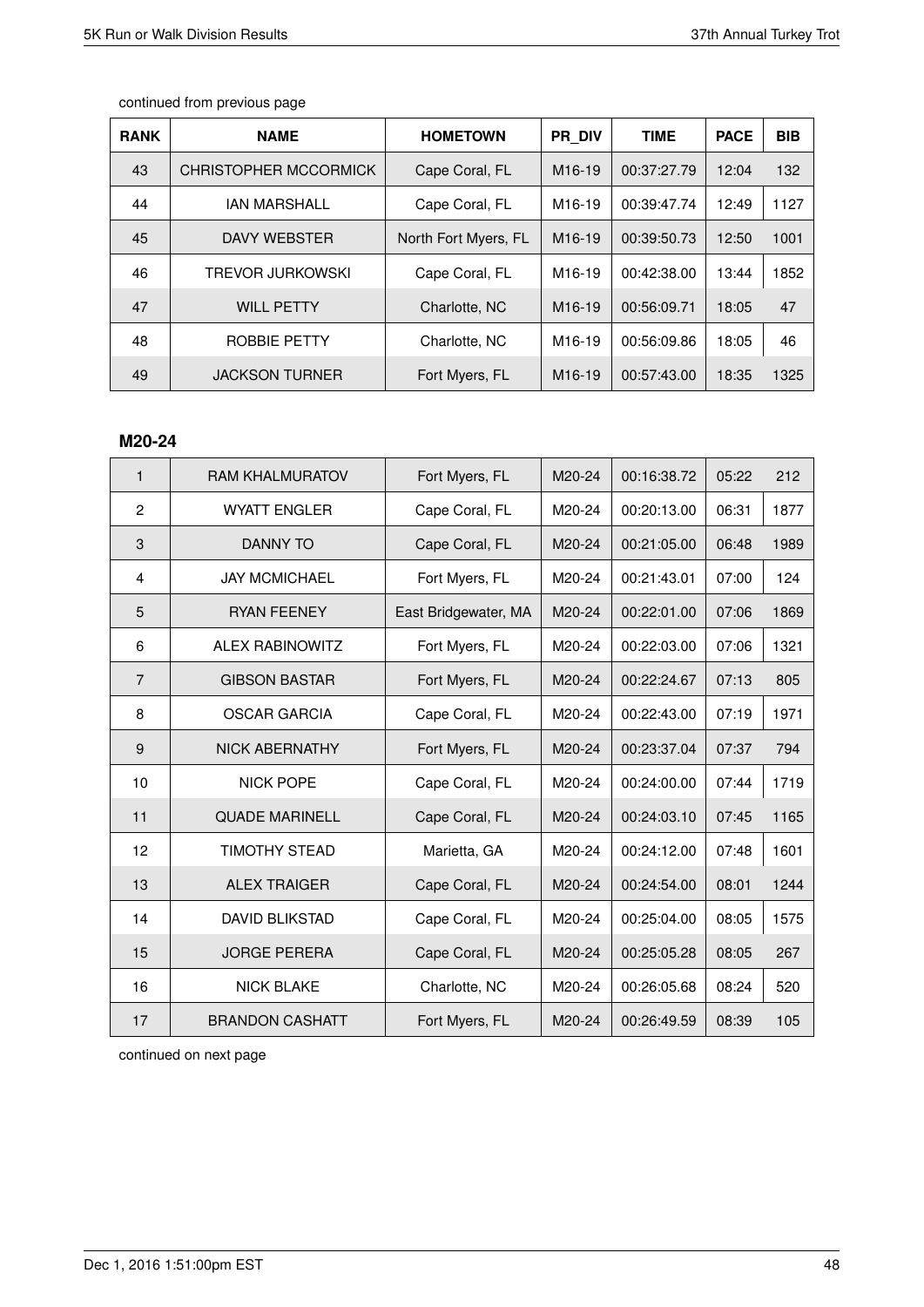continued from previous page

| RANK | NAME | HOMETOWN | PR_DIV | TIME | PACE | BIB |
|---|---|---|---|---|---|---|
| 43 | CHRISTOPHER MCCORMICK | Cape Coral, FL | M16-19 | 00:37:27.79 | 12:04 | 132 |
| 44 | IAN MARSHALL | Cape Coral, FL | M16-19 | 00:39:47.74 | 12:49 | 1127 |
| 45 | DAVY WEBSTER | North Fort Myers, FL | M16-19 | 00:39:50.73 | 12:50 | 1001 |
| 46 | TREVOR JURKOWSKI | Cape Coral, FL | M16-19 | 00:42:38.00 | 13:44 | 1852 |
| 47 | WILL PETTY | Charlotte, NC | M16-19 | 00:56:09.71 | 18:05 | 47 |
| 48 | ROBBIE PETTY | Charlotte, NC | M16-19 | 00:56:09.86 | 18:05 | 46 |
| 49 | JACKSON TURNER | Fort Myers, FL | M16-19 | 00:57:43.00 | 18:35 | 1325 |

### M20-24

| RANK | NAME | HOMETOWN | PR_DIV | TIME | PACE | BIB |
|---|---|---|---|---|---|---|
| 1 | RAM KHALMURATOV | Fort Myers, FL | M20-24 | 00:16:38.72 | 05:22 | 212 |
| 2 | WYATT ENGLER | Cape Coral, FL | M20-24 | 00:20:13.00 | 06:31 | 1877 |
| 3 | DANNY TO | Cape Coral, FL | M20-24 | 00:21:05.00 | 06:48 | 1989 |
| 4 | JAY MCMICHAEL | Fort Myers, FL | M20-24 | 00:21:43.01 | 07:00 | 124 |
| 5 | RYAN FEENEY | East Bridgewater, MA | M20-24 | 00:22:01.00 | 07:06 | 1869 |
| 6 | ALEX RABINOWITZ | Fort Myers, FL | M20-24 | 00:22:03.00 | 07:06 | 1321 |
| 7 | GIBSON BASTAR | Fort Myers, FL | M20-24 | 00:22:24.67 | 07:13 | 805 |
| 8 | OSCAR GARCIA | Cape Coral, FL | M20-24 | 00:22:43.00 | 07:19 | 1971 |
| 9 | NICK ABERNATHY | Fort Myers, FL | M20-24 | 00:23:37.04 | 07:37 | 794 |
| 10 | NICK POPE | Cape Coral, FL | M20-24 | 00:24:00.00 | 07:44 | 1719 |
| 11 | QUADE MARINELL | Cape Coral, FL | M20-24 | 00:24:03.10 | 07:45 | 1165 |
| 12 | TIMOTHY STEAD | Marietta, GA | M20-24 | 00:24:12.00 | 07:48 | 1601 |
| 13 | ALEX TRAIGER | Cape Coral, FL | M20-24 | 00:24:54.00 | 08:01 | 1244 |
| 14 | DAVID BLIKSTAD | Cape Coral, FL | M20-24 | 00:25:04.00 | 08:05 | 1575 |
| 15 | JORGE PERERA | Cape Coral, FL | M20-24 | 00:25:05.28 | 08:05 | 267 |
| 16 | NICK BLAKE | Charlotte, NC | M20-24 | 00:26:05.68 | 08:24 | 520 |
| 17 | BRANDON CASHATT | Fort Myers, FL | M20-24 | 00:26:49.59 | 08:39 | 105 |

continued on next page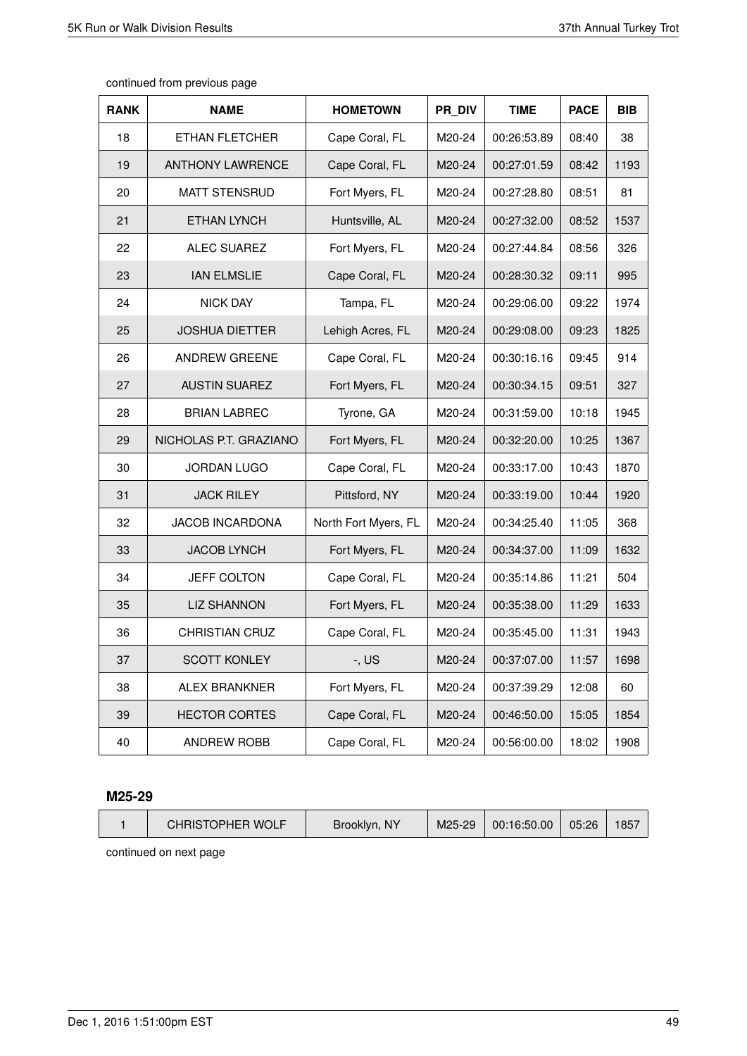continued from previous page

| RANK | NAME | HOMETOWN | PR_DIV | TIME | PACE | BIB |
|---|---|---|---|---|---|---|
| 18 | ETHAN FLETCHER | Cape Coral, FL | M20-24 | 00:26:53.89 | 08:40 | 38 |
| 19 | ANTHONY LAWRENCE | Cape Coral, FL | M20-24 | 00:27:01.59 | 08:42 | 1193 |
| 20 | MATT STENSRUD | Fort Myers, FL | M20-24 | 00:27:28.80 | 08:51 | 81 |
| 21 | ETHAN LYNCH | Huntsville, AL | M20-24 | 00:27:32.00 | 08:52 | 1537 |
| 22 | ALEC SUAREZ | Fort Myers, FL | M20-24 | 00:27:44.84 | 08:56 | 326 |
| 23 | IAN ELMSLIE | Cape Coral, FL | M20-24 | 00:28:30.32 | 09:11 | 995 |
| 24 | NICK DAY | Tampa, FL | M20-24 | 00:29:06.00 | 09:22 | 1974 |
| 25 | JOSHUA DIETTER | Lehigh Acres, FL | M20-24 | 00:29:08.00 | 09:23 | 1825 |
| 26 | ANDREW GREENE | Cape Coral, FL | M20-24 | 00:30:16.16 | 09:45 | 914 |
| 27 | AUSTIN SUAREZ | Fort Myers, FL | M20-24 | 00:30:34.15 | 09:51 | 327 |
| 28 | BRIAN LABREC | Tyrone, GA | M20-24 | 00:31:59.00 | 10:18 | 1945 |
| 29 | NICHOLAS P.T. GRAZIANO | Fort Myers, FL | M20-24 | 00:32:20.00 | 10:25 | 1367 |
| 30 | JORDAN LUGO | Cape Coral, FL | M20-24 | 00:33:17.00 | 10:43 | 1870 |
| 31 | JACK RILEY | Pittsford, NY | M20-24 | 00:33:19.00 | 10:44 | 1920 |
| 32 | JACOB INCARDONA | North Fort Myers, FL | M20-24 | 00:34:25.40 | 11:05 | 368 |
| 33 | JACOB LYNCH | Fort Myers, FL | M20-24 | 00:34:37.00 | 11:09 | 1632 |
| 34 | JEFF COLTON | Cape Coral, FL | M20-24 | 00:35:14.86 | 11:21 | 504 |
| 35 | LIZ SHANNON | Fort Myers, FL | M20-24 | 00:35:38.00 | 11:29 | 1633 |
| 36 | CHRISTIAN CRUZ | Cape Coral, FL | M20-24 | 00:35:45.00 | 11:31 | 1943 |
| 37 | SCOTT KONLEY | -, US | M20-24 | 00:37:07.00 | 11:57 | 1698 |
| 38 | ALEX BRANKNER | Fort Myers, FL | M20-24 | 00:37:39.29 | 12:08 | 60 |
| 39 | HECTOR CORTES | Cape Coral, FL | M20-24 | 00:46:50.00 | 15:05 | 1854 |
| 40 | ANDREW ROBB | Cape Coral, FL | M20-24 | 00:56:00.00 | 18:02 | 1908 |

### M25-29

| RANK | NAME | HOMETOWN | PR_DIV | TIME | PACE | BIB |
|---|---|---|---|---|---|---|
| 1 | CHRISTOPHER WOLF | Brooklyn, NY | M25-29 | 00:16:50.00 | 05:26 | 1857 |

continued on next page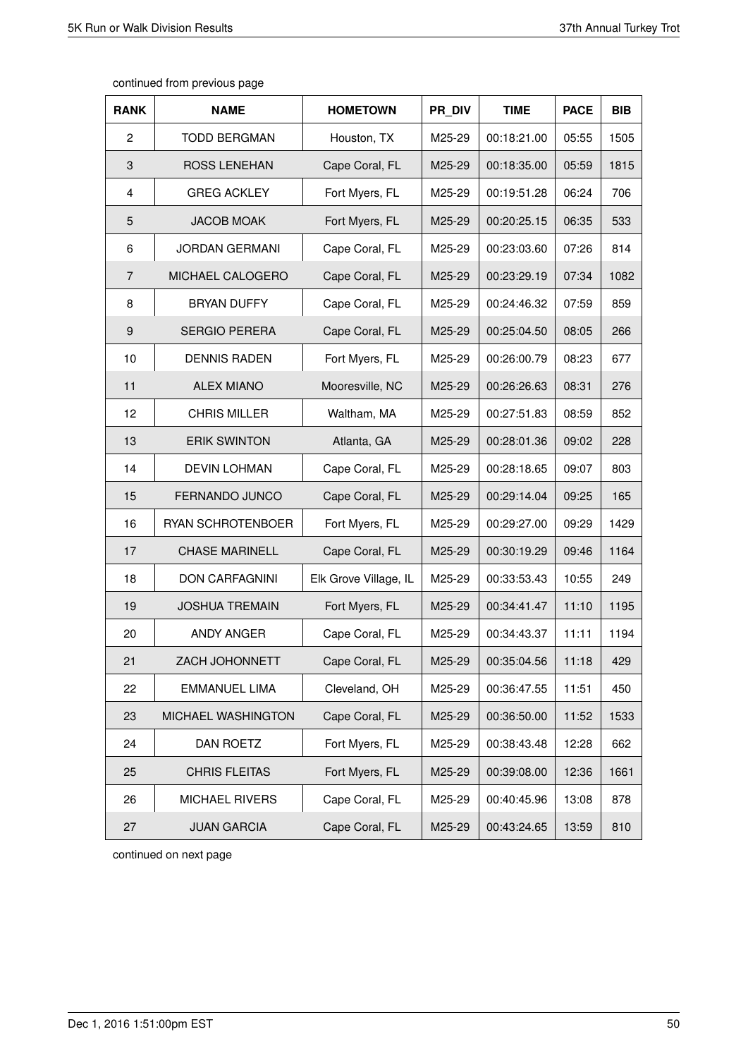continued from previous page

| RANK | NAME | HOMETOWN | PR_DIV | TIME | PACE | BIB |
|---|---|---|---|---|---|---|
| 2 | TODD BERGMAN | Houston, TX | M25-29 | 00:18:21.00 | 05:55 | 1505 |
| 3 | ROSS LENEHAN | Cape Coral, FL | M25-29 | 00:18:35.00 | 05:59 | 1815 |
| 4 | GREG ACKLEY | Fort Myers, FL | M25-29 | 00:19:51.28 | 06:24 | 706 |
| 5 | JACOB MOAK | Fort Myers, FL | M25-29 | 00:20:25.15 | 06:35 | 533 |
| 6 | JORDAN GERMANI | Cape Coral, FL | M25-29 | 00:23:03.60 | 07:26 | 814 |
| 7 | MICHAEL CALOGERO | Cape Coral, FL | M25-29 | 00:23:29.19 | 07:34 | 1082 |
| 8 | BRYAN DUFFY | Cape Coral, FL | M25-29 | 00:24:46.32 | 07:59 | 859 |
| 9 | SERGIO PERERA | Cape Coral, FL | M25-29 | 00:25:04.50 | 08:05 | 266 |
| 10 | DENNIS RADEN | Fort Myers, FL | M25-29 | 00:26:00.79 | 08:23 | 677 |
| 11 | ALEX MIANO | Mooresville, NC | M25-29 | 00:26:26.63 | 08:31 | 276 |
| 12 | CHRIS MILLER | Waltham, MA | M25-29 | 00:27:51.83 | 08:59 | 852 |
| 13 | ERIK SWINTON | Atlanta, GA | M25-29 | 00:28:01.36 | 09:02 | 228 |
| 14 | DEVIN LOHMAN | Cape Coral, FL | M25-29 | 00:28:18.65 | 09:07 | 803 |
| 15 | FERNANDO JUNCO | Cape Coral, FL | M25-29 | 00:29:14.04 | 09:25 | 165 |
| 16 | RYAN SCHROTENBOER | Fort Myers, FL | M25-29 | 00:29:27.00 | 09:29 | 1429 |
| 17 | CHASE MARINELL | Cape Coral, FL | M25-29 | 00:30:19.29 | 09:46 | 1164 |
| 18 | DON CARFAGNINI | Elk Grove Village, IL | M25-29 | 00:33:53.43 | 10:55 | 249 |
| 19 | JOSHUA TREMAIN | Fort Myers, FL | M25-29 | 00:34:41.47 | 11:10 | 1195 |
| 20 | ANDY ANGER | Cape Coral, FL | M25-29 | 00:34:43.37 | 11:11 | 1194 |
| 21 | ZACH JOHONNETT | Cape Coral, FL | M25-29 | 00:35:04.56 | 11:18 | 429 |
| 22 | EMMANUEL LIMA | Cleveland, OH | M25-29 | 00:36:47.55 | 11:51 | 450 |
| 23 | MICHAEL WASHINGTON | Cape Coral, FL | M25-29 | 00:36:50.00 | 11:52 | 1533 |
| 24 | DAN ROETZ | Fort Myers, FL | M25-29 | 00:38:43.48 | 12:28 | 662 |
| 25 | CHRIS FLEITAS | Fort Myers, FL | M25-29 | 00:39:08.00 | 12:36 | 1661 |
| 26 | MICHAEL RIVERS | Cape Coral, FL | M25-29 | 00:40:45.96 | 13:08 | 878 |
| 27 | JUAN GARCIA | Cape Coral, FL | M25-29 | 00:43:24.65 | 13:59 | 810 |

continued on next page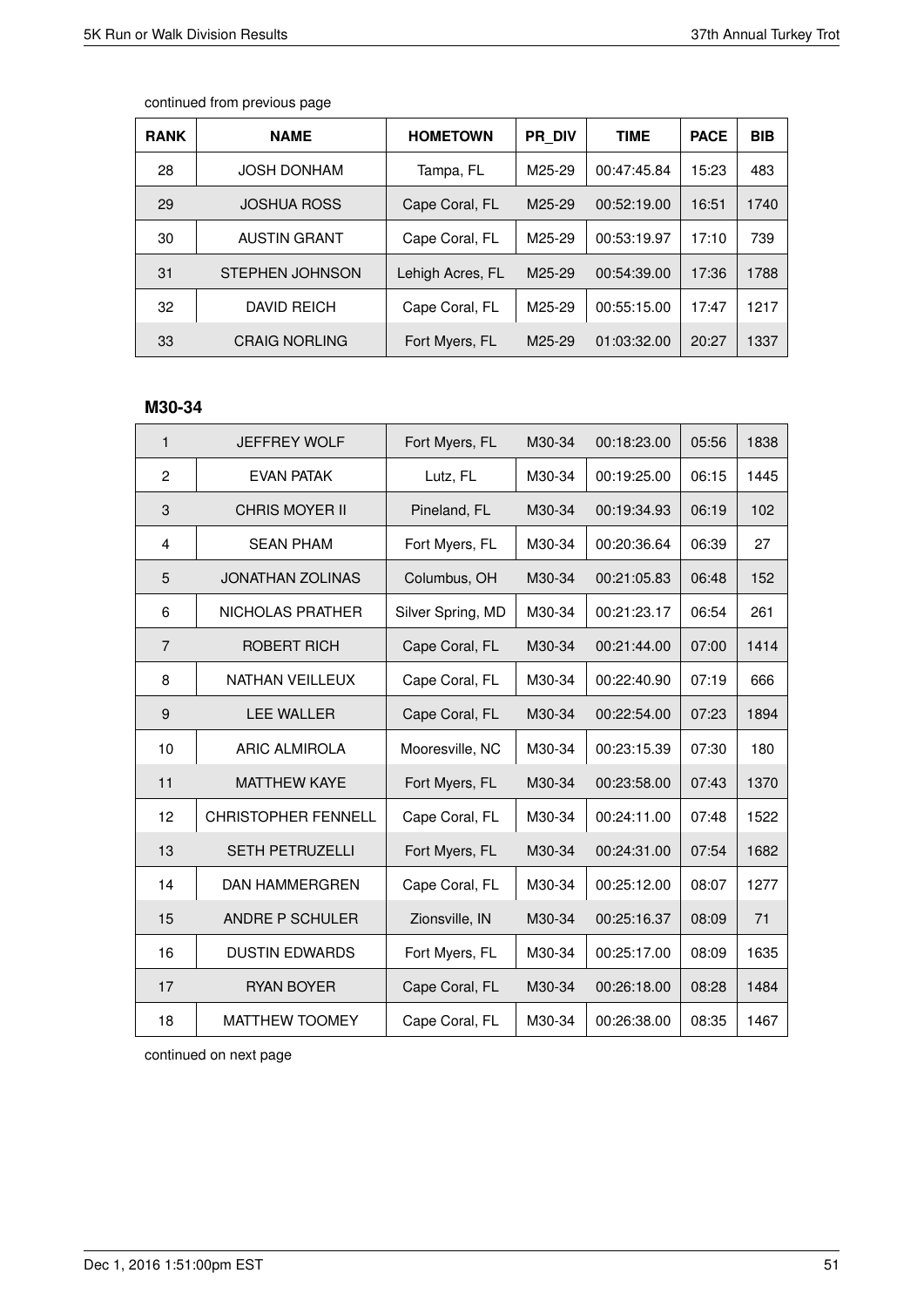continued from previous page

| RANK | NAME | HOMETOWN | PR_DIV | TIME | PACE | BIB |
|---|---|---|---|---|---|---|
| 28 | JOSH DONHAM | Tampa, FL | M25-29 | 00:47:45.84 | 15:23 | 483 |
| 29 | JOSHUA ROSS | Cape Coral, FL | M25-29 | 00:52:19.00 | 16:51 | 1740 |
| 30 | AUSTIN GRANT | Cape Coral, FL | M25-29 | 00:53:19.97 | 17:10 | 739 |
| 31 | STEPHEN JOHNSON | Lehigh Acres, FL | M25-29 | 00:54:39.00 | 17:36 | 1788 |
| 32 | DAVID REICH | Cape Coral, FL | M25-29 | 00:55:15.00 | 17:47 | 1217 |
| 33 | CRAIG NORLING | Fort Myers, FL | M25-29 | 01:03:32.00 | 20:27 | 1337 |

### M30-34

| RANK | NAME | HOMETOWN | PR_DIV | TIME | PACE | BIB |
|---|---|---|---|---|---|---|
| 1 | JEFFREY WOLF | Fort Myers, FL | M30-34 | 00:18:23.00 | 05:56 | 1838 |
| 2 | EVAN PATAK | Lutz, FL | M30-34 | 00:19:25.00 | 06:15 | 1445 |
| 3 | CHRIS MOYER II | Pineland, FL | M30-34 | 00:19:34.93 | 06:19 | 102 |
| 4 | SEAN PHAM | Fort Myers, FL | M30-34 | 00:20:36.64 | 06:39 | 27 |
| 5 | JONATHAN ZOLINAS | Columbus, OH | M30-34 | 00:21:05.83 | 06:48 | 152 |
| 6 | NICHOLAS PRATHER | Silver Spring, MD | M30-34 | 00:21:23.17 | 06:54 | 261 |
| 7 | ROBERT RICH | Cape Coral, FL | M30-34 | 00:21:44.00 | 07:00 | 1414 |
| 8 | NATHAN VEILLEUX | Cape Coral, FL | M30-34 | 00:22:40.90 | 07:19 | 666 |
| 9 | LEE WALLER | Cape Coral, FL | M30-34 | 00:22:54.00 | 07:23 | 1894 |
| 10 | ARIC ALMIROLA | Mooresville, NC | M30-34 | 00:23:15.39 | 07:30 | 180 |
| 11 | MATTHEW KAYE | Fort Myers, FL | M30-34 | 00:23:58.00 | 07:43 | 1370 |
| 12 | CHRISTOPHER FENNELL | Cape Coral, FL | M30-34 | 00:24:11.00 | 07:48 | 1522 |
| 13 | SETH PETRUZELLI | Fort Myers, FL | M30-34 | 00:24:31.00 | 07:54 | 1682 |
| 14 | DAN HAMMERGREN | Cape Coral, FL | M30-34 | 00:25:12.00 | 08:07 | 1277 |
| 15 | ANDRE P SCHULER | Zionsville, IN | M30-34 | 00:25:16.37 | 08:09 | 71 |
| 16 | DUSTIN EDWARDS | Fort Myers, FL | M30-34 | 00:25:17.00 | 08:09 | 1635 |
| 17 | RYAN BOYER | Cape Coral, FL | M30-34 | 00:26:18.00 | 08:28 | 1484 |
| 18 | MATTHEW TOOMEY | Cape Coral, FL | M30-34 | 00:26:38.00 | 08:35 | 1467 |

continued on next page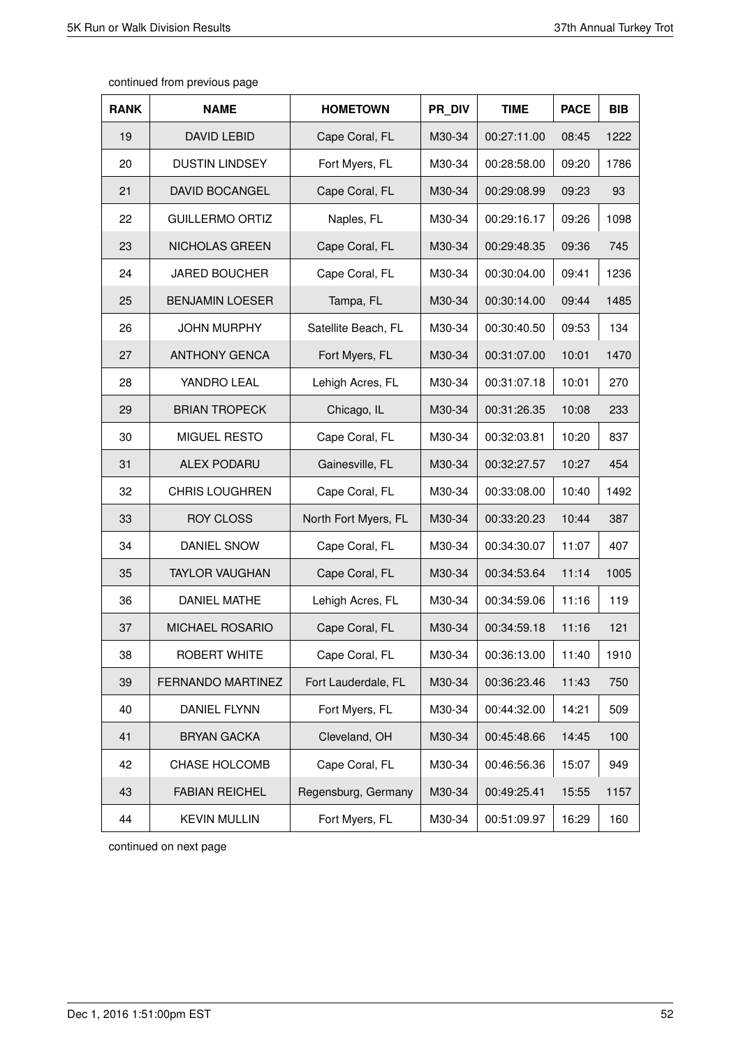continued from previous page

| RANK | NAME | HOMETOWN | PR_DIV | TIME | PACE | BIB |
|---|---|---|---|---|---|---|
| 19 | DAVID LEBID | Cape Coral, FL | M30-34 | 00:27:11.00 | 08:45 | 1222 |
| 20 | DUSTIN LINDSEY | Fort Myers, FL | M30-34 | 00:28:58.00 | 09:20 | 1786 |
| 21 | DAVID BOCANGEL | Cape Coral, FL | M30-34 | 00:29:08.99 | 09:23 | 93 |
| 22 | GUILLERMO ORTIZ | Naples, FL | M30-34 | 00:29:16.17 | 09:26 | 1098 |
| 23 | NICHOLAS GREEN | Cape Coral, FL | M30-34 | 00:29:48.35 | 09:36 | 745 |
| 24 | JARED BOUCHER | Cape Coral, FL | M30-34 | 00:30:04.00 | 09:41 | 1236 |
| 25 | BENJAMIN LOESER | Tampa, FL | M30-34 | 00:30:14.00 | 09:44 | 1485 |
| 26 | JOHN MURPHY | Satellite Beach, FL | M30-34 | 00:30:40.50 | 09:53 | 134 |
| 27 | ANTHONY GENCA | Fort Myers, FL | M30-34 | 00:31:07.00 | 10:01 | 1470 |
| 28 | YANDRO LEAL | Lehigh Acres, FL | M30-34 | 00:31:07.18 | 10:01 | 270 |
| 29 | BRIAN TROPECK | Chicago, IL | M30-34 | 00:31:26.35 | 10:08 | 233 |
| 30 | MIGUEL RESTO | Cape Coral, FL | M30-34 | 00:32:03.81 | 10:20 | 837 |
| 31 | ALEX PODARU | Gainesville, FL | M30-34 | 00:32:27.57 | 10:27 | 454 |
| 32 | CHRIS LOUGHREN | Cape Coral, FL | M30-34 | 00:33:08.00 | 10:40 | 1492 |
| 33 | ROY CLOSS | North Fort Myers, FL | M30-34 | 00:33:20.23 | 10:44 | 387 |
| 34 | DANIEL SNOW | Cape Coral, FL | M30-34 | 00:34:30.07 | 11:07 | 407 |
| 35 | TAYLOR VAUGHAN | Cape Coral, FL | M30-34 | 00:34:53.64 | 11:14 | 1005 |
| 36 | DANIEL MATHE | Lehigh Acres, FL | M30-34 | 00:34:59.06 | 11:16 | 119 |
| 37 | MICHAEL ROSARIO | Cape Coral, FL | M30-34 | 00:34:59.18 | 11:16 | 121 |
| 38 | ROBERT WHITE | Cape Coral, FL | M30-34 | 00:36:13.00 | 11:40 | 1910 |
| 39 | FERNANDO MARTINEZ | Fort Lauderdale, FL | M30-34 | 00:36:23.46 | 11:43 | 750 |
| 40 | DANIEL FLYNN | Fort Myers, FL | M30-34 | 00:44:32.00 | 14:21 | 509 |
| 41 | BRYAN GACKA | Cleveland, OH | M30-34 | 00:45:48.66 | 14:45 | 100 |
| 42 | CHASE HOLCOMB | Cape Coral, FL | M30-34 | 00:46:56.36 | 15:07 | 949 |
| 43 | FABIAN REICHEL | Regensburg, Germany | M30-34 | 00:49:25.41 | 15:55 | 1157 |
| 44 | KEVIN MULLIN | Fort Myers, FL | M30-34 | 00:51:09.97 | 16:29 | 160 |

continued on next page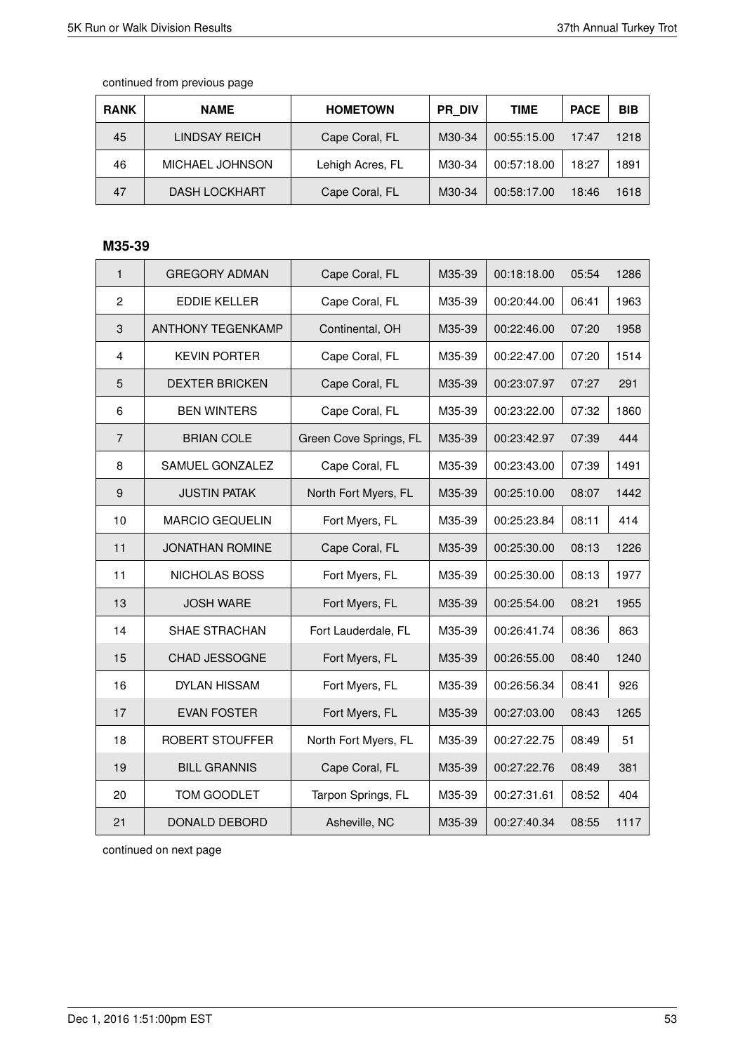continued from previous page

| RANK | NAME | HOMETOWN | PR_DIV | TIME | PACE | BIB |
|---|---|---|---|---|---|---|
| 45 | LINDSAY REICH | Cape Coral, FL | M30-34 | 00:55:15.00 | 17:47 | 1218 |
| 46 | MICHAEL JOHNSON | Lehigh Acres, FL | M30-34 | 00:57:18.00 | 18:27 | 1891 |
| 47 | DASH LOCKHART | Cape Coral, FL | M30-34 | 00:58:17.00 | 18:46 | 1618 |

### M35-39

| RANK | NAME | HOMETOWN | PR_DIV | TIME | PACE | BIB |
|---|---|---|---|---|---|---|
| 1 | GREGORY ADMAN | Cape Coral, FL | M35-39 | 00:18:18.00 | 05:54 | 1286 |
| 2 | EDDIE KELLER | Cape Coral, FL | M35-39 | 00:20:44.00 | 06:41 | 1963 |
| 3 | ANTHONY TEGENKAMP | Continental, OH | M35-39 | 00:22:46.00 | 07:20 | 1958 |
| 4 | KEVIN PORTER | Cape Coral, FL | M35-39 | 00:22:47.00 | 07:20 | 1514 |
| 5 | DEXTER BRICKEN | Cape Coral, FL | M35-39 | 00:23:07.97 | 07:27 | 291 |
| 6 | BEN WINTERS | Cape Coral, FL | M35-39 | 00:23:22.00 | 07:32 | 1860 |
| 7 | BRIAN COLE | Green Cove Springs, FL | M35-39 | 00:23:42.97 | 07:39 | 444 |
| 8 | SAMUEL GONZALEZ | Cape Coral, FL | M35-39 | 00:23:43.00 | 07:39 | 1491 |
| 9 | JUSTIN PATAK | North Fort Myers, FL | M35-39 | 00:25:10.00 | 08:07 | 1442 |
| 10 | MARCIO GEQUELIN | Fort Myers, FL | M35-39 | 00:25:23.84 | 08:11 | 414 |
| 11 | JONATHAN ROMINE | Cape Coral, FL | M35-39 | 00:25:30.00 | 08:13 | 1226 |
| 11 | NICHOLAS BOSS | Fort Myers, FL | M35-39 | 00:25:30.00 | 08:13 | 1977 |
| 13 | JOSH WARE | Fort Myers, FL | M35-39 | 00:25:54.00 | 08:21 | 1955 |
| 14 | SHAE STRACHAN | Fort Lauderdale, FL | M35-39 | 00:26:41.74 | 08:36 | 863 |
| 15 | CHAD JESSOGNE | Fort Myers, FL | M35-39 | 00:26:55.00 | 08:40 | 1240 |
| 16 | DYLAN HISSAM | Fort Myers, FL | M35-39 | 00:26:56.34 | 08:41 | 926 |
| 17 | EVAN FOSTER | Fort Myers, FL | M35-39 | 00:27:03.00 | 08:43 | 1265 |
| 18 | ROBERT STOUFFER | North Fort Myers, FL | M35-39 | 00:27:22.75 | 08:49 | 51 |
| 19 | BILL GRANNIS | Cape Coral, FL | M35-39 | 00:27:22.76 | 08:49 | 381 |
| 20 | TOM GOODLET | Tarpon Springs, FL | M35-39 | 00:27:31.61 | 08:52 | 404 |
| 21 | DONALD DEBORD | Asheville, NC | M35-39 | 00:27:40.34 | 08:55 | 1117 |

continued on next page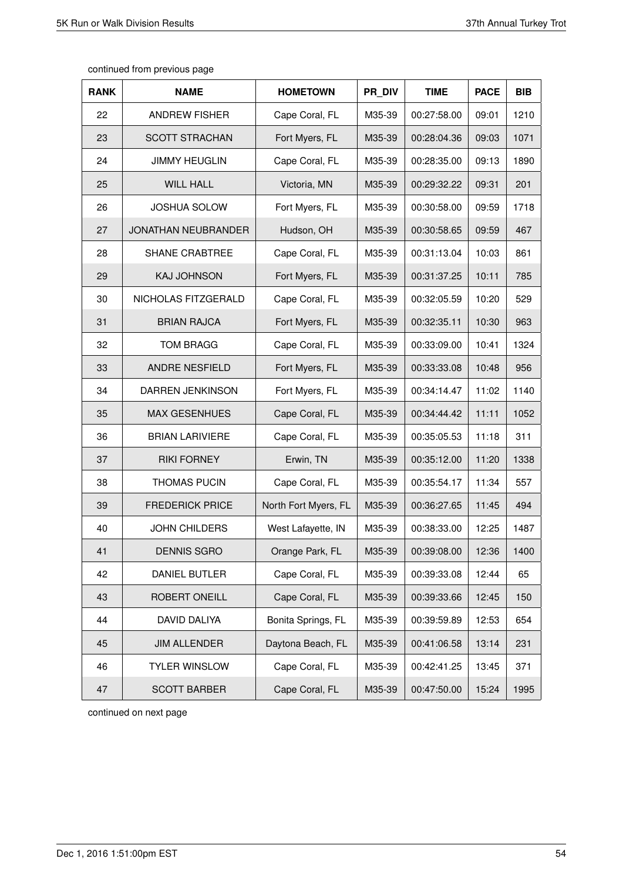continued from previous page

| RANK | NAME | HOMETOWN | PR_DIV | TIME | PACE | BIB |
|---|---|---|---|---|---|---|
| 22 | ANDREW FISHER | Cape Coral, FL | M35-39 | 00:27:58.00 | 09:01 | 1210 |
| 23 | SCOTT STRACHAN | Fort Myers, FL | M35-39 | 00:28:04.36 | 09:03 | 1071 |
| 24 | JIMMY HEUGLIN | Cape Coral, FL | M35-39 | 00:28:35.00 | 09:13 | 1890 |
| 25 | WILL HALL | Victoria, MN | M35-39 | 00:29:32.22 | 09:31 | 201 |
| 26 | JOSHUA SOLOW | Fort Myers, FL | M35-39 | 00:30:58.00 | 09:59 | 1718 |
| 27 | JONATHAN NEUBRANDER | Hudson, OH | M35-39 | 00:30:58.65 | 09:59 | 467 |
| 28 | SHANE CRABTREE | Cape Coral, FL | M35-39 | 00:31:13.04 | 10:03 | 861 |
| 29 | KAJ JOHNSON | Fort Myers, FL | M35-39 | 00:31:37.25 | 10:11 | 785 |
| 30 | NICHOLAS FITZGERALD | Cape Coral, FL | M35-39 | 00:32:05.59 | 10:20 | 529 |
| 31 | BRIAN RAJCA | Fort Myers, FL | M35-39 | 00:32:35.11 | 10:30 | 963 |
| 32 | TOM BRAGG | Cape Coral, FL | M35-39 | 00:33:09.00 | 10:41 | 1324 |
| 33 | ANDRE NESFIELD | Fort Myers, FL | M35-39 | 00:33:33.08 | 10:48 | 956 |
| 34 | DARREN JENKINSON | Fort Myers, FL | M35-39 | 00:34:14.47 | 11:02 | 1140 |
| 35 | MAX GESENHUES | Cape Coral, FL | M35-39 | 00:34:44.42 | 11:11 | 1052 |
| 36 | BRIAN LARIVIERE | Cape Coral, FL | M35-39 | 00:35:05.53 | 11:18 | 311 |
| 37 | RIKI FORNEY | Erwin, TN | M35-39 | 00:35:12.00 | 11:20 | 1338 |
| 38 | THOMAS PUCIN | Cape Coral, FL | M35-39 | 00:35:54.17 | 11:34 | 557 |
| 39 | FREDERICK PRICE | North Fort Myers, FL | M35-39 | 00:36:27.65 | 11:45 | 494 |
| 40 | JOHN CHILDERS | West Lafayette, IN | M35-39 | 00:38:33.00 | 12:25 | 1487 |
| 41 | DENNIS SGRO | Orange Park, FL | M35-39 | 00:39:08.00 | 12:36 | 1400 |
| 42 | DANIEL BUTLER | Cape Coral, FL | M35-39 | 00:39:33.08 | 12:44 | 65 |
| 43 | ROBERT ONEILL | Cape Coral, FL | M35-39 | 00:39:33.66 | 12:45 | 150 |
| 44 | DAVID DALIYA | Bonita Springs, FL | M35-39 | 00:39:59.89 | 12:53 | 654 |
| 45 | JIM ALLENDER | Daytona Beach, FL | M35-39 | 00:41:06.58 | 13:14 | 231 |
| 46 | TYLER WINSLOW | Cape Coral, FL | M35-39 | 00:42:41.25 | 13:45 | 371 |
| 47 | SCOTT BARBER | Cape Coral, FL | M35-39 | 00:47:50.00 | 15:24 | 1995 |

continued on next page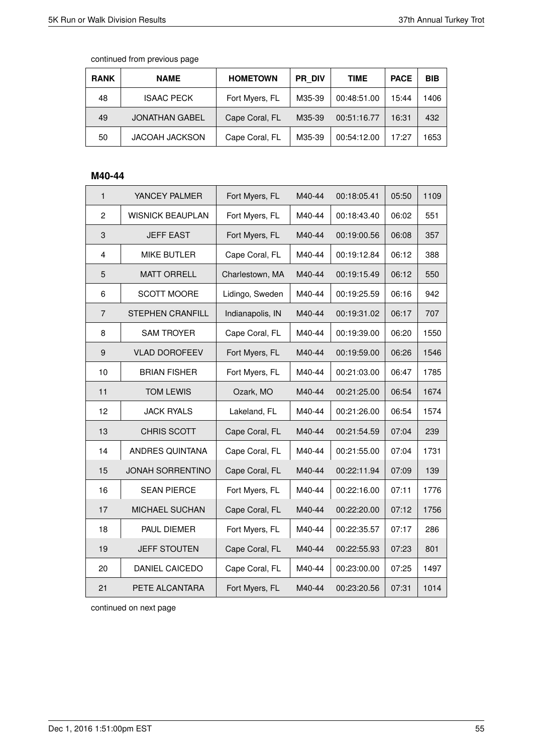continued from previous page

| RANK | NAME | HOMETOWN | PR_DIV | TIME | PACE | BIB |
|---|---|---|---|---|---|---|
| 48 | ISAAC PECK | Fort Myers, FL | M35-39 | 00:48:51.00 | 15:44 | 1406 |
| 49 | JONATHAN GABEL | Cape Coral, FL | M35-39 | 00:51:16.77 | 16:31 | 432 |
| 50 | JACOAH JACKSON | Cape Coral, FL | M35-39 | 00:54:12.00 | 17:27 | 1653 |

**M40-44**

| RANK | NAME | HOMETOWN | PR_DIV | TIME | PACE | BIB |
|---|---|---|---|---|---|---|
| 1 | YANCEY PALMER | Fort Myers, FL | M40-44 | 00:18:05.41 | 05:50 | 1109 |
| 2 | WISNICK BEAUPLAN | Fort Myers, FL | M40-44 | 00:18:43.40 | 06:02 | 551 |
| 3 | JEFF EAST | Fort Myers, FL | M40-44 | 00:19:00.56 | 06:08 | 357 |
| 4 | MIKE BUTLER | Cape Coral, FL | M40-44 | 00:19:12.84 | 06:12 | 388 |
| 5 | MATT ORRELL | Charlestown, MA | M40-44 | 00:19:15.49 | 06:12 | 550 |
| 6 | SCOTT MOORE | Lidingo, Sweden | M40-44 | 00:19:25.59 | 06:16 | 942 |
| 7 | STEPHEN CRANFILL | Indianapolis, IN | M40-44 | 00:19:31.02 | 06:17 | 707 |
| 8 | SAM TROYER | Cape Coral, FL | M40-44 | 00:19:39.00 | 06:20 | 1550 |
| 9 | VLAD DOROFEEV | Fort Myers, FL | M40-44 | 00:19:59.00 | 06:26 | 1546 |
| 10 | BRIAN FISHER | Fort Myers, FL | M40-44 | 00:21:03.00 | 06:47 | 1785 |
| 11 | TOM LEWIS | Ozark, MO | M40-44 | 00:21:25.00 | 06:54 | 1674 |
| 12 | JACK RYALS | Lakeland, FL | M40-44 | 00:21:26.00 | 06:54 | 1574 |
| 13 | CHRIS SCOTT | Cape Coral, FL | M40-44 | 00:21:54.59 | 07:04 | 239 |
| 14 | ANDRES QUINTANA | Cape Coral, FL | M40-44 | 00:21:55.00 | 07:04 | 1731 |
| 15 | JONAH SORRENTINO | Cape Coral, FL | M40-44 | 00:22:11.94 | 07:09 | 139 |
| 16 | SEAN PIERCE | Fort Myers, FL | M40-44 | 00:22:16.00 | 07:11 | 1776 |
| 17 | MICHAEL SUCHAN | Cape Coral, FL | M40-44 | 00:22:20.00 | 07:12 | 1756 |
| 18 | PAUL DIEMER | Fort Myers, FL | M40-44 | 00:22:35.57 | 07:17 | 286 |
| 19 | JEFF STOUTEN | Cape Coral, FL | M40-44 | 00:22:55.93 | 07:23 | 801 |
| 20 | DANIEL CAICEDO | Cape Coral, FL | M40-44 | 00:23:00.00 | 07:25 | 1497 |
| 21 | PETE ALCANTARA | Fort Myers, FL | M40-44 | 00:23:20.56 | 07:31 | 1014 |

continued on next page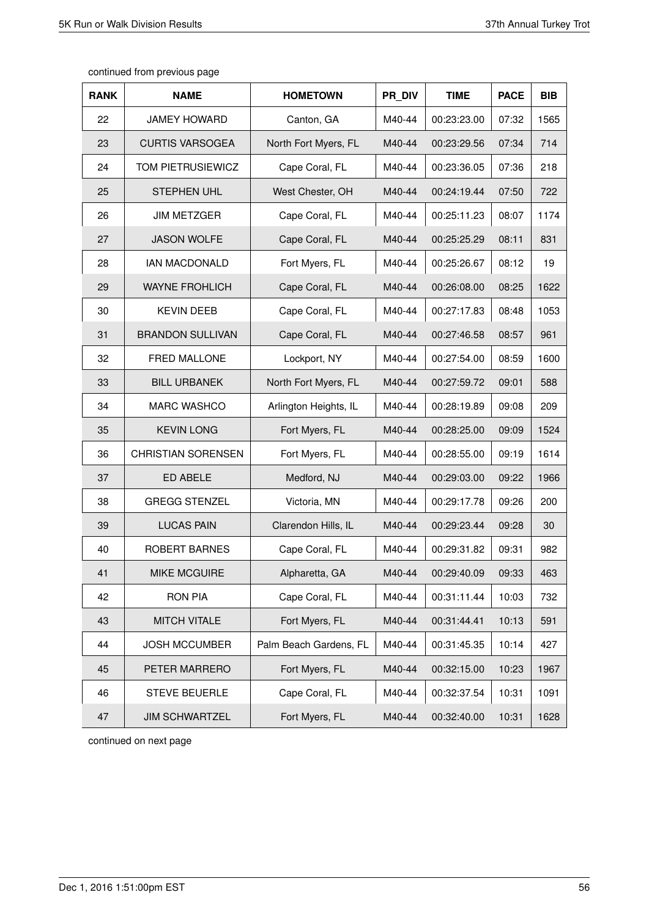continued from previous page

| RANK | NAME | HOMETOWN | PR_DIV | TIME | PACE | BIB |
|---|---|---|---|---|---|---|
| 22 | JAMEY HOWARD | Canton, GA | M40-44 | 00:23:23.00 | 07:32 | 1565 |
| 23 | CURTIS VARSOGEA | North Fort Myers, FL | M40-44 | 00:23:29.56 | 07:34 | 714 |
| 24 | TOM PIETRUSIEWICZ | Cape Coral, FL | M40-44 | 00:23:36.05 | 07:36 | 218 |
| 25 | STEPHEN UHL | West Chester, OH | M40-44 | 00:24:19.44 | 07:50 | 722 |
| 26 | JIM METZGER | Cape Coral, FL | M40-44 | 00:25:11.23 | 08:07 | 1174 |
| 27 | JASON WOLFE | Cape Coral, FL | M40-44 | 00:25:25.29 | 08:11 | 831 |
| 28 | IAN MACDONALD | Fort Myers, FL | M40-44 | 00:25:26.67 | 08:12 | 19 |
| 29 | WAYNE FROHLICH | Cape Coral, FL | M40-44 | 00:26:08.00 | 08:25 | 1622 |
| 30 | KEVIN DEEB | Cape Coral, FL | M40-44 | 00:27:17.83 | 08:48 | 1053 |
| 31 | BRANDON SULLIVAN | Cape Coral, FL | M40-44 | 00:27:46.58 | 08:57 | 961 |
| 32 | FRED MALLONE | Lockport, NY | M40-44 | 00:27:54.00 | 08:59 | 1600 |
| 33 | BILL URBANEK | North Fort Myers, FL | M40-44 | 00:27:59.72 | 09:01 | 588 |
| 34 | MARC WASHCO | Arlington Heights, IL | M40-44 | 00:28:19.89 | 09:08 | 209 |
| 35 | KEVIN LONG | Fort Myers, FL | M40-44 | 00:28:25.00 | 09:09 | 1524 |
| 36 | CHRISTIAN SORENSEN | Fort Myers, FL | M40-44 | 00:28:55.00 | 09:19 | 1614 |
| 37 | ED ABELE | Medford, NJ | M40-44 | 00:29:03.00 | 09:22 | 1966 |
| 38 | GREGG STENZEL | Victoria, MN | M40-44 | 00:29:17.78 | 09:26 | 200 |
| 39 | LUCAS PAIN | Clarendon Hills, IL | M40-44 | 00:29:23.44 | 09:28 | 30 |
| 40 | ROBERT BARNES | Cape Coral, FL | M40-44 | 00:29:31.82 | 09:31 | 982 |
| 41 | MIKE MCGUIRE | Alpharetta, GA | M40-44 | 00:29:40.09 | 09:33 | 463 |
| 42 | RON PIA | Cape Coral, FL | M40-44 | 00:31:11.44 | 10:03 | 732 |
| 43 | MITCH VITALE | Fort Myers, FL | M40-44 | 00:31:44.41 | 10:13 | 591 |
| 44 | JOSH MCCUMBER | Palm Beach Gardens, FL | M40-44 | 00:31:45.35 | 10:14 | 427 |
| 45 | PETER MARRERO | Fort Myers, FL | M40-44 | 00:32:15.00 | 10:23 | 1967 |
| 46 | STEVE BEUERLE | Cape Coral, FL | M40-44 | 00:32:37.54 | 10:31 | 1091 |
| 47 | JIM SCHWARTZEL | Fort Myers, FL | M40-44 | 00:32:40.00 | 10:31 | 1628 |

continued on next page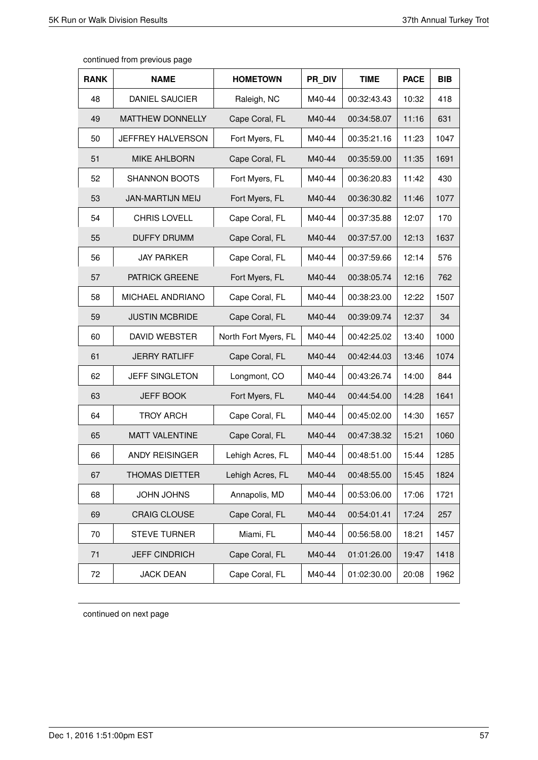continued from previous page

| RANK | NAME | HOMETOWN | PR_DIV | TIME | PACE | BIB |
|---|---|---|---|---|---|---|
| 48 | DANIEL SAUCIER | Raleigh, NC | M40-44 | 00:32:43.43 | 10:32 | 418 |
| 49 | MATTHEW DONNELLY | Cape Coral, FL | M40-44 | 00:34:58.07 | 11:16 | 631 |
| 50 | JEFFREY HALVERSON | Fort Myers, FL | M40-44 | 00:35:21.16 | 11:23 | 1047 |
| 51 | MIKE AHLBORN | Cape Coral, FL | M40-44 | 00:35:59.00 | 11:35 | 1691 |
| 52 | SHANNON BOOTS | Fort Myers, FL | M40-44 | 00:36:20.83 | 11:42 | 430 |
| 53 | JAN-MARTIJN MEIJ | Fort Myers, FL | M40-44 | 00:36:30.82 | 11:46 | 1077 |
| 54 | CHRIS LOVELL | Cape Coral, FL | M40-44 | 00:37:35.88 | 12:07 | 170 |
| 55 | DUFFY DRUMM | Cape Coral, FL | M40-44 | 00:37:57.00 | 12:13 | 1637 |
| 56 | JAY PARKER | Cape Coral, FL | M40-44 | 00:37:59.66 | 12:14 | 576 |
| 57 | PATRICK GREENE | Fort Myers, FL | M40-44 | 00:38:05.74 | 12:16 | 762 |
| 58 | MICHAEL ANDRIANO | Cape Coral, FL | M40-44 | 00:38:23.00 | 12:22 | 1507 |
| 59 | JUSTIN MCBRIDE | Cape Coral, FL | M40-44 | 00:39:09.74 | 12:37 | 34 |
| 60 | DAVID WEBSTER | North Fort Myers, FL | M40-44 | 00:42:25.02 | 13:40 | 1000 |
| 61 | JERRY RATLIFF | Cape Coral, FL | M40-44 | 00:42:44.03 | 13:46 | 1074 |
| 62 | JEFF SINGLETON | Longmont, CO | M40-44 | 00:43:26.74 | 14:00 | 844 |
| 63 | JEFF BOOK | Fort Myers, FL | M40-44 | 00:44:54.00 | 14:28 | 1641 |
| 64 | TROY ARCH | Cape Coral, FL | M40-44 | 00:45:02.00 | 14:30 | 1657 |
| 65 | MATT VALENTINE | Cape Coral, FL | M40-44 | 00:47:38.32 | 15:21 | 1060 |
| 66 | ANDY REISINGER | Lehigh Acres, FL | M40-44 | 00:48:51.00 | 15:44 | 1285 |
| 67 | THOMAS DIETTER | Lehigh Acres, FL | M40-44 | 00:48:55.00 | 15:45 | 1824 |
| 68 | JOHN JOHNS | Annapolis, MD | M40-44 | 00:53:06.00 | 17:06 | 1721 |
| 69 | CRAIG CLOUSE | Cape Coral, FL | M40-44 | 00:54:01.41 | 17:24 | 257 |
| 70 | STEVE TURNER | Miami, FL | M40-44 | 00:56:58.00 | 18:21 | 1457 |
| 71 | JEFF CINDRICH | Cape Coral, FL | M40-44 | 01:01:26.00 | 19:47 | 1418 |
| 72 | JACK DEAN | Cape Coral, FL | M40-44 | 01:02:30.00 | 20:08 | 1962 |

continued on next page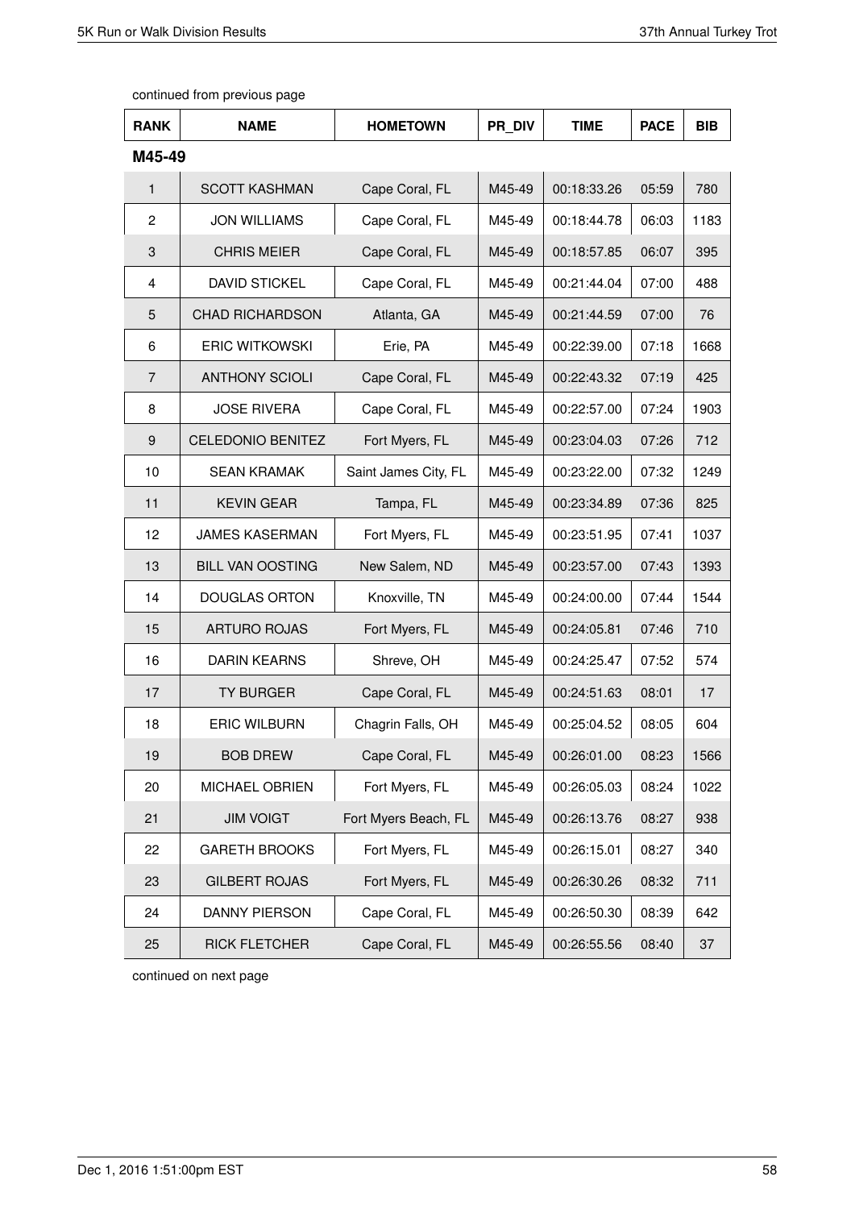continued from previous page

| RANK | NAME | HOMETOWN | PR_DIV | TIME | PACE | BIB |
|---|---|---|---|---|---|---|
| **M45-49** | | | | | | |
| 1 | SCOTT KASHMAN | Cape Coral, FL | M45-49 | 00:18:33.26 | 05:59 | 780 |
| 2 | JON WILLIAMS | Cape Coral, FL | M45-49 | 00:18:44.78 | 06:03 | 1183 |
| 3 | CHRIS MEIER | Cape Coral, FL | M45-49 | 00:18:57.85 | 06:07 | 395 |
| 4 | DAVID STICKEL | Cape Coral, FL | M45-49 | 00:21:44.04 | 07:00 | 488 |
| 5 | CHAD RICHARDSON | Atlanta, GA | M45-49 | 00:21:44.59 | 07:00 | 76 |
| 6 | ERIC WITKOWSKI | Erie, PA | M45-49 | 00:22:39.00 | 07:18 | 1668 |
| 7 | ANTHONY SCIOLI | Cape Coral, FL | M45-49 | 00:22:43.32 | 07:19 | 425 |
| 8 | JOSE RIVERA | Cape Coral, FL | M45-49 | 00:22:57.00 | 07:24 | 1903 |
| 9 | CELEDONIO BENITEZ | Fort Myers, FL | M45-49 | 00:23:04.03 | 07:26 | 712 |
| 10 | SEAN KRAMAK | Saint James City, FL | M45-49 | 00:23:22.00 | 07:32 | 1249 |
| 11 | KEVIN GEAR | Tampa, FL | M45-49 | 00:23:34.89 | 07:36 | 825 |
| 12 | JAMES KASERMAN | Fort Myers, FL | M45-49 | 00:23:51.95 | 07:41 | 1037 |
| 13 | BILL VAN OOSTING | New Salem, ND | M45-49 | 00:23:57.00 | 07:43 | 1393 |
| 14 | DOUGLAS ORTON | Knoxville, TN | M45-49 | 00:24:00.00 | 07:44 | 1544 |
| 15 | ARTURO ROJAS | Fort Myers, FL | M45-49 | 00:24:05.81 | 07:46 | 710 |
| 16 | DARIN KEARNS | Shreve, OH | M45-49 | 00:24:25.47 | 07:52 | 574 |
| 17 | TY BURGER | Cape Coral, FL | M45-49 | 00:24:51.63 | 08:01 | 17 |
| 18 | ERIC WILBURN | Chagrin Falls, OH | M45-49 | 00:25:04.52 | 08:05 | 604 |
| 19 | BOB DREW | Cape Coral, FL | M45-49 | 00:26:01.00 | 08:23 | 1566 |
| 20 | MICHAEL OBRIEN | Fort Myers, FL | M45-49 | 00:26:05.03 | 08:24 | 1022 |
| 21 | JIM VOIGT | Fort Myers Beach, FL | M45-49 | 00:26:13.76 | 08:27 | 938 |
| 22 | GARETH BROOKS | Fort Myers, FL | M45-49 | 00:26:15.01 | 08:27 | 340 |
| 23 | GILBERT ROJAS | Fort Myers, FL | M45-49 | 00:26:30.26 | 08:32 | 711 |
| 24 | DANNY PIERSON | Cape Coral, FL | M45-49 | 00:26:50.30 | 08:39 | 642 |
| 25 | RICK FLETCHER | Cape Coral, FL | M45-49 | 00:26:55.56 | 08:40 | 37 |

continued on next page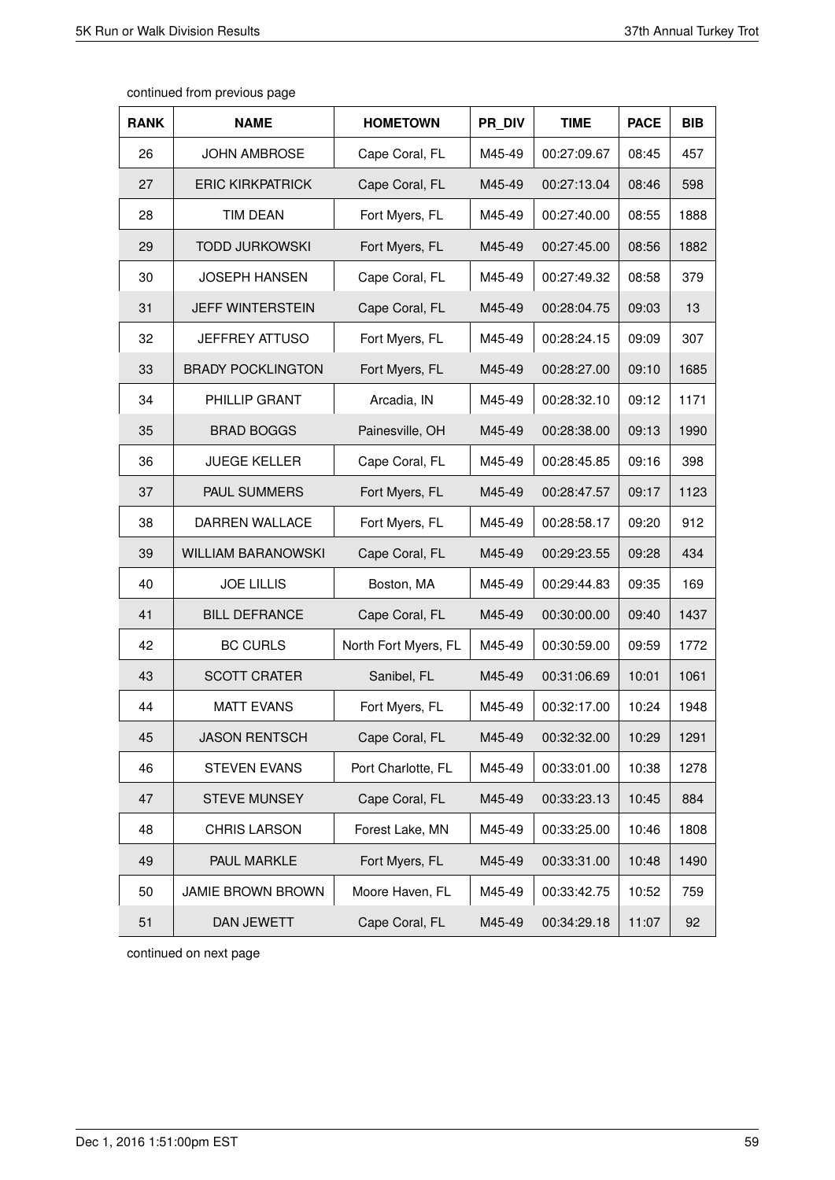continued from previous page

| RANK | NAME | HOMETOWN | PR_DIV | TIME | PACE | BIB |
|---|---|---|---|---|---|---|
| 26 | JOHN AMBROSE | Cape Coral, FL | M45-49 | 00:27:09.67 | 08:45 | 457 |
| 27 | ERIC KIRKPATRICK | Cape Coral, FL | M45-49 | 00:27:13.04 | 08:46 | 598 |
| 28 | TIM DEAN | Fort Myers, FL | M45-49 | 00:27:40.00 | 08:55 | 1888 |
| 29 | TODD JURKOWSKI | Fort Myers, FL | M45-49 | 00:27:45.00 | 08:56 | 1882 |
| 30 | JOSEPH HANSEN | Cape Coral, FL | M45-49 | 00:27:49.32 | 08:58 | 379 |
| 31 | JEFF WINTERSTEIN | Cape Coral, FL | M45-49 | 00:28:04.75 | 09:03 | 13 |
| 32 | JEFFREY ATTUSO | Fort Myers, FL | M45-49 | 00:28:24.15 | 09:09 | 307 |
| 33 | BRADY POCKLINGTON | Fort Myers, FL | M45-49 | 00:28:27.00 | 09:10 | 1685 |
| 34 | PHILLIP GRANT | Arcadia, IN | M45-49 | 00:28:32.10 | 09:12 | 1171 |
| 35 | BRAD BOGGS | Painesville, OH | M45-49 | 00:28:38.00 | 09:13 | 1990 |
| 36 | JUEGE KELLER | Cape Coral, FL | M45-49 | 00:28:45.85 | 09:16 | 398 |
| 37 | PAUL SUMMERS | Fort Myers, FL | M45-49 | 00:28:47.57 | 09:17 | 1123 |
| 38 | DARREN WALLACE | Fort Myers, FL | M45-49 | 00:28:58.17 | 09:20 | 912 |
| 39 | WILLIAM BARANOWSKI | Cape Coral, FL | M45-49 | 00:29:23.55 | 09:28 | 434 |
| 40 | JOE LILLIS | Boston, MA | M45-49 | 00:29:44.83 | 09:35 | 169 |
| 41 | BILL DEFRANCE | Cape Coral, FL | M45-49 | 00:30:00.00 | 09:40 | 1437 |
| 42 | BC CURLS | North Fort Myers, FL | M45-49 | 00:30:59.00 | 09:59 | 1772 |
| 43 | SCOTT CRATER | Sanibel, FL | M45-49 | 00:31:06.69 | 10:01 | 1061 |
| 44 | MATT EVANS | Fort Myers, FL | M45-49 | 00:32:17.00 | 10:24 | 1948 |
| 45 | JASON RENTSCH | Cape Coral, FL | M45-49 | 00:32:32.00 | 10:29 | 1291 |
| 46 | STEVEN EVANS | Port Charlotte, FL | M45-49 | 00:33:01.00 | 10:38 | 1278 |
| 47 | STEVE MUNSEY | Cape Coral, FL | M45-49 | 00:33:23.13 | 10:45 | 884 |
| 48 | CHRIS LARSON | Forest Lake, MN | M45-49 | 00:33:25.00 | 10:46 | 1808 |
| 49 | PAUL MARKLE | Fort Myers, FL | M45-49 | 00:33:31.00 | 10:48 | 1490 |
| 50 | JAMIE BROWN BROWN | Moore Haven, FL | M45-49 | 00:33:42.75 | 10:52 | 759 |
| 51 | DAN JEWETT | Cape Coral, FL | M45-49 | 00:34:29.18 | 11:07 | 92 |

continued on next page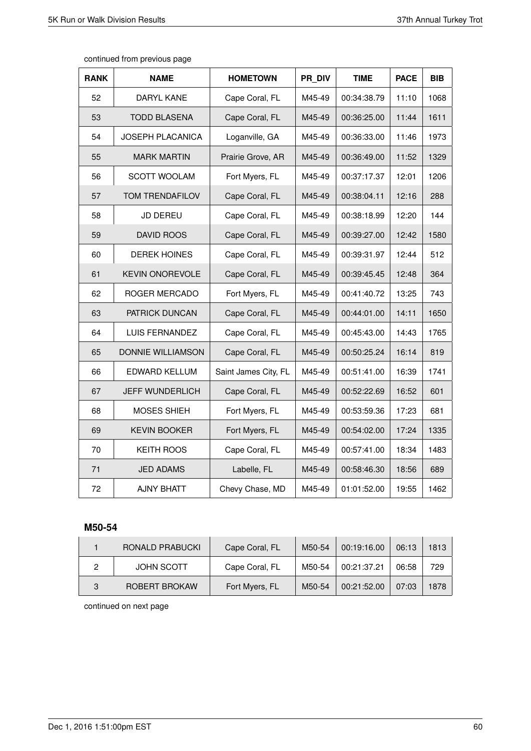continued from previous page

| RANK | NAME | HOMETOWN | PR_DIV | TIME | PACE | BIB |
|---|---|---|---|---|---|---|
| 52 | DARYL KANE | Cape Coral, FL | M45-49 | 00:34:38.79 | 11:10 | 1068 |
| 53 | TODD BLASENA | Cape Coral, FL | M45-49 | 00:36:25.00 | 11:44 | 1611 |
| 54 | JOSEPH PLACANICA | Loganville, GA | M45-49 | 00:36:33.00 | 11:46 | 1973 |
| 55 | MARK MARTIN | Prairie Grove, AR | M45-49 | 00:36:49.00 | 11:52 | 1329 |
| 56 | SCOTT WOOLAM | Fort Myers, FL | M45-49 | 00:37:17.37 | 12:01 | 1206 |
| 57 | TOM TRENDAFILOV | Cape Coral, FL | M45-49 | 00:38:04.11 | 12:16 | 288 |
| 58 | JD DEREU | Cape Coral, FL | M45-49 | 00:38:18.99 | 12:20 | 144 |
| 59 | DAVID ROOS | Cape Coral, FL | M45-49 | 00:39:27.00 | 12:42 | 1580 |
| 60 | DEREK HOINES | Cape Coral, FL | M45-49 | 00:39:31.97 | 12:44 | 512 |
| 61 | KEVIN ONOREVOLE | Cape Coral, FL | M45-49 | 00:39:45.45 | 12:48 | 364 |
| 62 | ROGER MERCADO | Fort Myers, FL | M45-49 | 00:41:40.72 | 13:25 | 743 |
| 63 | PATRICK DUNCAN | Cape Coral, FL | M45-49 | 00:44:01.00 | 14:11 | 1650 |
| 64 | LUIS FERNANDEZ | Cape Coral, FL | M45-49 | 00:45:43.00 | 14:43 | 1765 |
| 65 | DONNIE WILLIAMSON | Cape Coral, FL | M45-49 | 00:50:25.24 | 16:14 | 819 |
| 66 | EDWARD KELLUM | Saint James City, FL | M45-49 | 00:51:41.00 | 16:39 | 1741 |
| 67 | JEFF WUNDERLICH | Cape Coral, FL | M45-49 | 00:52:22.69 | 16:52 | 601 |
| 68 | MOSES SHIEH | Fort Myers, FL | M45-49 | 00:53:59.36 | 17:23 | 681 |
| 69 | KEVIN BOOKER | Fort Myers, FL | M45-49 | 00:54:02.00 | 17:24 | 1335 |
| 70 | KEITH ROOS | Cape Coral, FL | M45-49 | 00:57:41.00 | 18:34 | 1483 |
| 71 | JED ADAMS | Labelle, FL | M45-49 | 00:58:46.30 | 18:56 | 689 |
| 72 | AJNY BHATT | Chevy Chase, MD | M45-49 | 01:01:52.00 | 19:55 | 1462 |

### M50-54

| RANK | NAME | HOMETOWN | PR_DIV | TIME | PACE | BIB |
|---|---|---|---|---|---|---|
| 1 | RONALD PRABUCKI | Cape Coral, FL | M50-54 | 00:19:16.00 | 06:13 | 1813 |
| 2 | JOHN SCOTT | Cape Coral, FL | M50-54 | 00:21:37.21 | 06:58 | 729 |
| 3 | ROBERT BROKAW | Fort Myers, FL | M50-54 | 00:21:52.00 | 07:03 | 1878 |

continued on next page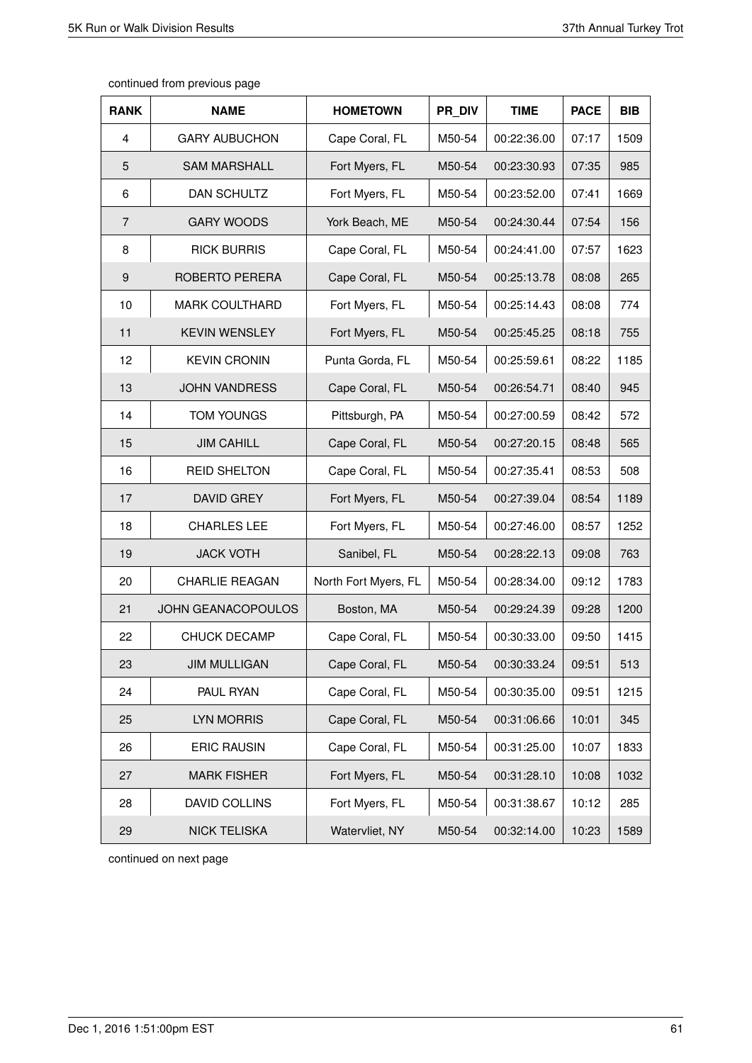continued from previous page

| RANK | NAME | HOMETOWN | PR_DIV | TIME | PACE | BIB |
|---|---|---|---|---|---|---|
| 4 | GARY AUBUCHON | Cape Coral, FL | M50-54 | 00:22:36.00 | 07:17 | 1509 |
| 5 | SAM MARSHALL | Fort Myers, FL | M50-54 | 00:23:30.93 | 07:35 | 985 |
| 6 | DAN SCHULTZ | Fort Myers, FL | M50-54 | 00:23:52.00 | 07:41 | 1669 |
| 7 | GARY WOODS | York Beach, ME | M50-54 | 00:24:30.44 | 07:54 | 156 |
| 8 | RICK BURRIS | Cape Coral, FL | M50-54 | 00:24:41.00 | 07:57 | 1623 |
| 9 | ROBERTO PERERA | Cape Coral, FL | M50-54 | 00:25:13.78 | 08:08 | 265 |
| 10 | MARK COULTHARD | Fort Myers, FL | M50-54 | 00:25:14.43 | 08:08 | 774 |
| 11 | KEVIN WENSLEY | Fort Myers, FL | M50-54 | 00:25:45.25 | 08:18 | 755 |
| 12 | KEVIN CRONIN | Punta Gorda, FL | M50-54 | 00:25:59.61 | 08:22 | 1185 |
| 13 | JOHN VANDRESS | Cape Coral, FL | M50-54 | 00:26:54.71 | 08:40 | 945 |
| 14 | TOM YOUNGS | Pittsburgh, PA | M50-54 | 00:27:00.59 | 08:42 | 572 |
| 15 | JIM CAHILL | Cape Coral, FL | M50-54 | 00:27:20.15 | 08:48 | 565 |
| 16 | REID SHELTON | Cape Coral, FL | M50-54 | 00:27:35.41 | 08:53 | 508 |
| 17 | DAVID GREY | Fort Myers, FL | M50-54 | 00:27:39.04 | 08:54 | 1189 |
| 18 | CHARLES LEE | Fort Myers, FL | M50-54 | 00:27:46.00 | 08:57 | 1252 |
| 19 | JACK VOTH | Sanibel, FL | M50-54 | 00:28:22.13 | 09:08 | 763 |
| 20 | CHARLIE REAGAN | North Fort Myers, FL | M50-54 | 00:28:34.00 | 09:12 | 1783 |
| 21 | JOHN GEANACOPOULOS | Boston, MA | M50-54 | 00:29:24.39 | 09:28 | 1200 |
| 22 | CHUCK DECAMP | Cape Coral, FL | M50-54 | 00:30:33.00 | 09:50 | 1415 |
| 23 | JIM MULLIGAN | Cape Coral, FL | M50-54 | 00:30:33.24 | 09:51 | 513 |
| 24 | PAUL RYAN | Cape Coral, FL | M50-54 | 00:30:35.00 | 09:51 | 1215 |
| 25 | LYN MORRIS | Cape Coral, FL | M50-54 | 00:31:06.66 | 10:01 | 345 |
| 26 | ERIC RAUSIN | Cape Coral, FL | M50-54 | 00:31:25.00 | 10:07 | 1833 |
| 27 | MARK FISHER | Fort Myers, FL | M50-54 | 00:31:28.10 | 10:08 | 1032 |
| 28 | DAVID COLLINS | Fort Myers, FL | M50-54 | 00:31:38.67 | 10:12 | 285 |
| 29 | NICK TELISKA | Watervliet, NY | M50-54 | 00:32:14.00 | 10:23 | 1589 |

continued on next page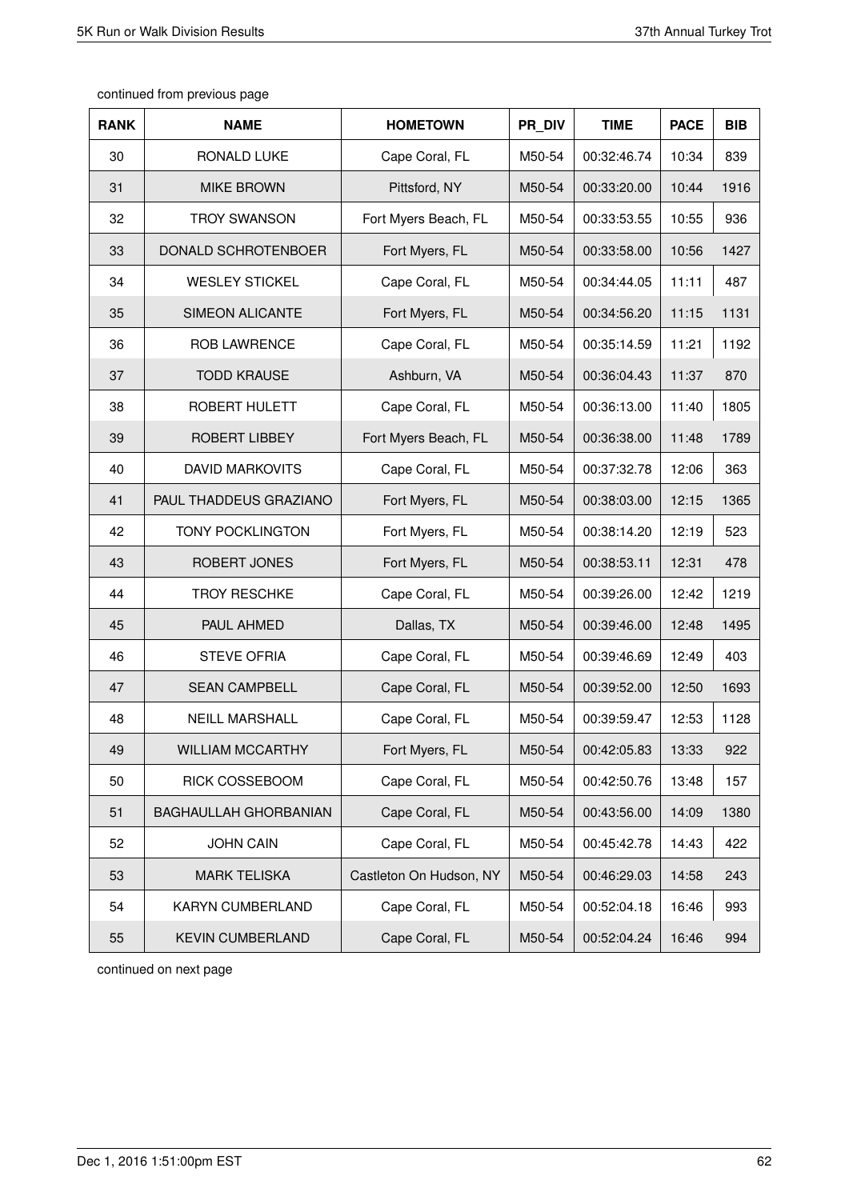continued from previous page

| RANK | NAME | HOMETOWN | PR_DIV | TIME | PACE | BIB |
|---|---|---|---|---|---|---|
| 30 | RONALD LUKE | Cape Coral, FL | M50-54 | 00:32:46.74 | 10:34 | 839 |
| 31 | MIKE BROWN | Pittsford, NY | M50-54 | 00:33:20.00 | 10:44 | 1916 |
| 32 | TROY SWANSON | Fort Myers Beach, FL | M50-54 | 00:33:53.55 | 10:55 | 936 |
| 33 | DONALD SCHROTENBOER | Fort Myers, FL | M50-54 | 00:33:58.00 | 10:56 | 1427 |
| 34 | WESLEY STICKEL | Cape Coral, FL | M50-54 | 00:34:44.05 | 11:11 | 487 |
| 35 | SIMEON ALICANTE | Fort Myers, FL | M50-54 | 00:34:56.20 | 11:15 | 1131 |
| 36 | ROB LAWRENCE | Cape Coral, FL | M50-54 | 00:35:14.59 | 11:21 | 1192 |
| 37 | TODD KRAUSE | Ashburn, VA | M50-54 | 00:36:04.43 | 11:37 | 870 |
| 38 | ROBERT HULETT | Cape Coral, FL | M50-54 | 00:36:13.00 | 11:40 | 1805 |
| 39 | ROBERT LIBBEY | Fort Myers Beach, FL | M50-54 | 00:36:38.00 | 11:48 | 1789 |
| 40 | DAVID MARKOVITS | Cape Coral, FL | M50-54 | 00:37:32.78 | 12:06 | 363 |
| 41 | PAUL THADDEUS GRAZIANO | Fort Myers, FL | M50-54 | 00:38:03.00 | 12:15 | 1365 |
| 42 | TONY POCKLINGTON | Fort Myers, FL | M50-54 | 00:38:14.20 | 12:19 | 523 |
| 43 | ROBERT JONES | Fort Myers, FL | M50-54 | 00:38:53.11 | 12:31 | 478 |
| 44 | TROY RESCHKE | Cape Coral, FL | M50-54 | 00:39:26.00 | 12:42 | 1219 |
| 45 | PAUL AHMED | Dallas, TX | M50-54 | 00:39:46.00 | 12:48 | 1495 |
| 46 | STEVE OFRIA | Cape Coral, FL | M50-54 | 00:39:46.69 | 12:49 | 403 |
| 47 | SEAN CAMPBELL | Cape Coral, FL | M50-54 | 00:39:52.00 | 12:50 | 1693 |
| 48 | NEILL MARSHALL | Cape Coral, FL | M50-54 | 00:39:59.47 | 12:53 | 1128 |
| 49 | WILLIAM MCCARTHY | Fort Myers, FL | M50-54 | 00:42:05.83 | 13:33 | 922 |
| 50 | RICK COSSEBOOM | Cape Coral, FL | M50-54 | 00:42:50.76 | 13:48 | 157 |
| 51 | BAGHAULLAH GHORBANIAN | Cape Coral, FL | M50-54 | 00:43:56.00 | 14:09 | 1380 |
| 52 | JOHN CAIN | Cape Coral, FL | M50-54 | 00:45:42.78 | 14:43 | 422 |
| 53 | MARK TELISKA | Castleton On Hudson, NY | M50-54 | 00:46:29.03 | 14:58 | 243 |
| 54 | KARYN CUMBERLAND | Cape Coral, FL | M50-54 | 00:52:04.18 | 16:46 | 993 |
| 55 | KEVIN CUMBERLAND | Cape Coral, FL | M50-54 | 00:52:04.24 | 16:46 | 994 |

continued on next page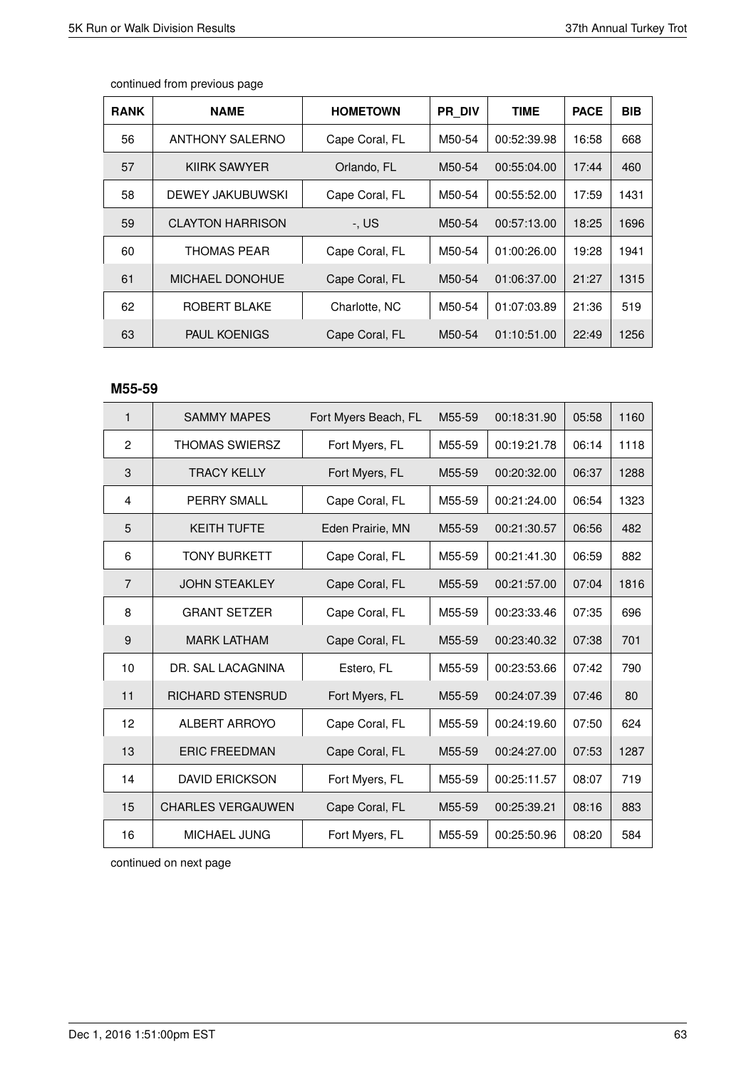continued from previous page

| RANK | NAME | HOMETOWN | PR_DIV | TIME | PACE | BIB |
|---|---|---|---|---|---|---|
| 56 | ANTHONY SALERNO | Cape Coral, FL | M50-54 | 00:52:39.98 | 16:58 | 668 |
| 57 | KIIRK SAWYER | Orlando, FL | M50-54 | 00:55:04.00 | 17:44 | 460 |
| 58 | DEWEY JAKUBUWSKI | Cape Coral, FL | M50-54 | 00:55:52.00 | 17:59 | 1431 |
| 59 | CLAYTON HARRISON | -, US | M50-54 | 00:57:13.00 | 18:25 | 1696 |
| 60 | THOMAS PEAR | Cape Coral, FL | M50-54 | 01:00:26.00 | 19:28 | 1941 |
| 61 | MICHAEL DONOHUE | Cape Coral, FL | M50-54 | 01:06:37.00 | 21:27 | 1315 |
| 62 | ROBERT BLAKE | Charlotte, NC | M50-54 | 01:07:03.89 | 21:36 | 519 |
| 63 | PAUL KOENIGS | Cape Coral, FL | M50-54 | 01:10:51.00 | 22:49 | 1256 |

## M55-59

| RANK | NAME | HOMETOWN | PR_DIV | TIME | PACE | BIB |
|---|---|---|---|---|---|---|
| 1 | SAMMY MAPES | Fort Myers Beach, FL | M55-59 | 00:18:31.90 | 05:58 | 1160 |
| 2 | THOMAS SWIERSZ | Fort Myers, FL | M55-59 | 00:19:21.78 | 06:14 | 1118 |
| 3 | TRACY KELLY | Fort Myers, FL | M55-59 | 00:20:32.00 | 06:37 | 1288 |
| 4 | PERRY SMALL | Cape Coral, FL | M55-59 | 00:21:24.00 | 06:54 | 1323 |
| 5 | KEITH TUFTE | Eden Prairie, MN | M55-59 | 00:21:30.57 | 06:56 | 482 |
| 6 | TONY BURKETT | Cape Coral, FL | M55-59 | 00:21:41.30 | 06:59 | 882 |
| 7 | JOHN STEAKLEY | Cape Coral, FL | M55-59 | 00:21:57.00 | 07:04 | 1816 |
| 8 | GRANT SETZER | Cape Coral, FL | M55-59 | 00:23:33.46 | 07:35 | 696 |
| 9 | MARK LATHAM | Cape Coral, FL | M55-59 | 00:23:40.32 | 07:38 | 701 |
| 10 | DR. SAL LACAGNINA | Estero, FL | M55-59 | 00:23:53.66 | 07:42 | 790 |
| 11 | RICHARD STENSRUD | Fort Myers, FL | M55-59 | 00:24:07.39 | 07:46 | 80 |
| 12 | ALBERT ARROYO | Cape Coral, FL | M55-59 | 00:24:19.60 | 07:50 | 624 |
| 13 | ERIC FREEDMAN | Cape Coral, FL | M55-59 | 00:24:27.00 | 07:53 | 1287 |
| 14 | DAVID ERICKSON | Fort Myers, FL | M55-59 | 00:25:11.57 | 08:07 | 719 |
| 15 | CHARLES VERGAUWEN | Cape Coral, FL | M55-59 | 00:25:39.21 | 08:16 | 883 |
| 16 | MICHAEL JUNG | Fort Myers, FL | M55-59 | 00:25:50.96 | 08:20 | 584 |

continued on next page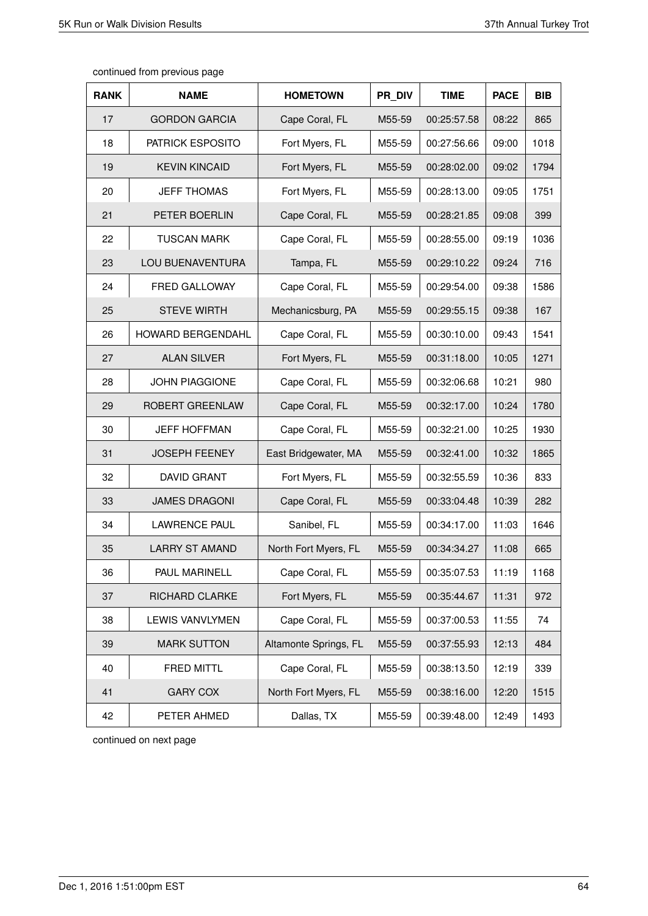continued from previous page

| RANK | NAME | HOMETOWN | PR_DIV | TIME | PACE | BIB |
|---|---|---|---|---|---|---|
| 17 | GORDON GARCIA | Cape Coral, FL | M55-59 | 00:25:57.58 | 08:22 | 865 |
| 18 | PATRICK ESPOSITO | Fort Myers, FL | M55-59 | 00:27:56.66 | 09:00 | 1018 |
| 19 | KEVIN KINCAID | Fort Myers, FL | M55-59 | 00:28:02.00 | 09:02 | 1794 |
| 20 | JEFF THOMAS | Fort Myers, FL | M55-59 | 00:28:13.00 | 09:05 | 1751 |
| 21 | PETER BOERLIN | Cape Coral, FL | M55-59 | 00:28:21.85 | 09:08 | 399 |
| 22 | TUSCAN MARK | Cape Coral, FL | M55-59 | 00:28:55.00 | 09:19 | 1036 |
| 23 | LOU BUENAVENTURA | Tampa, FL | M55-59 | 00:29:10.22 | 09:24 | 716 |
| 24 | FRED GALLOWAY | Cape Coral, FL | M55-59 | 00:29:54.00 | 09:38 | 1586 |
| 25 | STEVE WIRTH | Mechanicsburg, PA | M55-59 | 00:29:55.15 | 09:38 | 167 |
| 26 | HOWARD BERGENDAHL | Cape Coral, FL | M55-59 | 00:30:10.00 | 09:43 | 1541 |
| 27 | ALAN SILVER | Fort Myers, FL | M55-59 | 00:31:18.00 | 10:05 | 1271 |
| 28 | JOHN PIAGGIONE | Cape Coral, FL | M55-59 | 00:32:06.68 | 10:21 | 980 |
| 29 | ROBERT GREENLAW | Cape Coral, FL | M55-59 | 00:32:17.00 | 10:24 | 1780 |
| 30 | JEFF HOFFMAN | Cape Coral, FL | M55-59 | 00:32:21.00 | 10:25 | 1930 |
| 31 | JOSEPH FEENEY | East Bridgewater, MA | M55-59 | 00:32:41.00 | 10:32 | 1865 |
| 32 | DAVID GRANT | Fort Myers, FL | M55-59 | 00:32:55.59 | 10:36 | 833 |
| 33 | JAMES DRAGONI | Cape Coral, FL | M55-59 | 00:33:04.48 | 10:39 | 282 |
| 34 | LAWRENCE PAUL | Sanibel, FL | M55-59 | 00:34:17.00 | 11:03 | 1646 |
| 35 | LARRY ST AMAND | North Fort Myers, FL | M55-59 | 00:34:34.27 | 11:08 | 665 |
| 36 | PAUL MARINELL | Cape Coral, FL | M55-59 | 00:35:07.53 | 11:19 | 1168 |
| 37 | RICHARD CLARKE | Fort Myers, FL | M55-59 | 00:35:44.67 | 11:31 | 972 |
| 38 | LEWIS VANVLYMEN | Cape Coral, FL | M55-59 | 00:37:00.53 | 11:55 | 74 |
| 39 | MARK SUTTON | Altamonte Springs, FL | M55-59 | 00:37:55.93 | 12:13 | 484 |
| 40 | FRED MITTL | Cape Coral, FL | M55-59 | 00:38:13.50 | 12:19 | 339 |
| 41 | GARY COX | North Fort Myers, FL | M55-59 | 00:38:16.00 | 12:20 | 1515 |
| 42 | PETER AHMED | Dallas, TX | M55-59 | 00:39:48.00 | 12:49 | 1493 |

continued on next page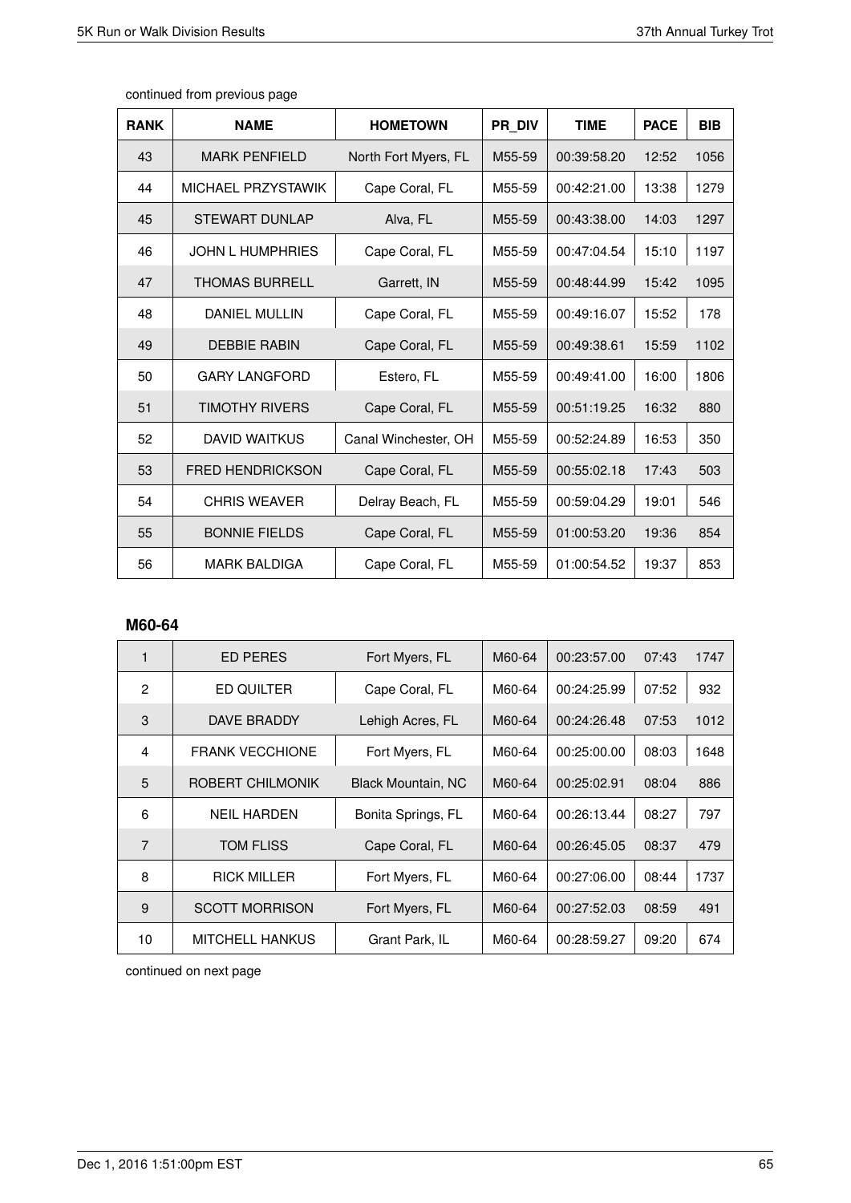continued from previous page

| RANK | NAME | HOMETOWN | PR_DIV | TIME | PACE | BIB |
|---|---|---|---|---|---|---|
| 43 | MARK PENFIELD | North Fort Myers, FL | M55-59 | 00:39:58.20 | 12:52 | 1056 |
| 44 | MICHAEL PRZYSTAWIK | Cape Coral, FL | M55-59 | 00:42:21.00 | 13:38 | 1279 |
| 45 | STEWART DUNLAP | Alva, FL | M55-59 | 00:43:38.00 | 14:03 | 1297 |
| 46 | JOHN L HUMPHRIES | Cape Coral, FL | M55-59 | 00:47:04.54 | 15:10 | 1197 |
| 47 | THOMAS BURRELL | Garrett, IN | M55-59 | 00:48:44.99 | 15:42 | 1095 |
| 48 | DANIEL MULLIN | Cape Coral, FL | M55-59 | 00:49:16.07 | 15:52 | 178 |
| 49 | DEBBIE RABIN | Cape Coral, FL | M55-59 | 00:49:38.61 | 15:59 | 1102 |
| 50 | GARY LANGFORD | Estero, FL | M55-59 | 00:49:41.00 | 16:00 | 1806 |
| 51 | TIMOTHY RIVERS | Cape Coral, FL | M55-59 | 00:51:19.25 | 16:32 | 880 |
| 52 | DAVID WAITKUS | Canal Winchester, OH | M55-59 | 00:52:24.89 | 16:53 | 350 |
| 53 | FRED HENDRICKSON | Cape Coral, FL | M55-59 | 00:55:02.18 | 17:43 | 503 |
| 54 | CHRIS WEAVER | Delray Beach, FL | M55-59 | 00:59:04.29 | 19:01 | 546 |
| 55 | BONNIE FIELDS | Cape Coral, FL | M55-59 | 01:00:53.20 | 19:36 | 854 |
| 56 | MARK BALDIGA | Cape Coral, FL | M55-59 | 01:00:54.52 | 19:37 | 853 |

### M60-64

| RANK | NAME | HOMETOWN | PR_DIV | TIME | PACE | BIB |
|---|---|---|---|---|---|---|
| 1 | ED PERES | Fort Myers, FL | M60-64 | 00:23:57.00 | 07:43 | 1747 |
| 2 | ED QUILTER | Cape Coral, FL | M60-64 | 00:24:25.99 | 07:52 | 932 |
| 3 | DAVE BRADDY | Lehigh Acres, FL | M60-64 | 00:24:26.48 | 07:53 | 1012 |
| 4 | FRANK VECCHIONE | Fort Myers, FL | M60-64 | 00:25:00.00 | 08:03 | 1648 |
| 5 | ROBERT CHILMONIK | Black Mountain, NC | M60-64 | 00:25:02.91 | 08:04 | 886 |
| 6 | NEIL HARDEN | Bonita Springs, FL | M60-64 | 00:26:13.44 | 08:27 | 797 |
| 7 | TOM FLISS | Cape Coral, FL | M60-64 | 00:26:45.05 | 08:37 | 479 |
| 8 | RICK MILLER | Fort Myers, FL | M60-64 | 00:27:06.00 | 08:44 | 1737 |
| 9 | SCOTT MORRISON | Fort Myers, FL | M60-64 | 00:27:52.03 | 08:59 | 491 |
| 10 | MITCHELL HANKUS | Grant Park, IL | M60-64 | 00:28:59.27 | 09:20 | 674 |

continued on next page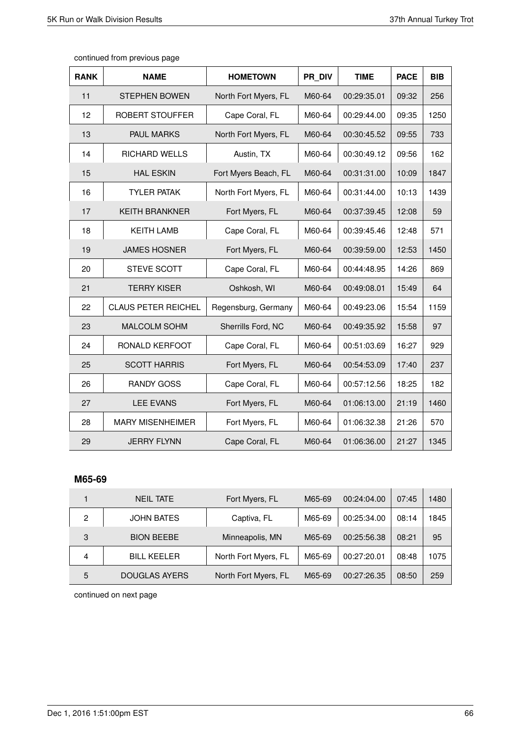continued from previous page

| RANK | NAME | HOMETOWN | PR_DIV | TIME | PACE | BIB |
|---|---|---|---|---|---|---|
| 11 | STEPHEN BOWEN | North Fort Myers, FL | M60-64 | 00:29:35.01 | 09:32 | 256 |
| 12 | ROBERT STOUFFER | Cape Coral, FL | M60-64 | 00:29:44.00 | 09:35 | 1250 |
| 13 | PAUL MARKS | North Fort Myers, FL | M60-64 | 00:30:45.52 | 09:55 | 733 |
| 14 | RICHARD WELLS | Austin, TX | M60-64 | 00:30:49.12 | 09:56 | 162 |
| 15 | HAL ESKIN | Fort Myers Beach, FL | M60-64 | 00:31:31.00 | 10:09 | 1847 |
| 16 | TYLER PATAK | North Fort Myers, FL | M60-64 | 00:31:44.00 | 10:13 | 1439 |
| 17 | KEITH BRANKNER | Fort Myers, FL | M60-64 | 00:37:39.45 | 12:08 | 59 |
| 18 | KEITH LAMB | Cape Coral, FL | M60-64 | 00:39:45.46 | 12:48 | 571 |
| 19 | JAMES HOSNER | Fort Myers, FL | M60-64 | 00:39:59.00 | 12:53 | 1450 |
| 20 | STEVE SCOTT | Cape Coral, FL | M60-64 | 00:44:48.95 | 14:26 | 869 |
| 21 | TERRY KISER | Oshkosh, WI | M60-64 | 00:49:08.01 | 15:49 | 64 |
| 22 | CLAUS PETER REICHEL | Regensburg, Germany | M60-64 | 00:49:23.06 | 15:54 | 1159 |
| 23 | MALCOLM SOHM | Sherrills Ford, NC | M60-64 | 00:49:35.92 | 15:58 | 97 |
| 24 | RONALD KERFOOT | Cape Coral, FL | M60-64 | 00:51:03.69 | 16:27 | 929 |
| 25 | SCOTT HARRIS | Fort Myers, FL | M60-64 | 00:54:53.09 | 17:40 | 237 |
| 26 | RANDY GOSS | Cape Coral, FL | M60-64 | 00:57:12.56 | 18:25 | 182 |
| 27 | LEE EVANS | Fort Myers, FL | M60-64 | 01:06:13.00 | 21:19 | 1460 |
| 28 | MARY MISENHEIMER | Fort Myers, FL | M60-64 | 01:06:32.38 | 21:26 | 570 |
| 29 | JERRY FLYNN | Cape Coral, FL | M60-64 | 01:06:36.00 | 21:27 | 1345 |

### M65-69

| RANK | NAME | HOMETOWN | PR_DIV | TIME | PACE | BIB |
|---|---|---|---|---|---|---|
| 1 | NEIL TATE | Fort Myers, FL | M65-69 | 00:24:04.00 | 07:45 | 1480 |
| 2 | JOHN BATES | Captiva, FL | M65-69 | 00:25:34.00 | 08:14 | 1845 |
| 3 | BION BEEBE | Minneapolis, MN | M65-69 | 00:25:56.38 | 08:21 | 95 |
| 4 | BILL KEELER | North Fort Myers, FL | M65-69 | 00:27:20.01 | 08:48 | 1075 |
| 5 | DOUGLAS AYERS | North Fort Myers, FL | M65-69 | 00:27:26.35 | 08:50 | 259 |

continued on next page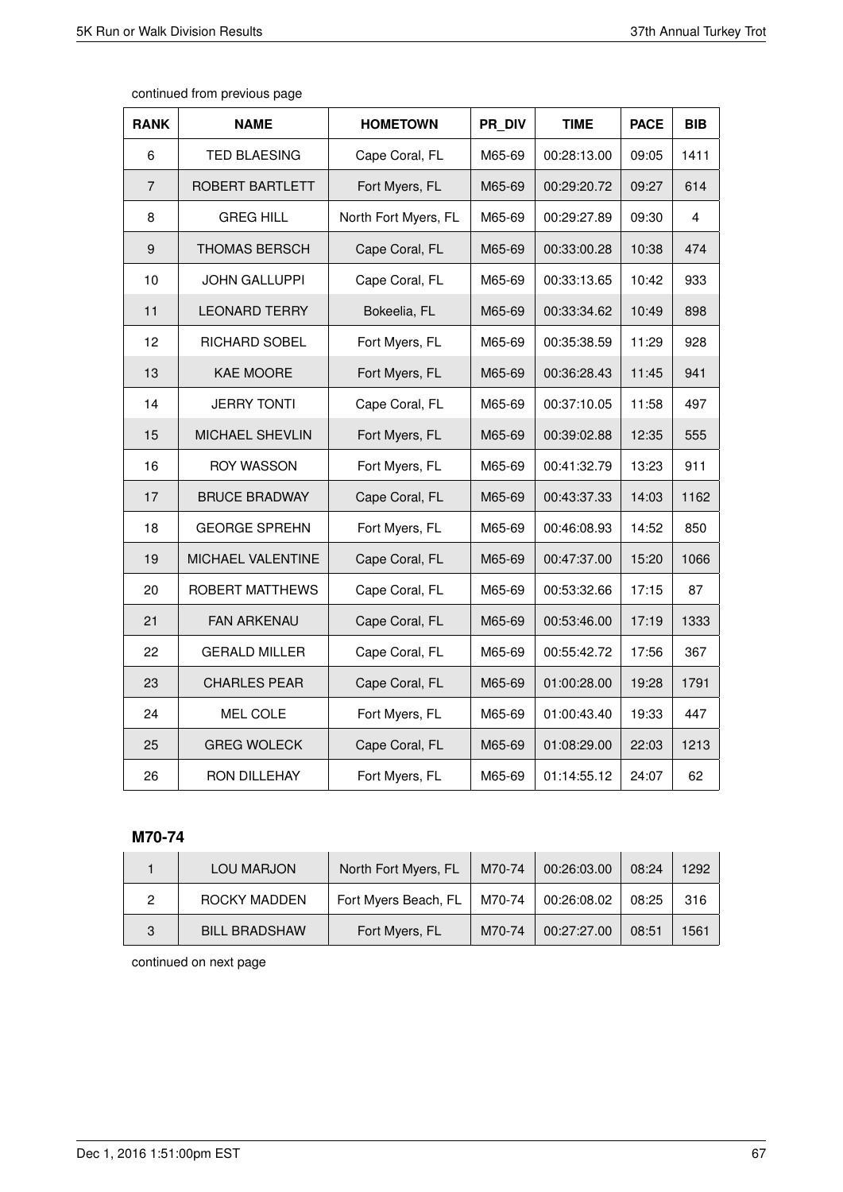continued from previous page

| RANK | NAME | HOMETOWN | PR_DIV | TIME | PACE | BIB |
|---|---|---|---|---|---|---|
| 6 | TED BLAESING | Cape Coral, FL | M65-69 | 00:28:13.00 | 09:05 | 1411 |
| 7 | ROBERT BARTLETT | Fort Myers, FL | M65-69 | 00:29:20.72 | 09:27 | 614 |
| 8 | GREG HILL | North Fort Myers, FL | M65-69 | 00:29:27.89 | 09:30 | 4 |
| 9 | THOMAS BERSCH | Cape Coral, FL | M65-69 | 00:33:00.28 | 10:38 | 474 |
| 10 | JOHN GALLUPPI | Cape Coral, FL | M65-69 | 00:33:13.65 | 10:42 | 933 |
| 11 | LEONARD TERRY | Bokeelia, FL | M65-69 | 00:33:34.62 | 10:49 | 898 |
| 12 | RICHARD SOBEL | Fort Myers, FL | M65-69 | 00:35:38.59 | 11:29 | 928 |
| 13 | KAE MOORE | Fort Myers, FL | M65-69 | 00:36:28.43 | 11:45 | 941 |
| 14 | JERRY TONTI | Cape Coral, FL | M65-69 | 00:37:10.05 | 11:58 | 497 |
| 15 | MICHAEL SHEVLIN | Fort Myers, FL | M65-69 | 00:39:02.88 | 12:35 | 555 |
| 16 | ROY WASSON | Fort Myers, FL | M65-69 | 00:41:32.79 | 13:23 | 911 |
| 17 | BRUCE BRADWAY | Cape Coral, FL | M65-69 | 00:43:37.33 | 14:03 | 1162 |
| 18 | GEORGE SPREHN | Fort Myers, FL | M65-69 | 00:46:08.93 | 14:52 | 850 |
| 19 | MICHAEL VALENTINE | Cape Coral, FL | M65-69 | 00:47:37.00 | 15:20 | 1066 |
| 20 | ROBERT MATTHEWS | Cape Coral, FL | M65-69 | 00:53:32.66 | 17:15 | 87 |
| 21 | FAN ARKENAU | Cape Coral, FL | M65-69 | 00:53:46.00 | 17:19 | 1333 |
| 22 | GERALD MILLER | Cape Coral, FL | M65-69 | 00:55:42.72 | 17:56 | 367 |
| 23 | CHARLES PEAR | Cape Coral, FL | M65-69 | 01:00:28.00 | 19:28 | 1791 |
| 24 | MEL COLE | Fort Myers, FL | M65-69 | 01:00:43.40 | 19:33 | 447 |
| 25 | GREG WOLECK | Cape Coral, FL | M65-69 | 01:08:29.00 | 22:03 | 1213 |
| 26 | RON DILLEHAY | Fort Myers, FL | M65-69 | 01:14:55.12 | 24:07 | 62 |

### M70-74

| RANK | NAME | HOMETOWN | PR_DIV | TIME | PACE | BIB |
|---|---|---|---|---|---|---|
| 1 | LOU MARJON | North Fort Myers, FL | M70-74 | 00:26:03.00 | 08:24 | 1292 |
| 2 | ROCKY MADDEN | Fort Myers Beach, FL | M70-74 | 00:26:08.02 | 08:25 | 316 |
| 3 | BILL BRADSHAW | Fort Myers, FL | M70-74 | 00:27:27.00 | 08:51 | 1561 |

continued on next page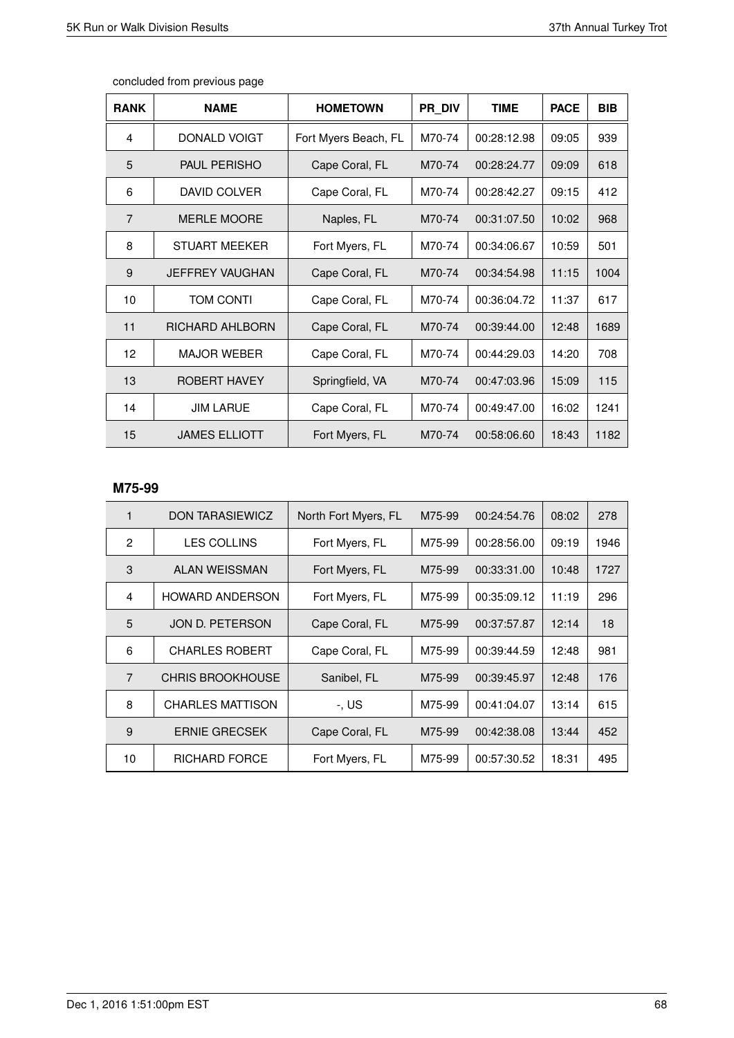concluded from previous page

| RANK | NAME | HOMETOWN | PR_DIV | TIME | PACE | BIB |
|---|---|---|---|---|---|---|
| 4 | DONALD VOIGT | Fort Myers Beach, FL | M70-74 | 00:28:12.98 | 09:05 | 939 |
| 5 | PAUL PERISHO | Cape Coral, FL | M70-74 | 00:28:24.77 | 09:09 | 618 |
| 6 | DAVID COLVER | Cape Coral, FL | M70-74 | 00:28:42.27 | 09:15 | 412 |
| 7 | MERLE MOORE | Naples, FL | M70-74 | 00:31:07.50 | 10:02 | 968 |
| 8 | STUART MEEKER | Fort Myers, FL | M70-74 | 00:34:06.67 | 10:59 | 501 |
| 9 | JEFFREY VAUGHAN | Cape Coral, FL | M70-74 | 00:34:54.98 | 11:15 | 1004 |
| 10 | TOM CONTI | Cape Coral, FL | M70-74 | 00:36:04.72 | 11:37 | 617 |
| 11 | RICHARD AHLBORN | Cape Coral, FL | M70-74 | 00:39:44.00 | 12:48 | 1689 |
| 12 | MAJOR WEBER | Cape Coral, FL | M70-74 | 00:44:29.03 | 14:20 | 708 |
| 13 | ROBERT HAVEY | Springfield, VA | M70-74 | 00:47:03.96 | 15:09 | 115 |
| 14 | JIM LARUE | Cape Coral, FL | M70-74 | 00:49:47.00 | 16:02 | 1241 |
| 15 | JAMES ELLIOTT | Fort Myers, FL | M70-74 | 00:58:06.60 | 18:43 | 1182 |

## M75-99

| | | | | | | |
|---|---|---|---|---|---|---|
| 1 | DON TARASIEWICZ | North Fort Myers, FL | M75-99 | 00:24:54.76 | 08:02 | 278 |
| 2 | LES COLLINS | Fort Myers, FL | M75-99 | 00:28:56.00 | 09:19 | 1946 |
| 3 | ALAN WEISSMAN | Fort Myers, FL | M75-99 | 00:33:31.00 | 10:48 | 1727 |
| 4 | HOWARD ANDERSON | Fort Myers, FL | M75-99 | 00:35:09.12 | 11:19 | 296 |
| 5 | JON D. PETERSON | Cape Coral, FL | M75-99 | 00:37:57.87 | 12:14 | 18 |
| 6 | CHARLES ROBERT | Cape Coral, FL | M75-99 | 00:39:44.59 | 12:48 | 981 |
| 7 | CHRIS BROOKHOUSE | Sanibel, FL | M75-99 | 00:39:45.97 | 12:48 | 176 |
| 8 | CHARLES MATTISON | -, US | M75-99 | 00:41:04.07 | 13:14 | 615 |
| 9 | ERNIE GRECSEK | Cape Coral, FL | M75-99 | 00:42:38.08 | 13:44 | 452 |
| 10 | RICHARD FORCE | Fort Myers, FL | M75-99 | 00:57:30.52 | 18:31 | 495 |